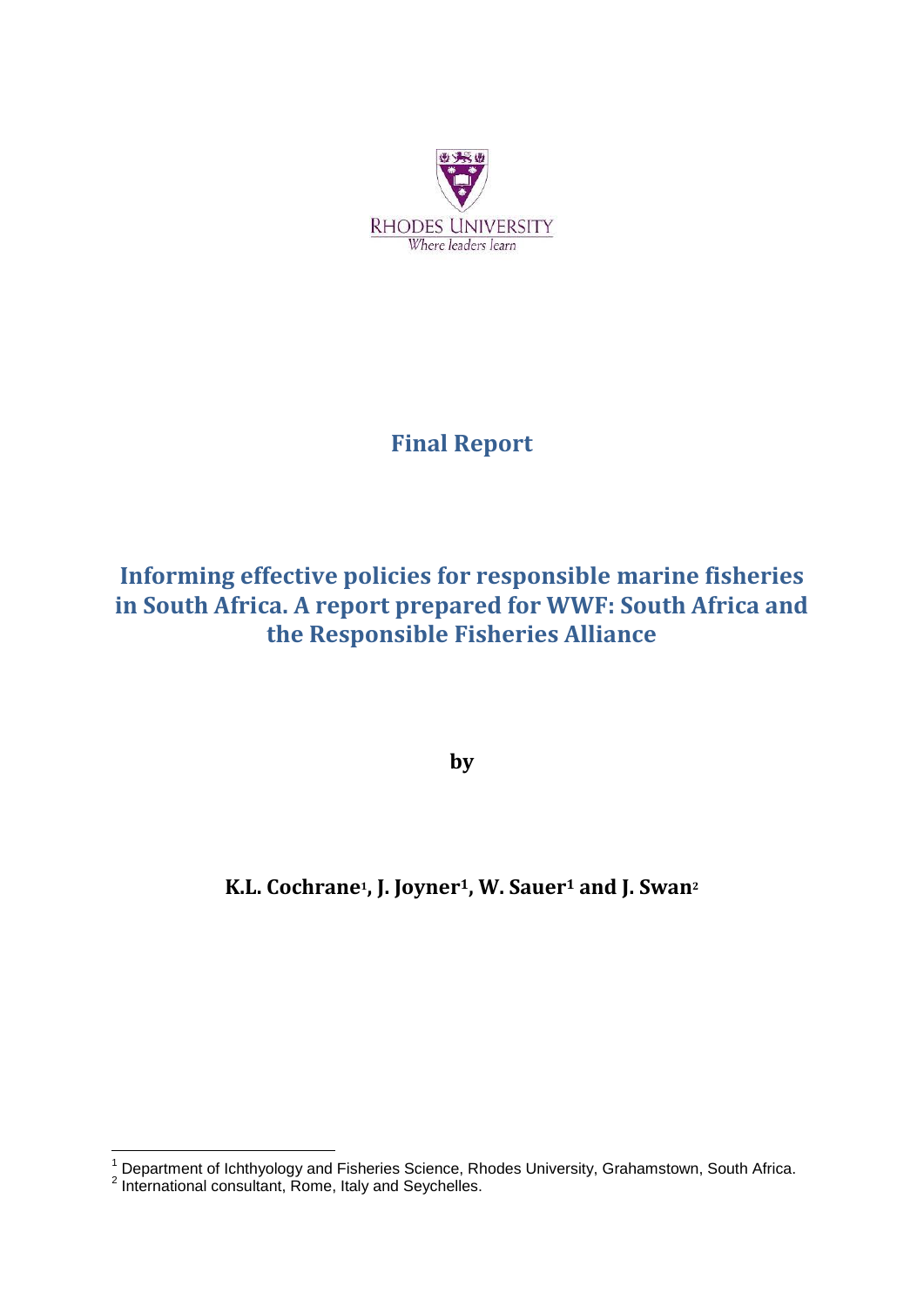RHODES UNIVERSITY

Where leaders learn

# Final Report

# Informing effective policies for responsible marine fisheries in South Africa. A report prepared for WWF: South Africa and the Responsible Fisheries Alliance

**by**

**K.L. Cochrane[1], J. Joyner[1], W. Sauer[1] and J. Swan[2]**

[1] Department of Ichthyology and Fisheries Science, Rhodes University, Grahamstown, South Africa.

[2] International consultant, Rome, Italy and Seychelles.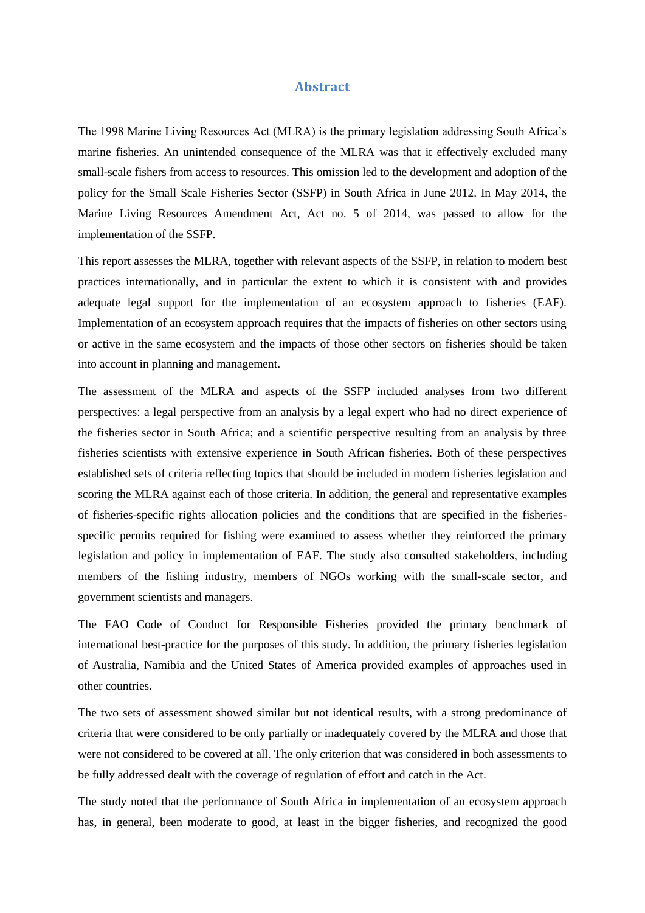# Abstract

The 1998 Marine Living Resources Act (MLRA) is the primary legislation addressing South Africa's marine fisheries. An unintended consequence of the MLRA was that it effectively excluded many small-scale fishers from access to resources. This omission led to the development and adoption of the policy for the Small Scale Fisheries Sector (SSFP) in South Africa in June 2012. In May 2014, the Marine Living Resources Amendment Act, Act no. 5 of 2014, was passed to allow for the implementation of the SSFP.

This report assesses the MLRA, together with relevant aspects of the SSFP, in relation to modern best practices internationally, and in particular the extent to which it is consistent with and provides adequate legal support for the implementation of an ecosystem approach to fisheries (EAF). Implementation of an ecosystem approach requires that the impacts of fisheries on other sectors using or active in the same ecosystem and the impacts of those other sectors on fisheries should be taken into account in planning and management.

The assessment of the MLRA and aspects of the SSFP included analyses from two different perspectives: a legal perspective from an analysis by a legal expert who had no direct experience of the fisheries sector in South Africa; and a scientific perspective resulting from an analysis by three fisheries scientists with extensive experience in South African fisheries. Both of these perspectives established sets of criteria reflecting topics that should be included in modern fisheries legislation and scoring the MLRA against each of those criteria. In addition, the general and representative examples of fisheries-specific rights allocation policies and the conditions that are specified in the fisheries-specific permits required for fishing were examined to assess whether they reinforced the primary legislation and policy in implementation of EAF. The study also consulted stakeholders, including members of the fishing industry, members of NGOs working with the small-scale sector, and government scientists and managers.

The FAO Code of Conduct for Responsible Fisheries provided the primary benchmark of international best-practice for the purposes of this study. In addition, the primary fisheries legislation of Australia, Namibia and the United States of America provided examples of approaches used in other countries.

The two sets of assessment showed similar but not identical results, with a strong predominance of criteria that were considered to be only partially or inadequately covered by the MLRA and those that were not considered to be covered at all. The only criterion that was considered in both assessments to be fully addressed dealt with the coverage of regulation of effort and catch in the Act.

The study noted that the performance of South Africa in implementation of an ecosystem approach has, in general, been moderate to good, at least in the bigger fisheries, and recognized the good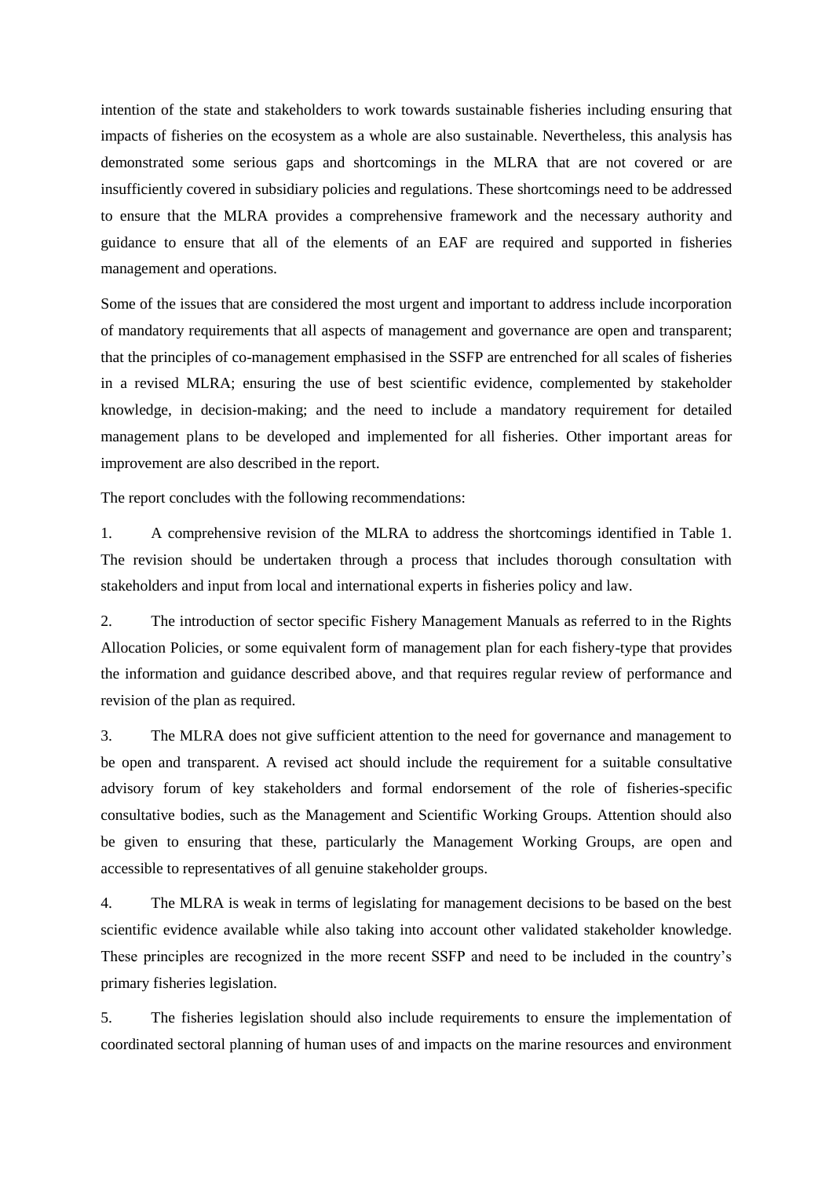intention of the state and stakeholders to work towards sustainable fisheries including ensuring that impacts of fisheries on the ecosystem as a whole are also sustainable. Nevertheless, this analysis has demonstrated some serious gaps and shortcomings in the MLRA that are not covered or are insufficiently covered in subsidiary policies and regulations. These shortcomings need to be addressed to ensure that the MLRA provides a comprehensive framework and the necessary authority and guidance to ensure that all of the elements of an EAF are required and supported in fisheries management and operations.

Some of the issues that are considered the most urgent and important to address include incorporation of mandatory requirements that all aspects of management and governance are open and transparent; that the principles of co-management emphasised in the SSFP are entrenched for all scales of fisheries in a revised MLRA; ensuring the use of best scientific evidence, complemented by stakeholder knowledge, in decision-making; and the need to include a mandatory requirement for detailed management plans to be developed and implemented for all fisheries. Other important areas for improvement are also described in the report.

The report concludes with the following recommendations:

1. A comprehensive revision of the MLRA to address the shortcomings identified in Table 1. The revision should be undertaken through a process that includes thorough consultation with stakeholders and input from local and international experts in fisheries policy and law.

2. The introduction of sector specific Fishery Management Manuals as referred to in the Rights Allocation Policies, or some equivalent form of management plan for each fishery-type that provides the information and guidance described above, and that requires regular review of performance and revision of the plan as required.

3. The MLRA does not give sufficient attention to the need for governance and management to be open and transparent. A revised act should include the requirement for a suitable consultative advisory forum of key stakeholders and formal endorsement of the role of fisheries-specific consultative bodies, such as the Management and Scientific Working Groups. Attention should also be given to ensuring that these, particularly the Management Working Groups, are open and accessible to representatives of all genuine stakeholder groups.

4. The MLRA is weak in terms of legislating for management decisions to be based on the best scientific evidence available while also taking into account other validated stakeholder knowledge. These principles are recognized in the more recent SSFP and need to be included in the country's primary fisheries legislation.

5. The fisheries legislation should also include requirements to ensure the implementation of coordinated sectoral planning of human uses of and impacts on the marine resources and environment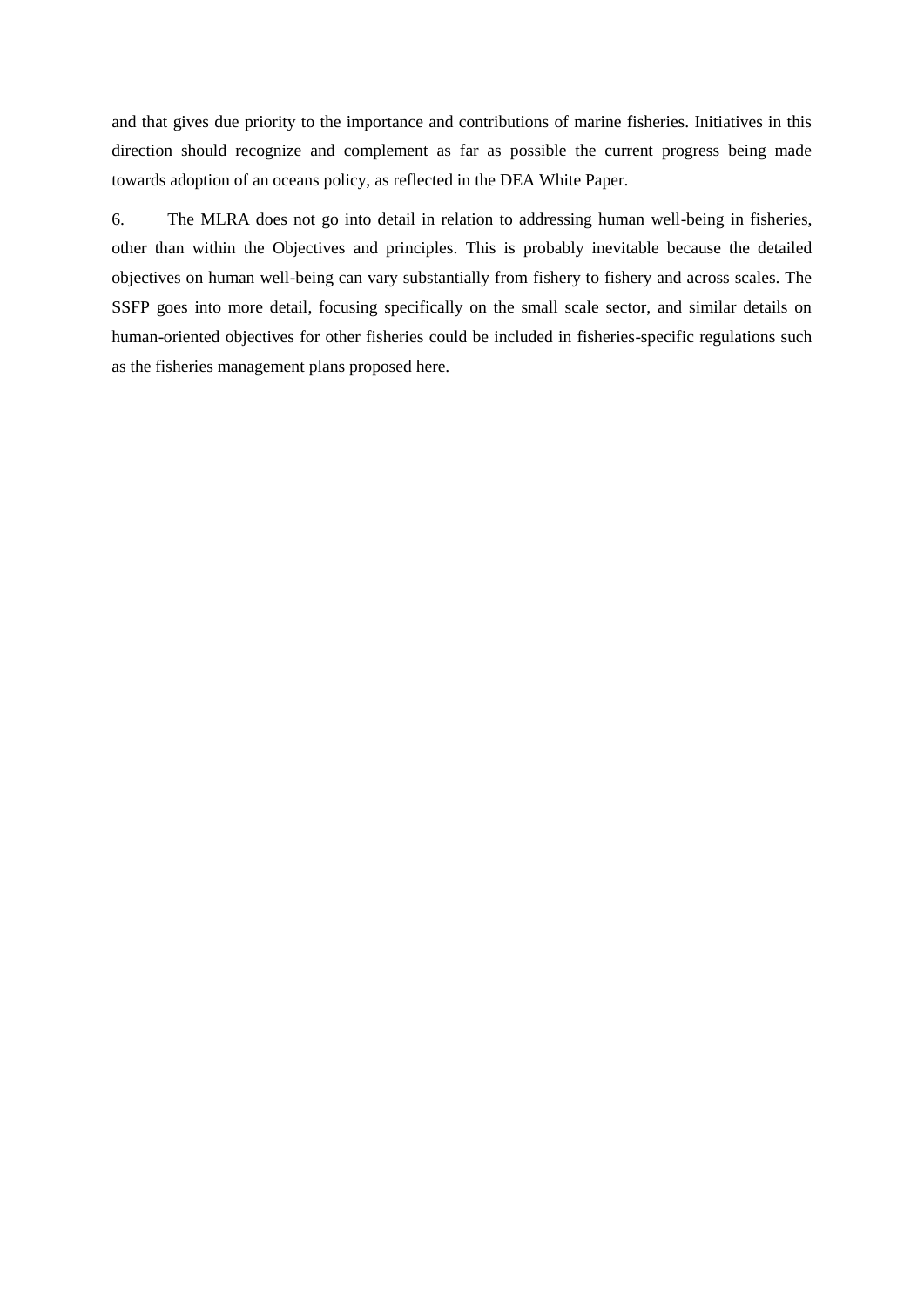and that gives due priority to the importance and contributions of marine fisheries. Initiatives in this direction should recognize and complement as far as possible the current progress being made towards adoption of an oceans policy, as reflected in the DEA White Paper.

6. The MLRA does not go into detail in relation to addressing human well-being in fisheries, other than within the Objectives and principles. This is probably inevitable because the detailed objectives on human well-being can vary substantially from fishery to fishery and across scales. The SSFP goes into more detail, focusing specifically on the small scale sector, and similar details on human-oriented objectives for other fisheries could be included in fisheries-specific regulations such as the fisheries management plans proposed here.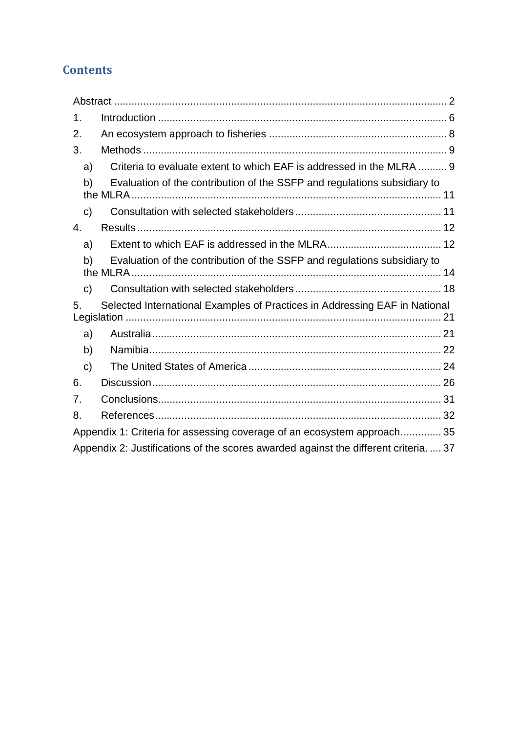## Contents

Abstract ................................................................................................................. 2

1. Introduction .................................................................................................. 6
2. An ecosystem approach to fisheries ............................................................. 8
3. Methods ....................................................................................................... 9
   a) Criteria to evaluate extent to which EAF is addressed in the MLRA .......... 9
   b) Evaluation of the contribution of the SSFP and regulations subsidiary to the MLRA ........................................................................................................ 11
   c) Consultation with selected stakeholders ................................................. 11
4. Results ....................................................................................................... 12
   a) Extent to which EAF is addressed in the MLRA...................................... 12
   b) Evaluation of the contribution of the SSFP and regulations subsidiary to the MLRA ........................................................................................................ 14
   c) Consultation with selected stakeholders ................................................. 18
5. Selected International Examples of Practices in Addressing EAF in National Legislation ........................................................................................................... 21
   a) Australia.................................................................................................. 21
   b) Namibia................................................................................................... 22
   c) The United States of America ................................................................. 24
6. Discussion................................................................................................... 26
7. Conclusions.................................................................................................. 31
8. References................................................................................................... 32

Appendix 1: Criteria for assessing coverage of an ecosystem approach............. 35

Appendix 2: Justifications of the scores awarded against the different criteria. .... 37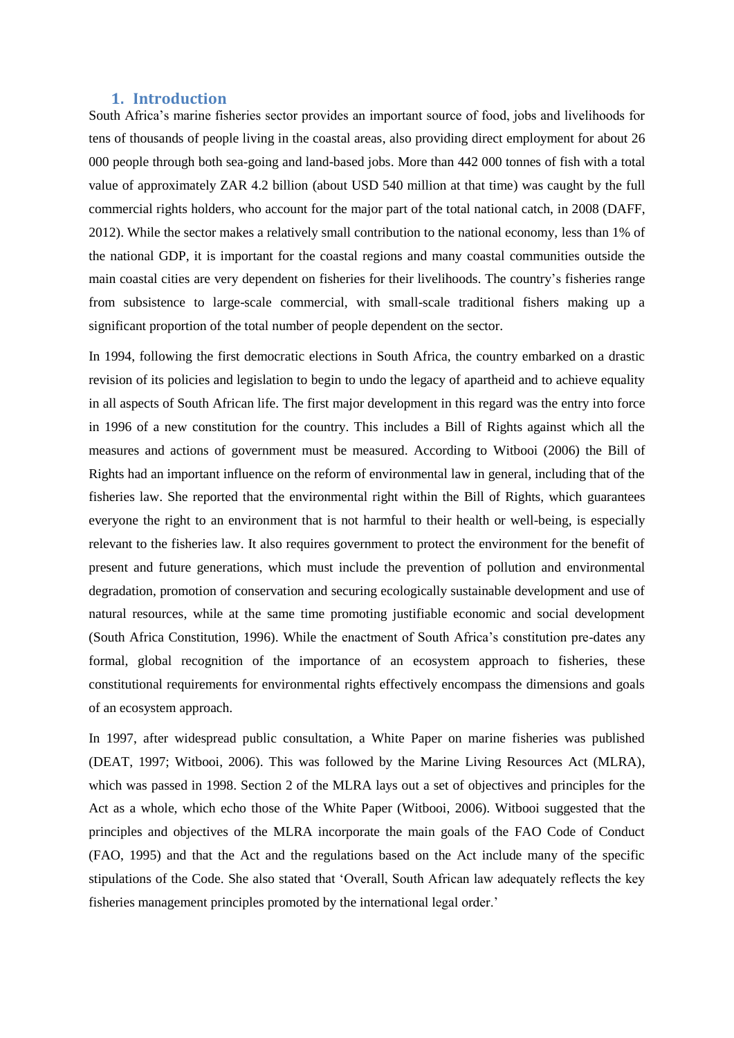# 1. Introduction

South Africa's marine fisheries sector provides an important source of food, jobs and livelihoods for tens of thousands of people living in the coastal areas, also providing direct employment for about 26 000 people through both sea-going and land-based jobs. More than 442 000 tonnes of fish with a total value of approximately ZAR 4.2 billion (about USD 540 million at that time) was caught by the full commercial rights holders, who account for the major part of the total national catch, in 2008 (DAFF, 2012). While the sector makes a relatively small contribution to the national economy, less than 1% of the national GDP, it is important for the coastal regions and many coastal communities outside the main coastal cities are very dependent on fisheries for their livelihoods. The country's fisheries range from subsistence to large-scale commercial, with small-scale traditional fishers making up a significant proportion of the total number of people dependent on the sector.

In 1994, following the first democratic elections in South Africa, the country embarked on a drastic revision of its policies and legislation to begin to undo the legacy of apartheid and to achieve equality in all aspects of South African life. The first major development in this regard was the entry into force in 1996 of a new constitution for the country. This includes a Bill of Rights against which all the measures and actions of government must be measured. According to Witbooi (2006) the Bill of Rights had an important influence on the reform of environmental law in general, including that of the fisheries law. She reported that the environmental right within the Bill of Rights, which guarantees everyone the right to an environment that is not harmful to their health or well-being, is especially relevant to the fisheries law. It also requires government to protect the environment for the benefit of present and future generations, which must include the prevention of pollution and environmental degradation, promotion of conservation and securing ecologically sustainable development and use of natural resources, while at the same time promoting justifiable economic and social development (South Africa Constitution, 1996). While the enactment of South Africa's constitution pre-dates any formal, global recognition of the importance of an ecosystem approach to fisheries, these constitutional requirements for environmental rights effectively encompass the dimensions and goals of an ecosystem approach.

In 1997, after widespread public consultation, a White Paper on marine fisheries was published (DEAT, 1997; Witbooi, 2006). This was followed by the Marine Living Resources Act (MLRA), which was passed in 1998. Section 2 of the MLRA lays out a set of objectives and principles for the Act as a whole, which echo those of the White Paper (Witbooi, 2006). Witbooi suggested that the principles and objectives of the MLRA incorporate the main goals of the FAO Code of Conduct (FAO, 1995) and that the Act and the regulations based on the Act include many of the specific stipulations of the Code. She also stated that 'Overall, South African law adequately reflects the key fisheries management principles promoted by the international legal order.'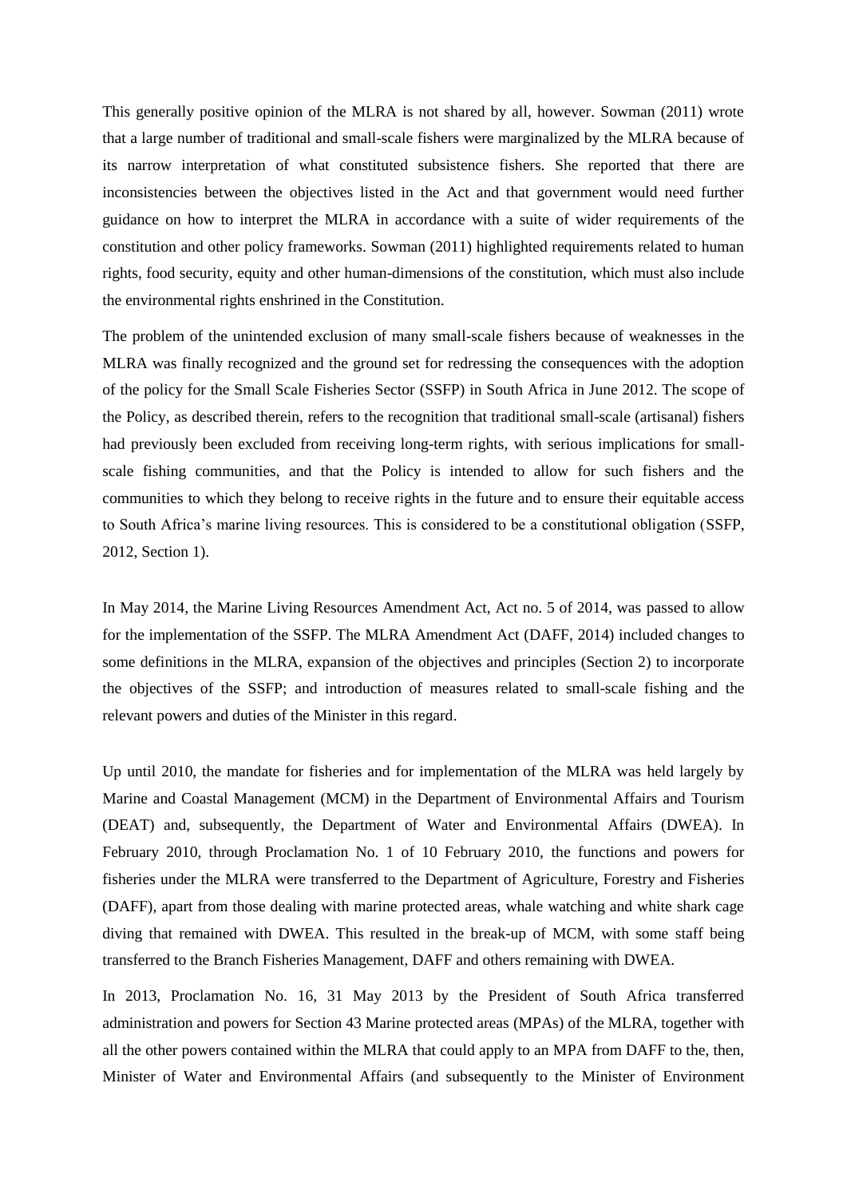This generally positive opinion of the MLRA is not shared by all, however. Sowman (2011) wrote that a large number of traditional and small-scale fishers were marginalized by the MLRA because of its narrow interpretation of what constituted subsistence fishers. She reported that there are inconsistencies between the objectives listed in the Act and that government would need further guidance on how to interpret the MLRA in accordance with a suite of wider requirements of the constitution and other policy frameworks. Sowman (2011) highlighted requirements related to human rights, food security, equity and other human-dimensions of the constitution, which must also include the environmental rights enshrined in the Constitution.

The problem of the unintended exclusion of many small-scale fishers because of weaknesses in the MLRA was finally recognized and the ground set for redressing the consequences with the adoption of the policy for the Small Scale Fisheries Sector (SSFP) in South Africa in June 2012. The scope of the Policy, as described therein, refers to the recognition that traditional small-scale (artisanal) fishers had previously been excluded from receiving long-term rights, with serious implications for small-scale fishing communities, and that the Policy is intended to allow for such fishers and the communities to which they belong to receive rights in the future and to ensure their equitable access to South Africa's marine living resources. This is considered to be a constitutional obligation (SSFP, 2012, Section 1).

In May 2014, the Marine Living Resources Amendment Act, Act no. 5 of 2014, was passed to allow for the implementation of the SSFP. The MLRA Amendment Act (DAFF, 2014) included changes to some definitions in the MLRA, expansion of the objectives and principles (Section 2) to incorporate the objectives of the SSFP; and introduction of measures related to small-scale fishing and the relevant powers and duties of the Minister in this regard.

Up until 2010, the mandate for fisheries and for implementation of the MLRA was held largely by Marine and Coastal Management (MCM) in the Department of Environmental Affairs and Tourism (DEAT) and, subsequently, the Department of Water and Environmental Affairs (DWEA). In February 2010, through Proclamation No. 1 of 10 February 2010, the functions and powers for fisheries under the MLRA were transferred to the Department of Agriculture, Forestry and Fisheries (DAFF), apart from those dealing with marine protected areas, whale watching and white shark cage diving that remained with DWEA. This resulted in the break-up of MCM, with some staff being transferred to the Branch Fisheries Management, DAFF and others remaining with DWEA.

In 2013, Proclamation No. 16, 31 May 2013 by the President of South Africa transferred administration and powers for Section 43 Marine protected areas (MPAs) of the MLRA, together with all the other powers contained within the MLRA that could apply to an MPA from DAFF to the, then, Minister of Water and Environmental Affairs (and subsequently to the Minister of Environment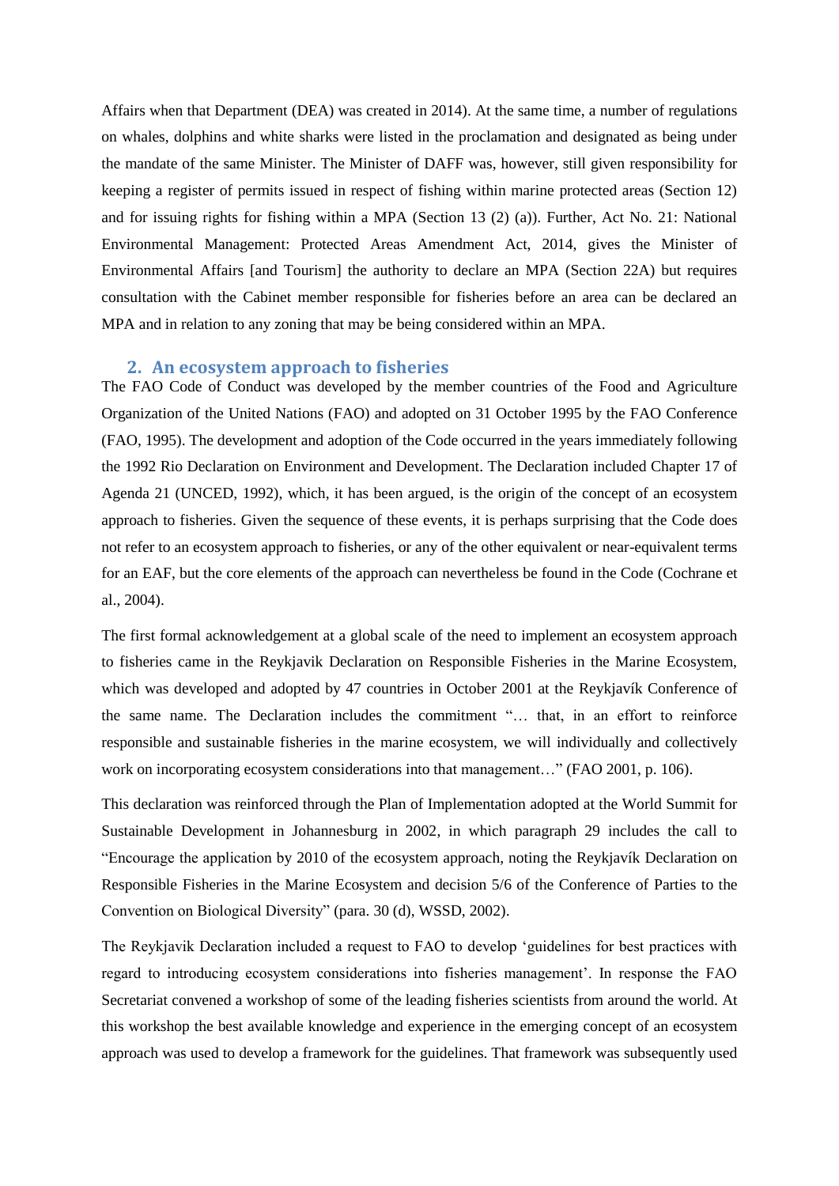Affairs when that Department (DEA) was created in 2014). At the same time, a number of regulations on whales, dolphins and white sharks were listed in the proclamation and designated as being under the mandate of the same Minister. The Minister of DAFF was, however, still given responsibility for keeping a register of permits issued in respect of fishing within marine protected areas (Section 12) and for issuing rights for fishing within a MPA (Section 13 (2) (a)). Further, Act No. 21: National Environmental Management: Protected Areas Amendment Act, 2014, gives the Minister of Environmental Affairs [and Tourism] the authority to declare an MPA (Section 22A) but requires consultation with the Cabinet member responsible for fisheries before an area can be declared an MPA and in relation to any zoning that may be being considered within an MPA.

## 2. An ecosystem approach to fisheries

The FAO Code of Conduct was developed by the member countries of the Food and Agriculture Organization of the United Nations (FAO) and adopted on 31 October 1995 by the FAO Conference (FAO, 1995). The development and adoption of the Code occurred in the years immediately following the 1992 Rio Declaration on Environment and Development. The Declaration included Chapter 17 of Agenda 21 (UNCED, 1992), which, it has been argued, is the origin of the concept of an ecosystem approach to fisheries. Given the sequence of these events, it is perhaps surprising that the Code does not refer to an ecosystem approach to fisheries, or any of the other equivalent or near-equivalent terms for an EAF, but the core elements of the approach can nevertheless be found in the Code (Cochrane et al., 2004).

The first formal acknowledgement at a global scale of the need to implement an ecosystem approach to fisheries came in the Reykjavik Declaration on Responsible Fisheries in the Marine Ecosystem, which was developed and adopted by 47 countries in October 2001 at the Reykjavík Conference of the same name. The Declaration includes the commitment "… that, in an effort to reinforce responsible and sustainable fisheries in the marine ecosystem, we will individually and collectively work on incorporating ecosystem considerations into that management…" (FAO 2001, p. 106).

This declaration was reinforced through the Plan of Implementation adopted at the World Summit for Sustainable Development in Johannesburg in 2002, in which paragraph 29 includes the call to "Encourage the application by 2010 of the ecosystem approach, noting the Reykjavík Declaration on Responsible Fisheries in the Marine Ecosystem and decision 5/6 of the Conference of Parties to the Convention on Biological Diversity" (para. 30 (d), WSSD, 2002).

The Reykjavik Declaration included a request to FAO to develop 'guidelines for best practices with regard to introducing ecosystem considerations into fisheries management'. In response the FAO Secretariat convened a workshop of some of the leading fisheries scientists from around the world. At this workshop the best available knowledge and experience in the emerging concept of an ecosystem approach was used to develop a framework for the guidelines. That framework was subsequently used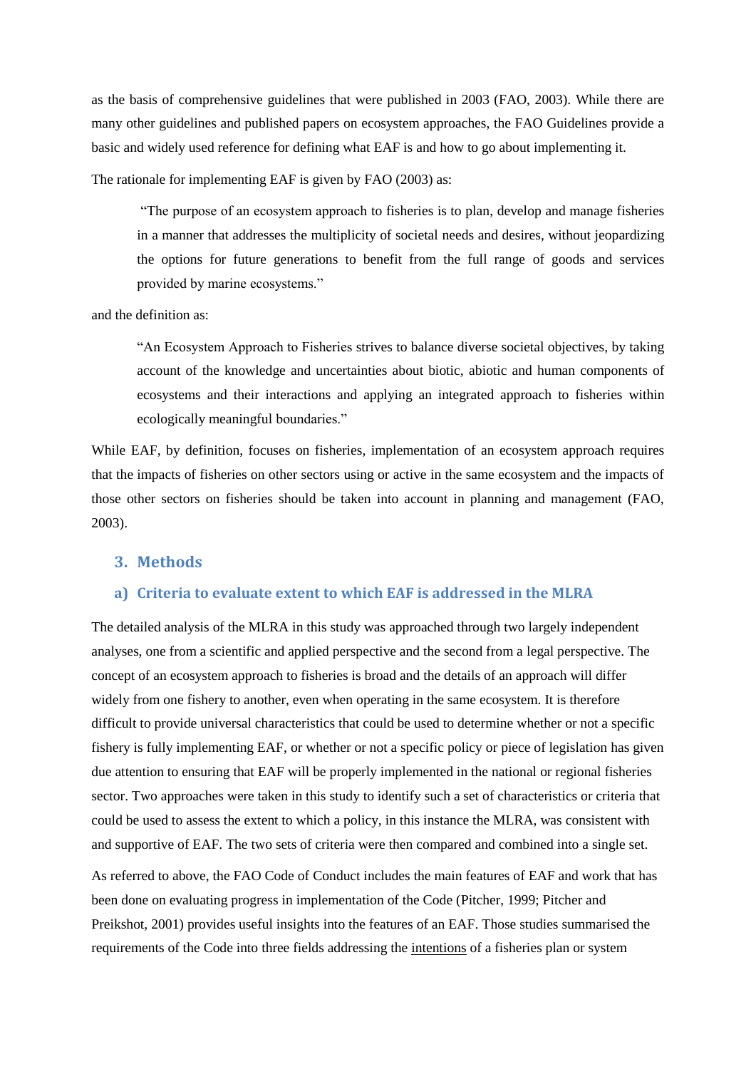as the basis of comprehensive guidelines that were published in 2003 (FAO, 2003). While there are many other guidelines and published papers on ecosystem approaches, the FAO Guidelines provide a basic and widely used reference for defining what EAF is and how to go about implementing it.

The rationale for implementing EAF is given by FAO (2003) as:

> "The purpose of an ecosystem approach to fisheries is to plan, develop and manage fisheries in a manner that addresses the multiplicity of societal needs and desires, without jeopardizing the options for future generations to benefit from the full range of goods and services provided by marine ecosystems."

and the definition as:

> "An Ecosystem Approach to Fisheries strives to balance diverse societal objectives, by taking account of the knowledge and uncertainties about biotic, abiotic and human components of ecosystems and their interactions and applying an integrated approach to fisheries within ecologically meaningful boundaries."

While EAF, by definition, focuses on fisheries, implementation of an ecosystem approach requires that the impacts of fisheries on other sectors using or active in the same ecosystem and the impacts of those other sectors on fisheries should be taken into account in planning and management (FAO, 2003).

## 3. Methods

### a) Criteria to evaluate extent to which EAF is addressed in the MLRA

The detailed analysis of the MLRA in this study was approached through two largely independent analyses, one from a scientific and applied perspective and the second from a legal perspective. The concept of an ecosystem approach to fisheries is broad and the details of an approach will differ widely from one fishery to another, even when operating in the same ecosystem. It is therefore difficult to provide universal characteristics that could be used to determine whether or not a specific fishery is fully implementing EAF, or whether or not a specific policy or piece of legislation has given due attention to ensuring that EAF will be properly implemented in the national or regional fisheries sector. Two approaches were taken in this study to identify such a set of characteristics or criteria that could be used to assess the extent to which a policy, in this instance the MLRA, was consistent with and supportive of EAF. The two sets of criteria were then compared and combined into a single set.

As referred to above, the FAO Code of Conduct includes the main features of EAF and work that has been done on evaluating progress in implementation of the Code (Pitcher, 1999; Pitcher and Preikshot, 2001) provides useful insights into the features of an EAF. Those studies summarised the requirements of the Code into three fields addressing the <u>intentions</u> of a fisheries plan or system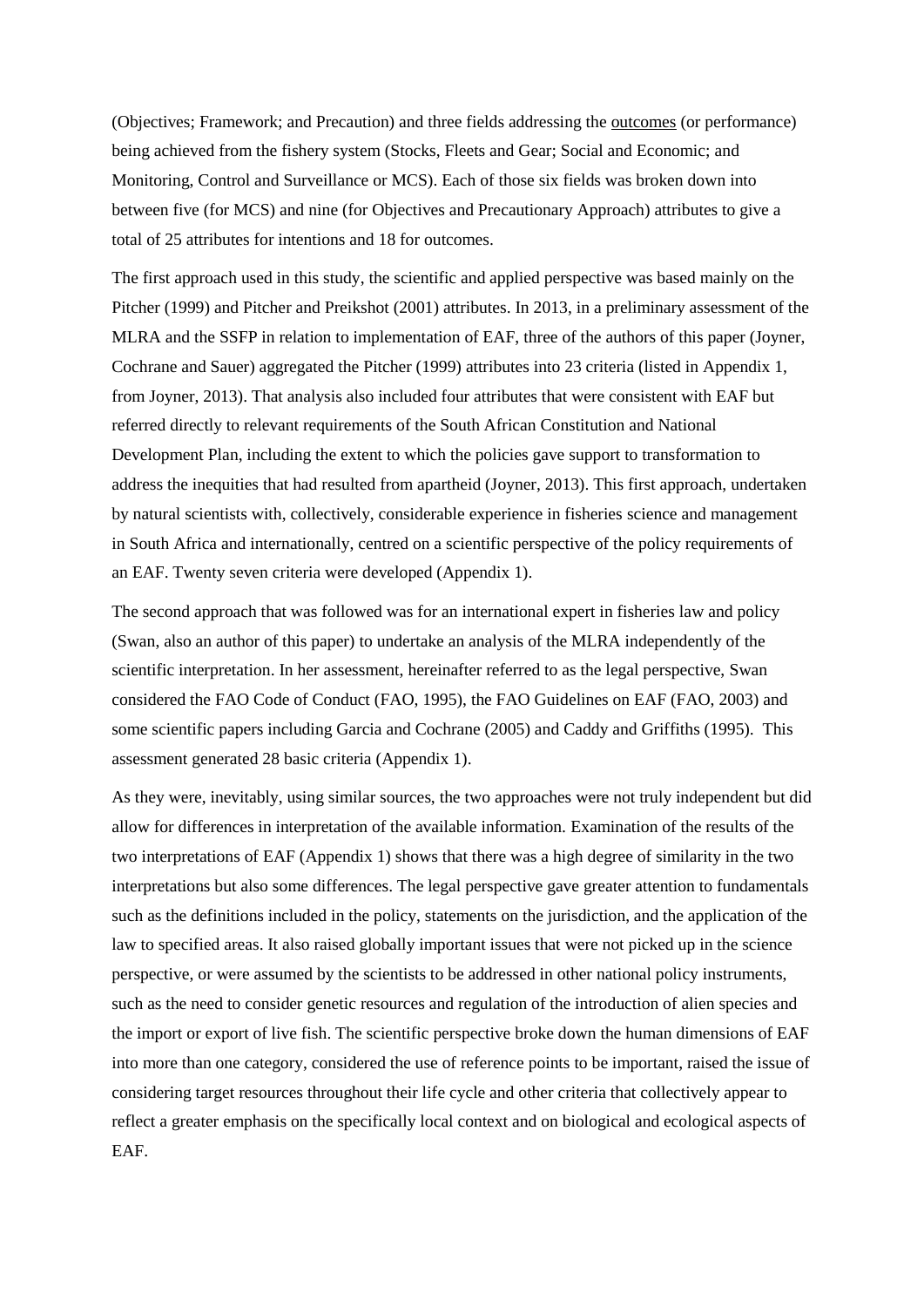(Objectives; Framework; and Precaution) and three fields addressing the outcomes (or performance) being achieved from the fishery system (Stocks, Fleets and Gear; Social and Economic; and Monitoring, Control and Surveillance or MCS). Each of those six fields was broken down into between five (for MCS) and nine (for Objectives and Precautionary Approach) attributes to give a total of 25 attributes for intentions and 18 for outcomes.

The first approach used in this study, the scientific and applied perspective was based mainly on the Pitcher (1999) and Pitcher and Preikshot (2001) attributes. In 2013, in a preliminary assessment of the MLRA and the SSFP in relation to implementation of EAF, three of the authors of this paper (Joyner, Cochrane and Sauer) aggregated the Pitcher (1999) attributes into 23 criteria (listed in Appendix 1, from Joyner, 2013). That analysis also included four attributes that were consistent with EAF but referred directly to relevant requirements of the South African Constitution and National Development Plan, including the extent to which the policies gave support to transformation to address the inequities that had resulted from apartheid (Joyner, 2013). This first approach, undertaken by natural scientists with, collectively, considerable experience in fisheries science and management in South Africa and internationally, centred on a scientific perspective of the policy requirements of an EAF. Twenty seven criteria were developed (Appendix 1).

The second approach that was followed was for an international expert in fisheries law and policy (Swan, also an author of this paper) to undertake an analysis of the MLRA independently of the scientific interpretation. In her assessment, hereinafter referred to as the legal perspective, Swan considered the FAO Code of Conduct (FAO, 1995), the FAO Guidelines on EAF (FAO, 2003) and some scientific papers including Garcia and Cochrane (2005) and Caddy and Griffiths (1995). This assessment generated 28 basic criteria (Appendix 1).

As they were, inevitably, using similar sources, the two approaches were not truly independent but did allow for differences in interpretation of the available information. Examination of the results of the two interpretations of EAF (Appendix 1) shows that there was a high degree of similarity in the two interpretations but also some differences. The legal perspective gave greater attention to fundamentals such as the definitions included in the policy, statements on the jurisdiction, and the application of the law to specified areas. It also raised globally important issues that were not picked up in the science perspective, or were assumed by the scientists to be addressed in other national policy instruments, such as the need to consider genetic resources and regulation of the introduction of alien species and the import or export of live fish. The scientific perspective broke down the human dimensions of EAF into more than one category, considered the use of reference points to be important, raised the issue of considering target resources throughout their life cycle and other criteria that collectively appear to reflect a greater emphasis on the specifically local context and on biological and ecological aspects of EAF.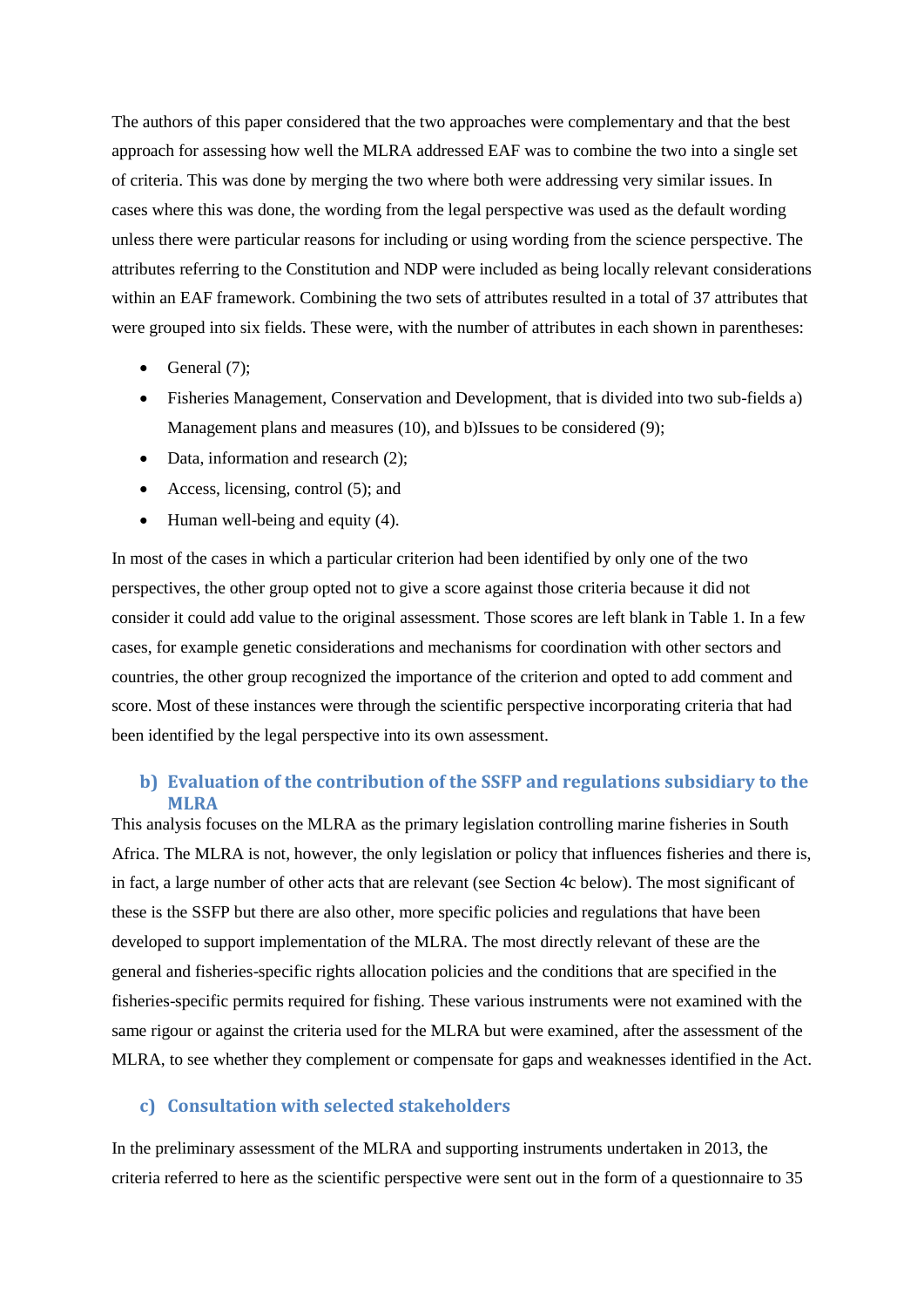The authors of this paper considered that the two approaches were complementary and that the best approach for assessing how well the MLRA addressed EAF was to combine the two into a single set of criteria. This was done by merging the two where both were addressing very similar issues. In cases where this was done, the wording from the legal perspective was used as the default wording unless there were particular reasons for including or using wording from the science perspective. The attributes referring to the Constitution and NDP were included as being locally relevant considerations within an EAF framework. Combining the two sets of attributes resulted in a total of 37 attributes that were grouped into six fields. These were, with the number of attributes in each shown in parentheses:

- General (7);
- Fisheries Management, Conservation and Development, that is divided into two sub-fields a) Management plans and measures (10), and b)Issues to be considered (9);
- Data, information and research (2);
- Access, licensing, control (5); and
- Human well-being and equity (4).

In most of the cases in which a particular criterion had been identified by only one of the two perspectives, the other group opted not to give a score against those criteria because it did not consider it could add value to the original assessment. Those scores are left blank in Table 1. In a few cases, for example genetic considerations and mechanisms for coordination with other sectors and countries, the other group recognized the importance of the criterion and opted to add comment and score. Most of these instances were through the scientific perspective incorporating criteria that had been identified by the legal perspective into its own assessment.

### b) Evaluation of the contribution of the SSFP and regulations subsidiary to the MLRA

This analysis focuses on the MLRA as the primary legislation controlling marine fisheries in South Africa. The MLRA is not, however, the only legislation or policy that influences fisheries and there is, in fact, a large number of other acts that are relevant (see Section 4c below). The most significant of these is the SSFP but there are also other, more specific policies and regulations that have been developed to support implementation of the MLRA. The most directly relevant of these are the general and fisheries-specific rights allocation policies and the conditions that are specified in the fisheries-specific permits required for fishing. These various instruments were not examined with the same rigour or against the criteria used for the MLRA but were examined, after the assessment of the MLRA, to see whether they complement or compensate for gaps and weaknesses identified in the Act.

### c) Consultation with selected stakeholders

In the preliminary assessment of the MLRA and supporting instruments undertaken in 2013, the criteria referred to here as the scientific perspective were sent out in the form of a questionnaire to 35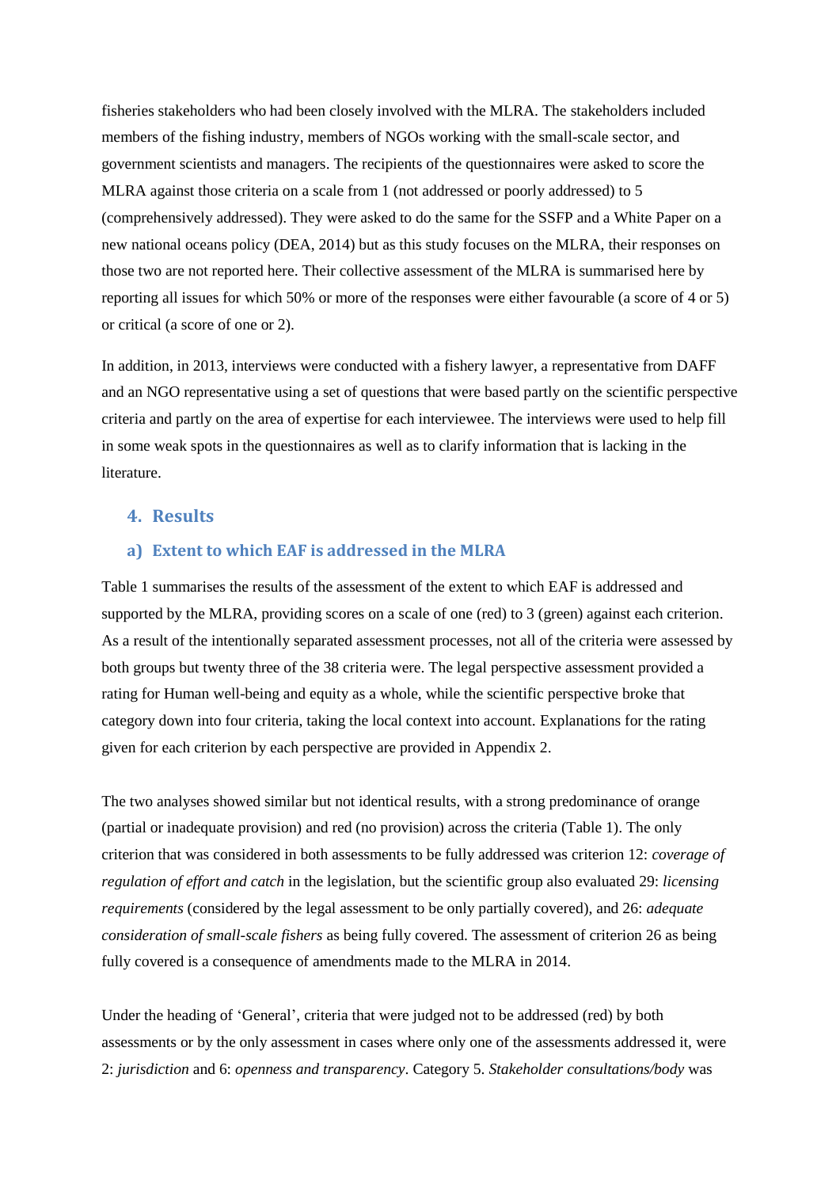fisheries stakeholders who had been closely involved with the MLRA. The stakeholders included members of the fishing industry, members of NGOs working with the small-scale sector, and government scientists and managers. The recipients of the questionnaires were asked to score the MLRA against those criteria on a scale from 1 (not addressed or poorly addressed) to 5 (comprehensively addressed). They were asked to do the same for the SSFP and a White Paper on a new national oceans policy (DEA, 2014) but as this study focuses on the MLRA, their responses on those two are not reported here. Their collective assessment of the MLRA is summarised here by reporting all issues for which 50% or more of the responses were either favourable (a score of 4 or 5) or critical (a score of one or 2).

In addition, in 2013, interviews were conducted with a fishery lawyer, a representative from DAFF and an NGO representative using a set of questions that were based partly on the scientific perspective criteria and partly on the area of expertise for each interviewee. The interviews were used to help fill in some weak spots in the questionnaires as well as to clarify information that is lacking in the literature.

## 4. Results

### a) Extent to which EAF is addressed in the MLRA

Table 1 summarises the results of the assessment of the extent to which EAF is addressed and supported by the MLRA, providing scores on a scale of one (red) to 3 (green) against each criterion. As a result of the intentionally separated assessment processes, not all of the criteria were assessed by both groups but twenty three of the 38 criteria were. The legal perspective assessment provided a rating for Human well-being and equity as a whole, while the scientific perspective broke that category down into four criteria, taking the local context into account. Explanations for the rating given for each criterion by each perspective are provided in Appendix 2.

The two analyses showed similar but not identical results, with a strong predominance of orange (partial or inadequate provision) and red (no provision) across the criteria (Table 1). The only criterion that was considered in both assessments to be fully addressed was criterion 12: *coverage of regulation of effort and catch* in the legislation, but the scientific group also evaluated 29: *licensing requirements* (considered by the legal assessment to be only partially covered), and 26: *adequate consideration of small-scale fishers* as being fully covered. The assessment of criterion 26 as being fully covered is a consequence of amendments made to the MLRA in 2014.

Under the heading of 'General', criteria that were judged not to be addressed (red) by both assessments or by the only assessment in cases where only one of the assessments addressed it, were 2: *jurisdiction* and 6: *openness and transparency*. Category 5. *Stakeholder consultations/body* was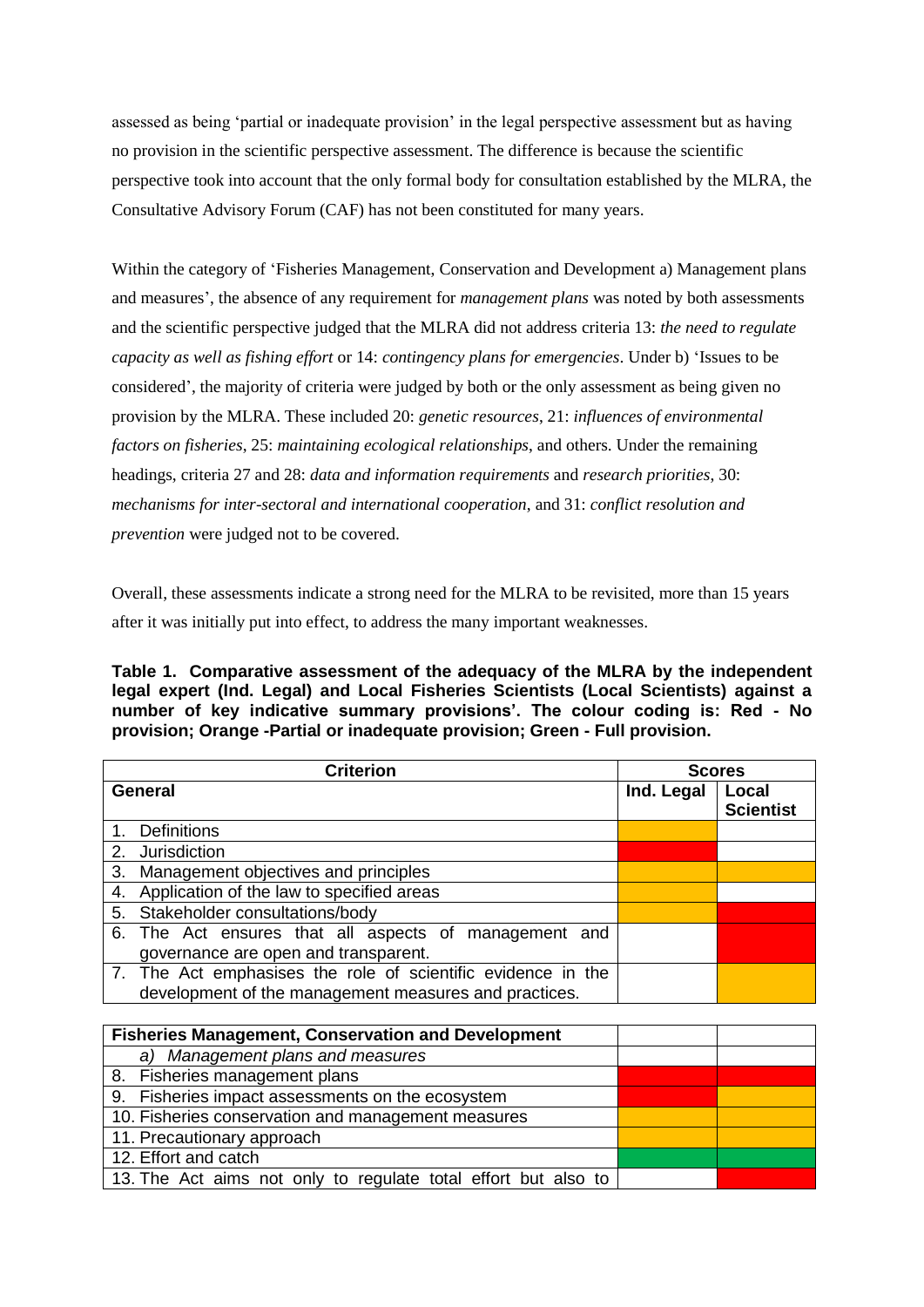assessed as being 'partial or inadequate provision' in the legal perspective assessment but as having no provision in the scientific perspective assessment. The difference is because the scientific perspective took into account that the only formal body for consultation established by the MLRA, the Consultative Advisory Forum (CAF) has not been constituted for many years.

Within the category of 'Fisheries Management, Conservation and Development a) Management plans and measures', the absence of any requirement for *management plans* was noted by both assessments and the scientific perspective judged that the MLRA did not address criteria 13: *the need to regulate capacity as well as fishing effort* or 14: *contingency plans for emergencies*. Under b) 'Issues to be considered', the majority of criteria were judged by both or the only assessment as being given no provision by the MLRA. These included 20: *genetic resources*, 21: *influences of environmental factors on fisheries*, 25: *maintaining ecological relationships*, and others. Under the remaining headings, criteria 27 and 28: *data and information requirements* and *research priorities*, 30: *mechanisms for inter-sectoral and international cooperation*, and 31: *conflict resolution and prevention* were judged not to be covered.

Overall, these assessments indicate a strong need for the MLRA to be revisited, more than 15 years after it was initially put into effect, to address the many important weaknesses.

**Table 1. Comparative assessment of the adequacy of the MLRA by the independent legal expert (Ind. Legal) and Local Fisheries Scientists (Local Scientists) against a number of key indicative summary provisions'. The colour coding is: Red - No provision; Orange -Partial or inadequate provision; Green - Full provision.**

| Criterion | Scores | |
|---|---|---|
| **General** | **Ind. Legal** | **Local Scientist** |
| 1. Definitions | Orange | |
| 2. Jurisdiction | Red | |
| 3. Management objectives and principles | Orange | Orange |
| 4. Application of the law to specified areas | Orange | |
| 5. Stakeholder consultations/body | Orange | Red |
| 6. The Act ensures that all aspects of management and governance are open and transparent. | | Red |
| 7. The Act emphasises the role of scientific evidence in the development of the management measures and practices. | | Orange |
| **Fisheries Management, Conservation and Development** | | |
| *a) Management plans and measures* | | |
| 8. Fisheries management plans | Red | Red |
| 9. Fisheries impact assessments on the ecosystem | Red | Orange |
| 10. Fisheries conservation and management measures | Orange | Orange |
| 11. Precautionary approach | Orange | Orange |
| 12. Effort and catch | Green | Green |
| 13. The Act aims not only to regulate total effort but also to | | Red |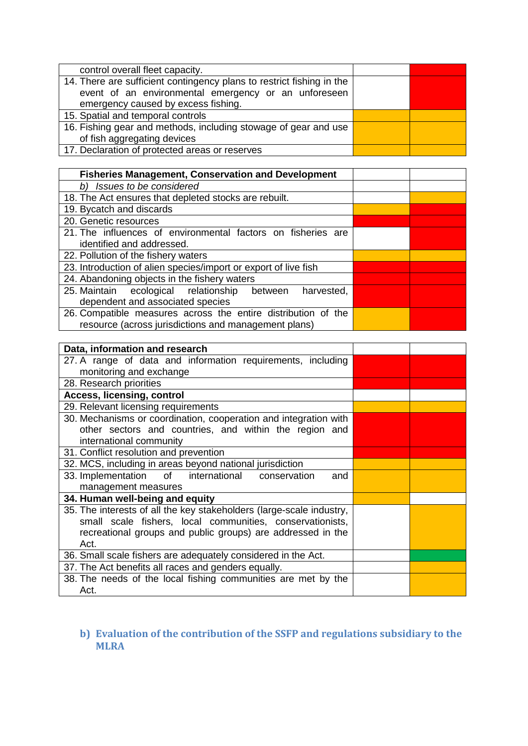| control overall fleet capacity. | | |
|---|---|---|
| 14. There are sufficient contingency plans to restrict fishing in the event of an environmental emergency or an unforeseen emergency caused by excess fishing. | | |
| 15. Spatial and temporal controls | | |
| 16. Fishing gear and methods, including stowage of gear and use of fish aggregating devices | | |
| 17. Declaration of protected areas or reserves | | |

| **Fisheries Management, Conservation and Development** | | |
|---|---|---|
| *b) Issues to be considered* | | |
| 18. The Act ensures that depleted stocks are rebuilt. | | |
| 19. Bycatch and discards | | |
| 20. Genetic resources | | |
| 21. The influences of environmental factors on fisheries are identified and addressed. | | |
| 22. Pollution of the fishery waters | | |
| 23. Introduction of alien species/import or export of live fish | | |
| 24. Abandoning objects in the fishery waters | | |
| 25. Maintain ecological relationship between harvested, dependent and associated species | | |
| 26. Compatible measures across the entire distribution of the resource (across jurisdictions and management plans) | | |

| **Data, information and research** | | |
|---|---|---|
| 27. A range of data and information requirements, including monitoring and exchange | | |
| 28. Research priorities | | |
| **Access, licensing, control** | | |
| 29. Relevant licensing requirements | | |
| 30. Mechanisms or coordination, cooperation and integration with other sectors and countries, and within the region and international community | | |
| 31. Conflict resolution and prevention | | |
| 32. MCS, including in areas beyond national jurisdiction | | |
| 33. Implementation of international conservation and management measures | | |
| **34. Human well-being and equity** | | |
| 35. The interests of all the key stakeholders (large-scale industry, small scale fishers, local communities, conservationists, recreational groups and public groups) are addressed in the Act. | | |
| 36. Small scale fishers are adequately considered in the Act. | | |
| 37. The Act benefits all races and genders equally. | | |
| 38. The needs of the local fishing communities are met by the Act. | | |

### b) Evaluation of the contribution of the SSFP and regulations subsidiary to the MLRA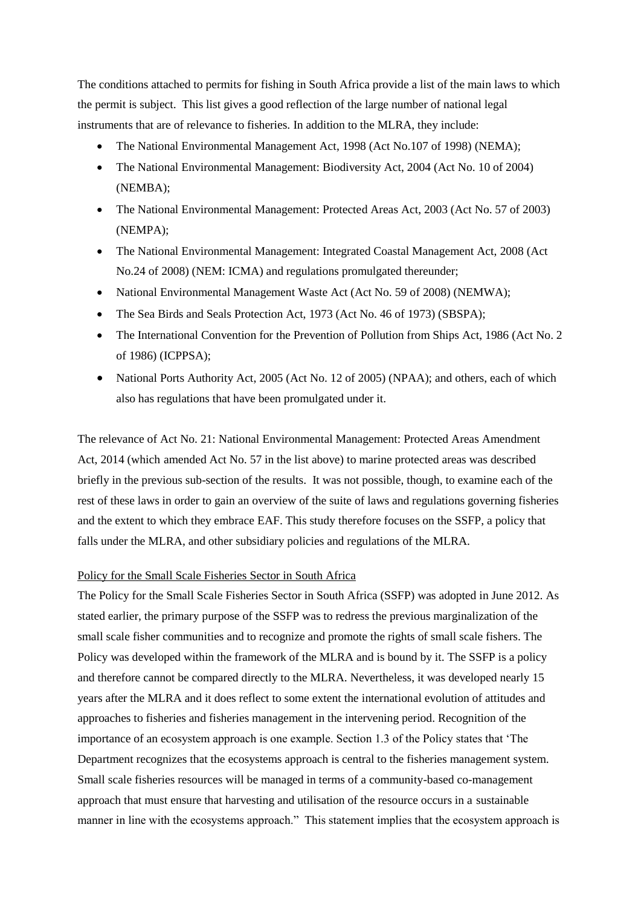The conditions attached to permits for fishing in South Africa provide a list of the main laws to which the permit is subject. This list gives a good reflection of the large number of national legal instruments that are of relevance to fisheries. In addition to the MLRA, they include:

- The National Environmental Management Act, 1998 (Act No.107 of 1998) (NEMA);
- The National Environmental Management: Biodiversity Act, 2004 (Act No. 10 of 2004) (NEMBA);
- The National Environmental Management: Protected Areas Act, 2003 (Act No. 57 of 2003) (NEMPA);
- The National Environmental Management: Integrated Coastal Management Act, 2008 (Act No.24 of 2008) (NEM: ICMA) and regulations promulgated thereunder;
- National Environmental Management Waste Act (Act No. 59 of 2008) (NEMWA);
- The Sea Birds and Seals Protection Act, 1973 (Act No. 46 of 1973) (SBSPA);
- The International Convention for the Prevention of Pollution from Ships Act, 1986 (Act No. 2 of 1986) (ICPPSA);
- National Ports Authority Act, 2005 (Act No. 12 of 2005) (NPAA); and others, each of which also has regulations that have been promulgated under it.

The relevance of Act No. 21: National Environmental Management: Protected Areas Amendment Act, 2014 (which amended Act No. 57 in the list above) to marine protected areas was described briefly in the previous sub-section of the results. It was not possible, though, to examine each of the rest of these laws in order to gain an overview of the suite of laws and regulations governing fisheries and the extent to which they embrace EAF. This study therefore focuses on the SSFP, a policy that falls under the MLRA, and other subsidiary policies and regulations of the MLRA.

Policy for the Small Scale Fisheries Sector in South Africa

The Policy for the Small Scale Fisheries Sector in South Africa (SSFP) was adopted in June 2012. As stated earlier, the primary purpose of the SSFP was to redress the previous marginalization of the small scale fisher communities and to recognize and promote the rights of small scale fishers. The Policy was developed within the framework of the MLRA and is bound by it. The SSFP is a policy and therefore cannot be compared directly to the MLRA. Nevertheless, it was developed nearly 15 years after the MLRA and it does reflect to some extent the international evolution of attitudes and approaches to fisheries and fisheries management in the intervening period. Recognition of the importance of an ecosystem approach is one example. Section 1.3 of the Policy states that 'The Department recognizes that the ecosystems approach is central to the fisheries management system. Small scale fisheries resources will be managed in terms of a community-based co-management approach that must ensure that harvesting and utilisation of the resource occurs in a sustainable manner in line with the ecosystems approach." This statement implies that the ecosystem approach is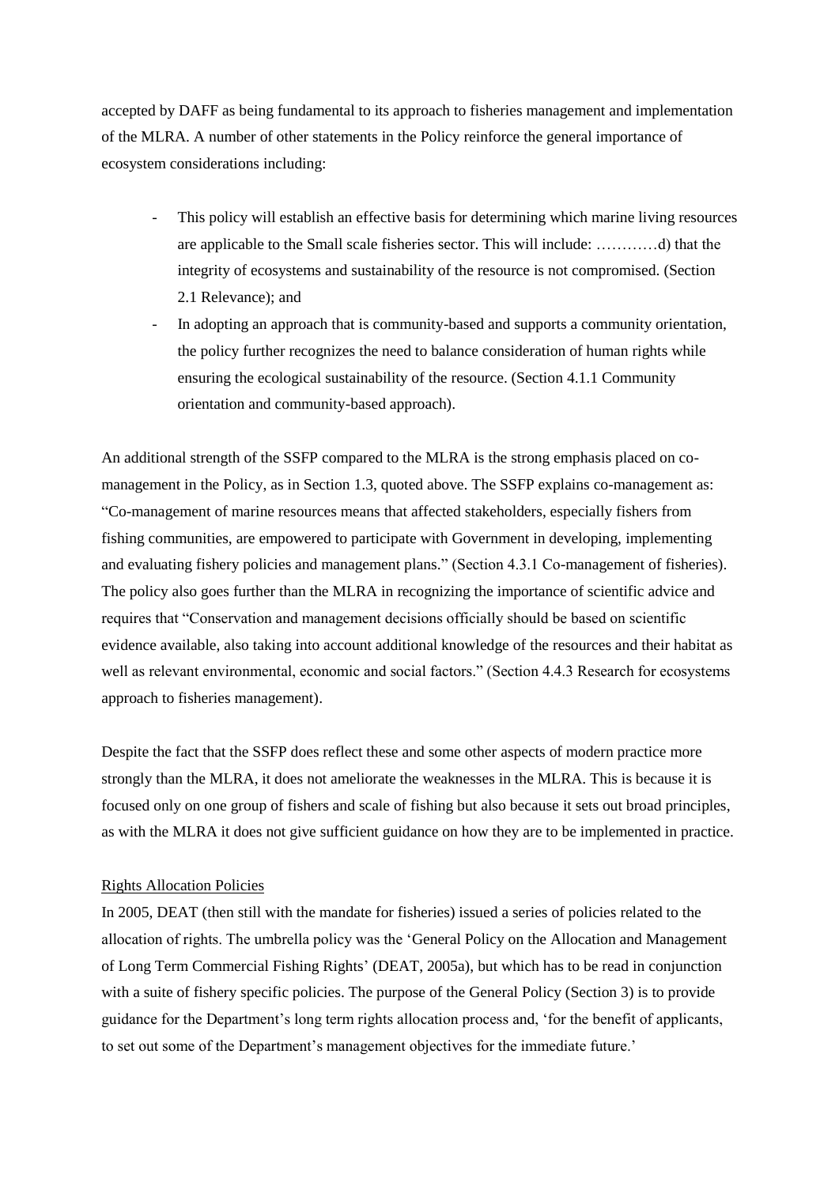accepted by DAFF as being fundamental to its approach to fisheries management and implementation of the MLRA. A number of other statements in the Policy reinforce the general importance of ecosystem considerations including:

- This policy will establish an effective basis for determining which marine living resources are applicable to the Small scale fisheries sector. This will include: …………d) that the integrity of ecosystems and sustainability of the resource is not compromised. (Section 2.1 Relevance); and
- In adopting an approach that is community-based and supports a community orientation, the policy further recognizes the need to balance consideration of human rights while ensuring the ecological sustainability of the resource. (Section 4.1.1 Community orientation and community-based approach).

An additional strength of the SSFP compared to the MLRA is the strong emphasis placed on co-management in the Policy, as in Section 1.3, quoted above. The SSFP explains co-management as: "Co-management of marine resources means that affected stakeholders, especially fishers from fishing communities, are empowered to participate with Government in developing, implementing and evaluating fishery policies and management plans." (Section 4.3.1 Co-management of fisheries). The policy also goes further than the MLRA in recognizing the importance of scientific advice and requires that "Conservation and management decisions officially should be based on scientific evidence available, also taking into account additional knowledge of the resources and their habitat as well as relevant environmental, economic and social factors." (Section 4.4.3 Research for ecosystems approach to fisheries management).

Despite the fact that the SSFP does reflect these and some other aspects of modern practice more strongly than the MLRA, it does not ameliorate the weaknesses in the MLRA. This is because it is focused only on one group of fishers and scale of fishing but also because it sets out broad principles, as with the MLRA it does not give sufficient guidance on how they are to be implemented in practice.

Rights Allocation Policies

In 2005, DEAT (then still with the mandate for fisheries) issued a series of policies related to the allocation of rights. The umbrella policy was the 'General Policy on the Allocation and Management of Long Term Commercial Fishing Rights' (DEAT, 2005a), but which has to be read in conjunction with a suite of fishery specific policies. The purpose of the General Policy (Section 3) is to provide guidance for the Department's long term rights allocation process and, 'for the benefit of applicants, to set out some of the Department's management objectives for the immediate future.'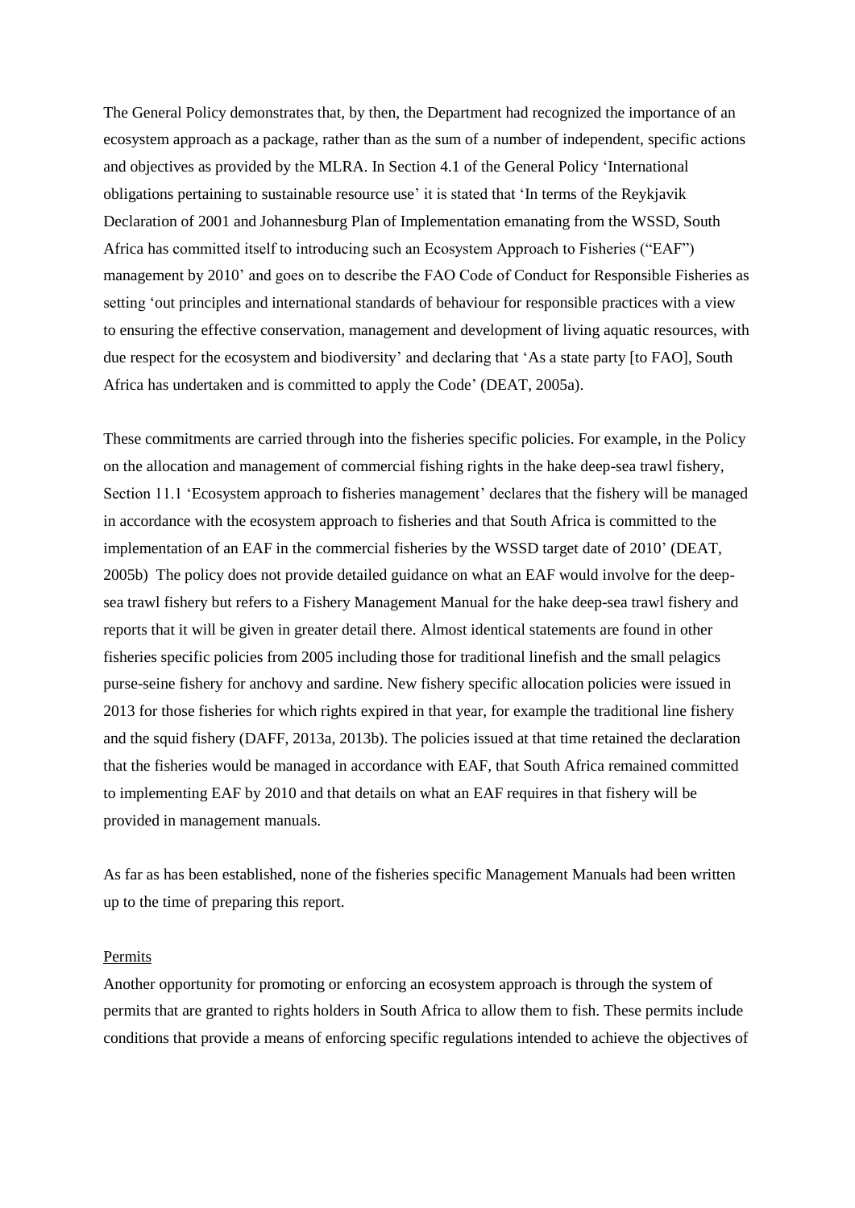The General Policy demonstrates that, by then, the Department had recognized the importance of an ecosystem approach as a package, rather than as the sum of a number of independent, specific actions and objectives as provided by the MLRA. In Section 4.1 of the General Policy 'International obligations pertaining to sustainable resource use' it is stated that 'In terms of the Reykjavik Declaration of 2001 and Johannesburg Plan of Implementation emanating from the WSSD, South Africa has committed itself to introducing such an Ecosystem Approach to Fisheries ("EAF") management by 2010' and goes on to describe the FAO Code of Conduct for Responsible Fisheries as setting 'out principles and international standards of behaviour for responsible practices with a view to ensuring the effective conservation, management and development of living aquatic resources, with due respect for the ecosystem and biodiversity' and declaring that 'As a state party [to FAO], South Africa has undertaken and is committed to apply the Code' (DEAT, 2005a).

These commitments are carried through into the fisheries specific policies. For example, in the Policy on the allocation and management of commercial fishing rights in the hake deep-sea trawl fishery, Section 11.1 'Ecosystem approach to fisheries management' declares that the fishery will be managed in accordance with the ecosystem approach to fisheries and that South Africa is committed to the implementation of an EAF in the commercial fisheries by the WSSD target date of 2010' (DEAT, 2005b) The policy does not provide detailed guidance on what an EAF would involve for the deep-sea trawl fishery but refers to a Fishery Management Manual for the hake deep-sea trawl fishery and reports that it will be given in greater detail there. Almost identical statements are found in other fisheries specific policies from 2005 including those for traditional linefish and the small pelagics purse-seine fishery for anchovy and sardine. New fishery specific allocation policies were issued in 2013 for those fisheries for which rights expired in that year, for example the traditional line fishery and the squid fishery (DAFF, 2013a, 2013b). The policies issued at that time retained the declaration that the fisheries would be managed in accordance with EAF, that South Africa remained committed to implementing EAF by 2010 and that details on what an EAF requires in that fishery will be provided in management manuals.

As far as has been established, none of the fisheries specific Management Manuals had been written up to the time of preparing this report.

Permits

Another opportunity for promoting or enforcing an ecosystem approach is through the system of permits that are granted to rights holders in South Africa to allow them to fish. These permits include conditions that provide a means of enforcing specific regulations intended to achieve the objectives of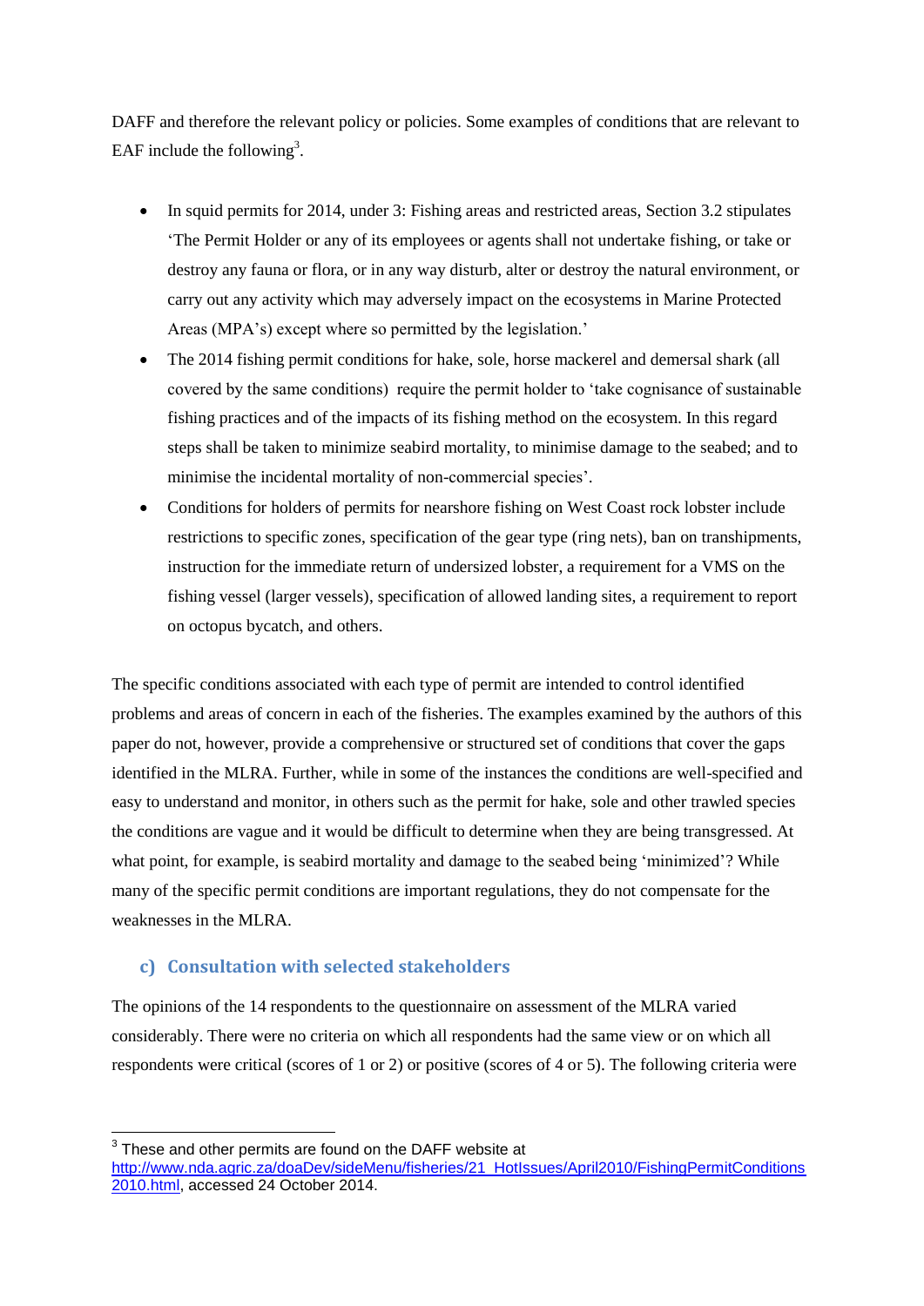DAFF and therefore the relevant policy or policies. Some examples of conditions that are relevant to EAF include the following[3].

- In squid permits for 2014, under 3: Fishing areas and restricted areas, Section 3.2 stipulates 'The Permit Holder or any of its employees or agents shall not undertake fishing, or take or destroy any fauna or flora, or in any way disturb, alter or destroy the natural environment, or carry out any activity which may adversely impact on the ecosystems in Marine Protected Areas (MPA's) except where so permitted by the legislation.'
- The 2014 fishing permit conditions for hake, sole, horse mackerel and demersal shark (all covered by the same conditions) require the permit holder to 'take cognisance of sustainable fishing practices and of the impacts of its fishing method on the ecosystem. In this regard steps shall be taken to minimize seabird mortality, to minimise damage to the seabed; and to minimise the incidental mortality of non-commercial species'.
- Conditions for holders of permits for nearshore fishing on West Coast rock lobster include restrictions to specific zones, specification of the gear type (ring nets), ban on transhipments, instruction for the immediate return of undersized lobster, a requirement for a VMS on the fishing vessel (larger vessels), specification of allowed landing sites, a requirement to report on octopus bycatch, and others.

The specific conditions associated with each type of permit are intended to control identified problems and areas of concern in each of the fisheries. The examples examined by the authors of this paper do not, however, provide a comprehensive or structured set of conditions that cover the gaps identified in the MLRA. Further, while in some of the instances the conditions are well-specified and easy to understand and monitor, in others such as the permit for hake, sole and other trawled species the conditions are vague and it would be difficult to determine when they are being transgressed. At what point, for example, is seabird mortality and damage to the seabed being 'minimized'? While many of the specific permit conditions are important regulations, they do not compensate for the weaknesses in the MLRA.

### c) Consultation with selected stakeholders

The opinions of the 14 respondents to the questionnaire on assessment of the MLRA varied considerably. There were no criteria on which all respondents had the same view or on which all respondents were critical (scores of 1 or 2) or positive (scores of 4 or 5). The following criteria were

---

[3] These and other permits are found on the DAFF website at http://www.nda.agric.za/doaDev/sideMenu/fisheries/21_HotIssues/April2010/FishingPermitConditions2010.html, accessed 24 October 2014.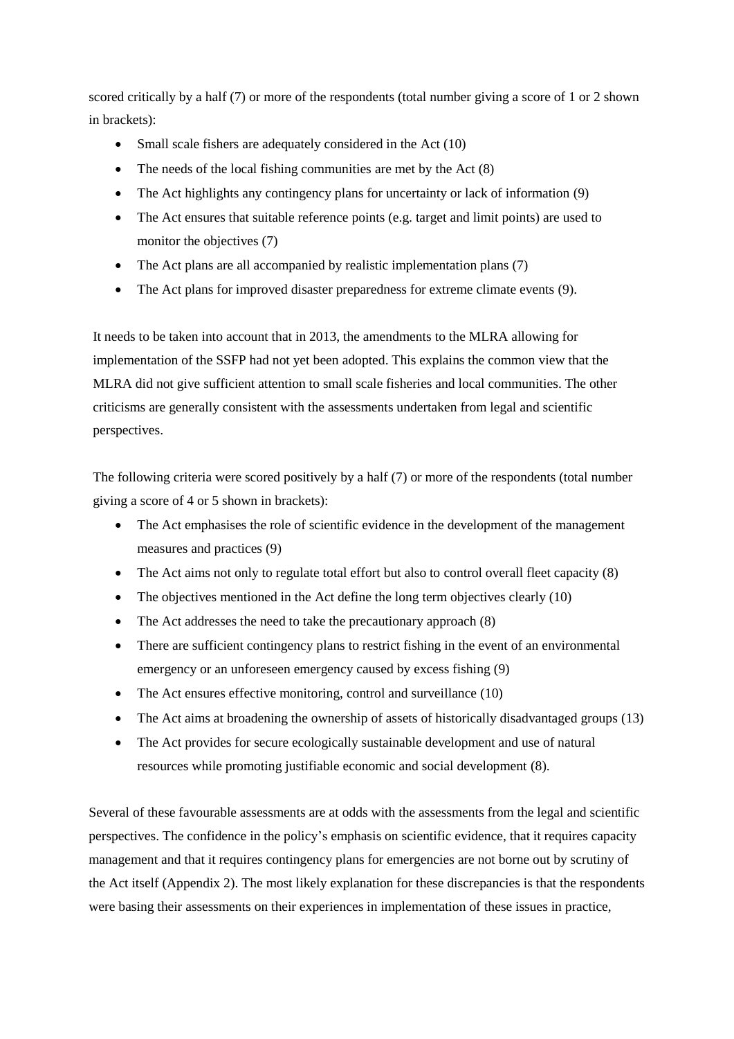scored critically by a half (7) or more of the respondents (total number giving a score of 1 or 2 shown in brackets):

- Small scale fishers are adequately considered in the Act (10)
- The needs of the local fishing communities are met by the Act (8)
- The Act highlights any contingency plans for uncertainty or lack of information (9)
- The Act ensures that suitable reference points (e.g. target and limit points) are used to monitor the objectives (7)
- The Act plans are all accompanied by realistic implementation plans (7)
- The Act plans for improved disaster preparedness for extreme climate events (9).

It needs to be taken into account that in 2013, the amendments to the MLRA allowing for implementation of the SSFP had not yet been adopted. This explains the common view that the MLRA did not give sufficient attention to small scale fisheries and local communities. The other criticisms are generally consistent with the assessments undertaken from legal and scientific perspectives.

The following criteria were scored positively by a half (7) or more of the respondents (total number giving a score of 4 or 5 shown in brackets):

- The Act emphasises the role of scientific evidence in the development of the management measures and practices (9)
- The Act aims not only to regulate total effort but also to control overall fleet capacity (8)
- The objectives mentioned in the Act define the long term objectives clearly (10)
- The Act addresses the need to take the precautionary approach (8)
- There are sufficient contingency plans to restrict fishing in the event of an environmental emergency or an unforeseen emergency caused by excess fishing (9)
- The Act ensures effective monitoring, control and surveillance (10)
- The Act aims at broadening the ownership of assets of historically disadvantaged groups (13)
- The Act provides for secure ecologically sustainable development and use of natural resources while promoting justifiable economic and social development (8).

Several of these favourable assessments are at odds with the assessments from the legal and scientific perspectives. The confidence in the policy's emphasis on scientific evidence, that it requires capacity management and that it requires contingency plans for emergencies are not borne out by scrutiny of the Act itself (Appendix 2). The most likely explanation for these discrepancies is that the respondents were basing their assessments on their experiences in implementation of these issues in practice,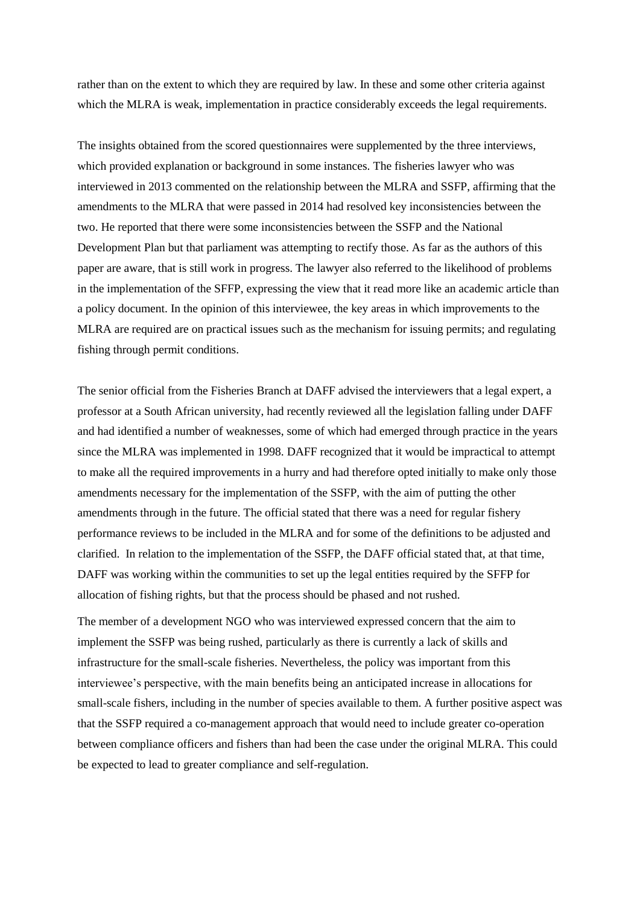rather than on the extent to which they are required by law. In these and some other criteria against which the MLRA is weak, implementation in practice considerably exceeds the legal requirements.

The insights obtained from the scored questionnaires were supplemented by the three interviews, which provided explanation or background in some instances. The fisheries lawyer who was interviewed in 2013 commented on the relationship between the MLRA and SSFP, affirming that the amendments to the MLRA that were passed in 2014 had resolved key inconsistencies between the two. He reported that there were some inconsistencies between the SSFP and the National Development Plan but that parliament was attempting to rectify those. As far as the authors of this paper are aware, that is still work in progress. The lawyer also referred to the likelihood of problems in the implementation of the SFFP, expressing the view that it read more like an academic article than a policy document. In the opinion of this interviewee, the key areas in which improvements to the MLRA are required are on practical issues such as the mechanism for issuing permits; and regulating fishing through permit conditions.

The senior official from the Fisheries Branch at DAFF advised the interviewers that a legal expert, a professor at a South African university, had recently reviewed all the legislation falling under DAFF and had identified a number of weaknesses, some of which had emerged through practice in the years since the MLRA was implemented in 1998. DAFF recognized that it would be impractical to attempt to make all the required improvements in a hurry and had therefore opted initially to make only those amendments necessary for the implementation of the SSFP, with the aim of putting the other amendments through in the future. The official stated that there was a need for regular fishery performance reviews to be included in the MLRA and for some of the definitions to be adjusted and clarified. In relation to the implementation of the SSFP, the DAFF official stated that, at that time, DAFF was working within the communities to set up the legal entities required by the SFFP for allocation of fishing rights, but that the process should be phased and not rushed.

The member of a development NGO who was interviewed expressed concern that the aim to implement the SSFP was being rushed, particularly as there is currently a lack of skills and infrastructure for the small-scale fisheries. Nevertheless, the policy was important from this interviewee's perspective, with the main benefits being an anticipated increase in allocations for small-scale fishers, including in the number of species available to them. A further positive aspect was that the SSFP required a co-management approach that would need to include greater co-operation between compliance officers and fishers than had been the case under the original MLRA. This could be expected to lead to greater compliance and self-regulation.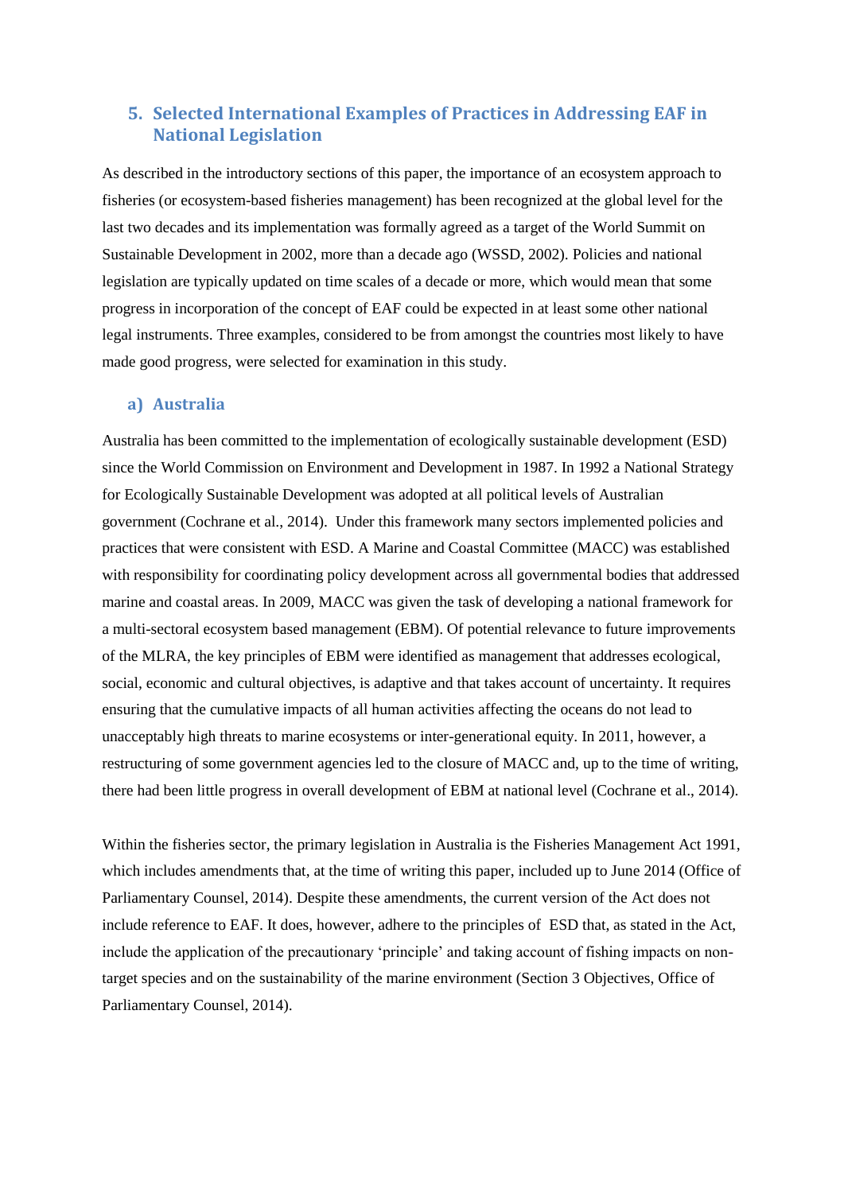## 5. Selected International Examples of Practices in Addressing EAF in National Legislation

As described in the introductory sections of this paper, the importance of an ecosystem approach to fisheries (or ecosystem-based fisheries management) has been recognized at the global level for the last two decades and its implementation was formally agreed as a target of the World Summit on Sustainable Development in 2002, more than a decade ago (WSSD, 2002). Policies and national legislation are typically updated on time scales of a decade or more, which would mean that some progress in incorporation of the concept of EAF could be expected in at least some other national legal instruments. Three examples, considered to be from amongst the countries most likely to have made good progress, were selected for examination in this study.

### a) Australia

Australia has been committed to the implementation of ecologically sustainable development (ESD) since the World Commission on Environment and Development in 1987. In 1992 a National Strategy for Ecologically Sustainable Development was adopted at all political levels of Australian government (Cochrane et al., 2014). Under this framework many sectors implemented policies and practices that were consistent with ESD. A Marine and Coastal Committee (MACC) was established with responsibility for coordinating policy development across all governmental bodies that addressed marine and coastal areas. In 2009, MACC was given the task of developing a national framework for a multi-sectoral ecosystem based management (EBM). Of potential relevance to future improvements of the MLRA, the key principles of EBM were identified as management that addresses ecological, social, economic and cultural objectives, is adaptive and that takes account of uncertainty. It requires ensuring that the cumulative impacts of all human activities affecting the oceans do not lead to unacceptably high threats to marine ecosystems or inter-generational equity. In 2011, however, a restructuring of some government agencies led to the closure of MACC and, up to the time of writing, there had been little progress in overall development of EBM at national level (Cochrane et al., 2014).

Within the fisheries sector, the primary legislation in Australia is the Fisheries Management Act 1991, which includes amendments that, at the time of writing this paper, included up to June 2014 (Office of Parliamentary Counsel, 2014). Despite these amendments, the current version of the Act does not include reference to EAF. It does, however, adhere to the principles of ESD that, as stated in the Act, include the application of the precautionary 'principle' and taking account of fishing impacts on non-target species and on the sustainability of the marine environment (Section 3 Objectives, Office of Parliamentary Counsel, 2014).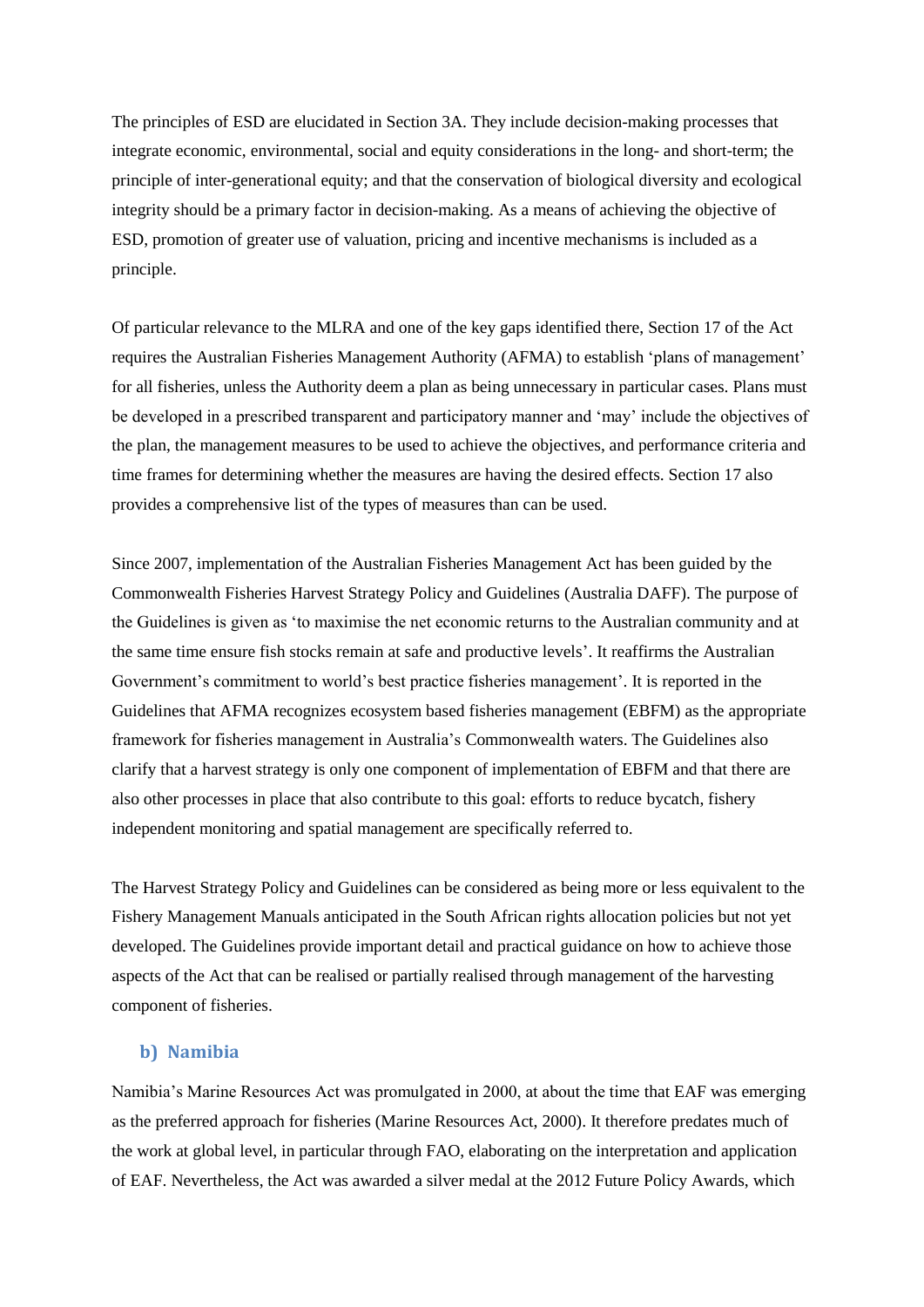The principles of ESD are elucidated in Section 3A. They include decision-making processes that integrate economic, environmental, social and equity considerations in the long- and short-term; the principle of inter-generational equity; and that the conservation of biological diversity and ecological integrity should be a primary factor in decision-making. As a means of achieving the objective of ESD, promotion of greater use of valuation, pricing and incentive mechanisms is included as a principle.

Of particular relevance to the MLRA and one of the key gaps identified there, Section 17 of the Act requires the Australian Fisheries Management Authority (AFMA) to establish 'plans of management' for all fisheries, unless the Authority deem a plan as being unnecessary in particular cases. Plans must be developed in a prescribed transparent and participatory manner and 'may' include the objectives of the plan, the management measures to be used to achieve the objectives, and performance criteria and time frames for determining whether the measures are having the desired effects. Section 17 also provides a comprehensive list of the types of measures than can be used.

Since 2007, implementation of the Australian Fisheries Management Act has been guided by the Commonwealth Fisheries Harvest Strategy Policy and Guidelines (Australia DAFF). The purpose of the Guidelines is given as 'to maximise the net economic returns to the Australian community and at the same time ensure fish stocks remain at safe and productive levels'. It reaffirms the Australian Government's commitment to world's best practice fisheries management'. It is reported in the Guidelines that AFMA recognizes ecosystem based fisheries management (EBFM) as the appropriate framework for fisheries management in Australia's Commonwealth waters. The Guidelines also clarify that a harvest strategy is only one component of implementation of EBFM and that there are also other processes in place that also contribute to this goal: efforts to reduce bycatch, fishery independent monitoring and spatial management are specifically referred to.

The Harvest Strategy Policy and Guidelines can be considered as being more or less equivalent to the Fishery Management Manuals anticipated in the South African rights allocation policies but not yet developed. The Guidelines provide important detail and practical guidance on how to achieve those aspects of the Act that can be realised or partially realised through management of the harvesting component of fisheries.

### b) Namibia

Namibia's Marine Resources Act was promulgated in 2000, at about the time that EAF was emerging as the preferred approach for fisheries (Marine Resources Act, 2000). It therefore predates much of the work at global level, in particular through FAO, elaborating on the interpretation and application of EAF. Nevertheless, the Act was awarded a silver medal at the 2012 Future Policy Awards, which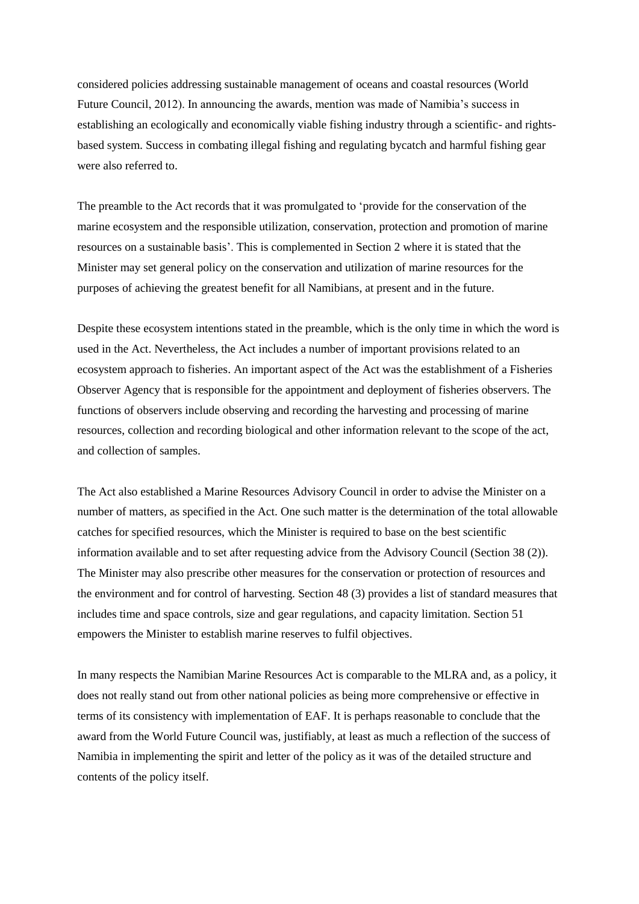considered policies addressing sustainable management of oceans and coastal resources (World Future Council, 2012). In announcing the awards, mention was made of Namibia's success in establishing an ecologically and economically viable fishing industry through a scientific- and rights-based system. Success in combating illegal fishing and regulating bycatch and harmful fishing gear were also referred to.

The preamble to the Act records that it was promulgated to 'provide for the conservation of the marine ecosystem and the responsible utilization, conservation, protection and promotion of marine resources on a sustainable basis'. This is complemented in Section 2 where it is stated that the Minister may set general policy on the conservation and utilization of marine resources for the purposes of achieving the greatest benefit for all Namibians, at present and in the future.

Despite these ecosystem intentions stated in the preamble, which is the only time in which the word is used in the Act. Nevertheless, the Act includes a number of important provisions related to an ecosystem approach to fisheries. An important aspect of the Act was the establishment of a Fisheries Observer Agency that is responsible for the appointment and deployment of fisheries observers. The functions of observers include observing and recording the harvesting and processing of marine resources, collection and recording biological and other information relevant to the scope of the act, and collection of samples.

The Act also established a Marine Resources Advisory Council in order to advise the Minister on a number of matters, as specified in the Act. One such matter is the determination of the total allowable catches for specified resources, which the Minister is required to base on the best scientific information available and to set after requesting advice from the Advisory Council (Section 38 (2)). The Minister may also prescribe other measures for the conservation or protection of resources and the environment and for control of harvesting. Section 48 (3) provides a list of standard measures that includes time and space controls, size and gear regulations, and capacity limitation. Section 51 empowers the Minister to establish marine reserves to fulfil objectives.

In many respects the Namibian Marine Resources Act is comparable to the MLRA and, as a policy, it does not really stand out from other national policies as being more comprehensive or effective in terms of its consistency with implementation of EAF. It is perhaps reasonable to conclude that the award from the World Future Council was, justifiably, at least as much a reflection of the success of Namibia in implementing the spirit and letter of the policy as it was of the detailed structure and contents of the policy itself.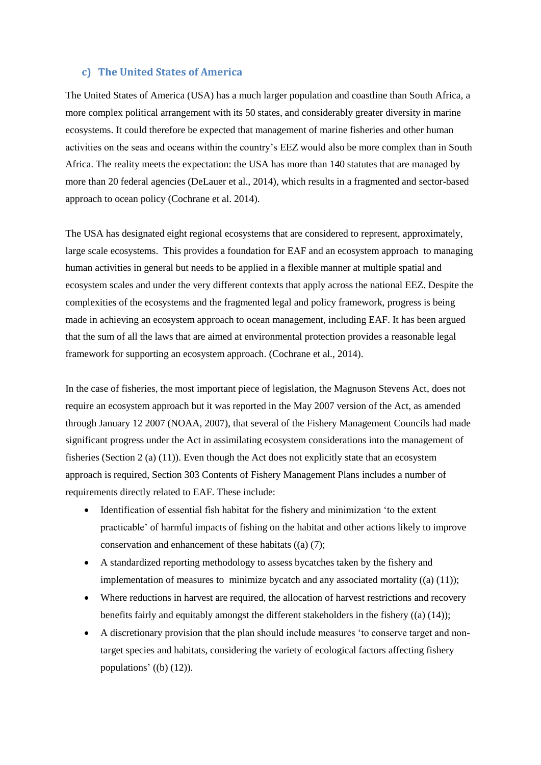### c) The United States of America

The United States of America (USA) has a much larger population and coastline than South Africa, a more complex political arrangement with its 50 states, and considerably greater diversity in marine ecosystems. It could therefore be expected that management of marine fisheries and other human activities on the seas and oceans within the country's EEZ would also be more complex than in South Africa. The reality meets the expectation: the USA has more than 140 statutes that are managed by more than 20 federal agencies (DeLauer et al., 2014), which results in a fragmented and sector-based approach to ocean policy (Cochrane et al. 2014).

The USA has designated eight regional ecosystems that are considered to represent, approximately, large scale ecosystems. This provides a foundation for EAF and an ecosystem approach to managing human activities in general but needs to be applied in a flexible manner at multiple spatial and ecosystem scales and under the very different contexts that apply across the national EEZ. Despite the complexities of the ecosystems and the fragmented legal and policy framework, progress is being made in achieving an ecosystem approach to ocean management, including EAF. It has been argued that the sum of all the laws that are aimed at environmental protection provides a reasonable legal framework for supporting an ecosystem approach. (Cochrane et al., 2014).

In the case of fisheries, the most important piece of legislation, the Magnuson Stevens Act, does not require an ecosystem approach but it was reported in the May 2007 version of the Act, as amended through January 12 2007 (NOAA, 2007), that several of the Fishery Management Councils had made significant progress under the Act in assimilating ecosystem considerations into the management of fisheries (Section 2 (a) (11)). Even though the Act does not explicitly state that an ecosystem approach is required, Section 303 Contents of Fishery Management Plans includes a number of requirements directly related to EAF. These include:

- Identification of essential fish habitat for the fishery and minimization 'to the extent practicable' of harmful impacts of fishing on the habitat and other actions likely to improve conservation and enhancement of these habitats ((a) (7);
- A standardized reporting methodology to assess bycatches taken by the fishery and implementation of measures to minimize bycatch and any associated mortality ((a) (11));
- Where reductions in harvest are required, the allocation of harvest restrictions and recovery benefits fairly and equitably amongst the different stakeholders in the fishery ((a) (14));
- A discretionary provision that the plan should include measures 'to conserve target and non-target species and habitats, considering the variety of ecological factors affecting fishery populations' ((b) (12)).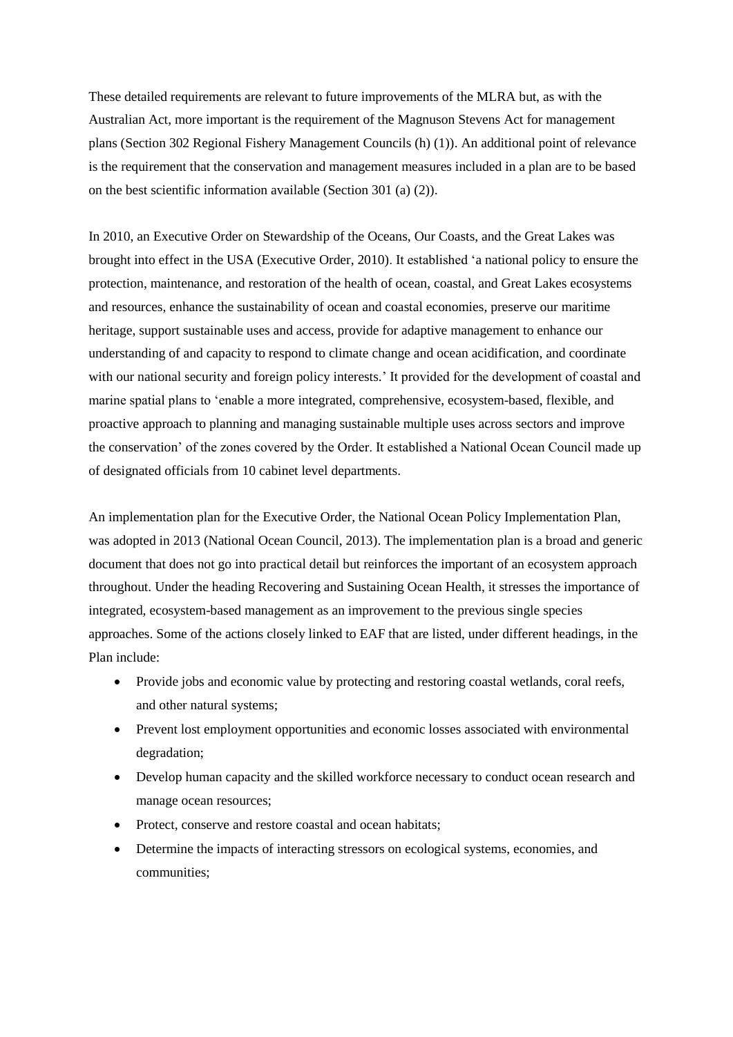These detailed requirements are relevant to future improvements of the MLRA but, as with the Australian Act, more important is the requirement of the Magnuson Stevens Act for management plans (Section 302 Regional Fishery Management Councils (h) (1)). An additional point of relevance is the requirement that the conservation and management measures included in a plan are to be based on the best scientific information available (Section 301 (a) (2)).

In 2010, an Executive Order on Stewardship of the Oceans, Our Coasts, and the Great Lakes was brought into effect in the USA (Executive Order, 2010). It established 'a national policy to ensure the protection, maintenance, and restoration of the health of ocean, coastal, and Great Lakes ecosystems and resources, enhance the sustainability of ocean and coastal economies, preserve our maritime heritage, support sustainable uses and access, provide for adaptive management to enhance our understanding of and capacity to respond to climate change and ocean acidification, and coordinate with our national security and foreign policy interests.' It provided for the development of coastal and marine spatial plans to 'enable a more integrated, comprehensive, ecosystem-based, flexible, and proactive approach to planning and managing sustainable multiple uses across sectors and improve the conservation' of the zones covered by the Order. It established a National Ocean Council made up of designated officials from 10 cabinet level departments.

An implementation plan for the Executive Order, the National Ocean Policy Implementation Plan, was adopted in 2013 (National Ocean Council, 2013). The implementation plan is a broad and generic document that does not go into practical detail but reinforces the important of an ecosystem approach throughout. Under the heading Recovering and Sustaining Ocean Health, it stresses the importance of integrated, ecosystem-based management as an improvement to the previous single species approaches. Some of the actions closely linked to EAF that are listed, under different headings, in the Plan include:

- Provide jobs and economic value by protecting and restoring coastal wetlands, coral reefs, and other natural systems;
- Prevent lost employment opportunities and economic losses associated with environmental degradation;
- Develop human capacity and the skilled workforce necessary to conduct ocean research and manage ocean resources;
- Protect, conserve and restore coastal and ocean habitats;
- Determine the impacts of interacting stressors on ecological systems, economies, and communities;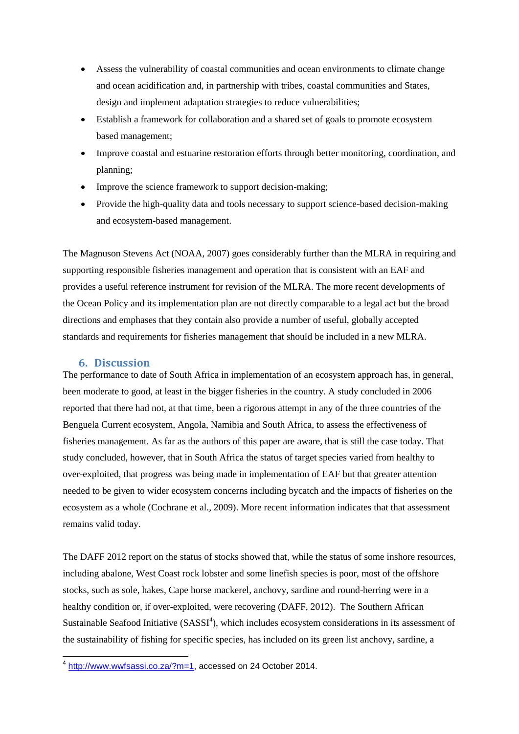- Assess the vulnerability of coastal communities and ocean environments to climate change and ocean acidification and, in partnership with tribes, coastal communities and States, design and implement adaptation strategies to reduce vulnerabilities;
- Establish a framework for collaboration and a shared set of goals to promote ecosystem based management;
- Improve coastal and estuarine restoration efforts through better monitoring, coordination, and planning;
- Improve the science framework to support decision-making;
- Provide the high-quality data and tools necessary to support science-based decision-making and ecosystem-based management.

The Magnuson Stevens Act (NOAA, 2007) goes considerably further than the MLRA in requiring and supporting responsible fisheries management and operation that is consistent with an EAF and provides a useful reference instrument for revision of the MLRA. The more recent developments of the Ocean Policy and its implementation plan are not directly comparable to a legal act but the broad directions and emphases that they contain also provide a number of useful, globally accepted standards and requirements for fisheries management that should be included in a new MLRA.

## 6. Discussion

The performance to date of South Africa in implementation of an ecosystem approach has, in general, been moderate to good, at least in the bigger fisheries in the country. A study concluded in 2006 reported that there had not, at that time, been a rigorous attempt in any of the three countries of the Benguela Current ecosystem, Angola, Namibia and South Africa, to assess the effectiveness of fisheries management. As far as the authors of this paper are aware, that is still the case today. That study concluded, however, that in South Africa the status of target species varied from healthy to over-exploited, that progress was being made in implementation of EAF but that greater attention needed to be given to wider ecosystem concerns including bycatch and the impacts of fisheries on the ecosystem as a whole (Cochrane et al., 2009). More recent information indicates that that assessment remains valid today.

The DAFF 2012 report on the status of stocks showed that, while the status of some inshore resources, including abalone, West Coast rock lobster and some linefish species is poor, most of the offshore stocks, such as sole, hakes, Cape horse mackerel, anchovy, sardine and round-herring were in a healthy condition or, if over-exploited, were recovering (DAFF, 2012). The Southern African Sustainable Seafood Initiative (SASSI[4]), which includes ecosystem considerations in its assessment of the sustainability of fishing for specific species, has included on its green list anchovy, sardine, a

[4] http://www.wwfsassi.co.za/?m=1, accessed on 24 October 2014.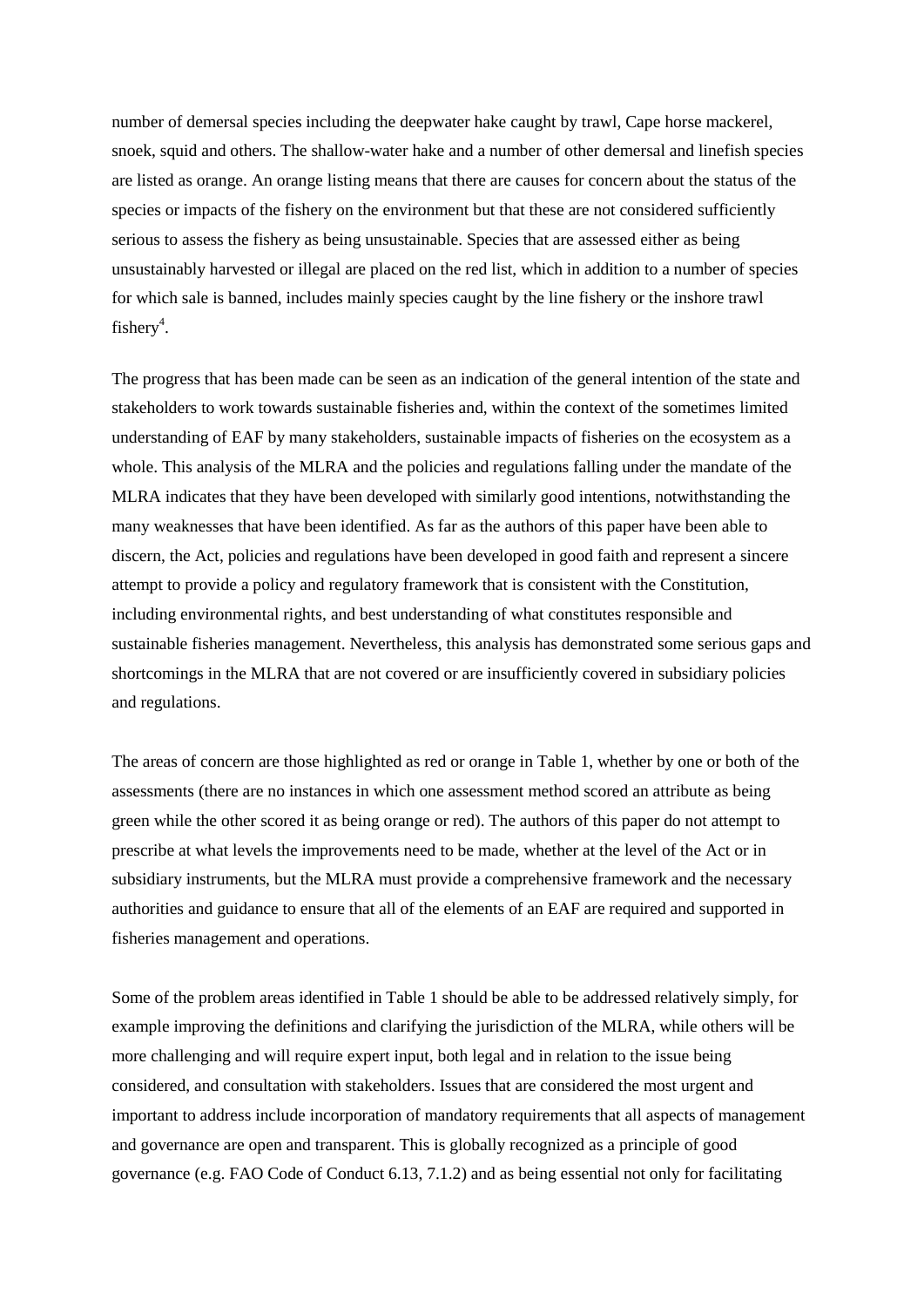number of demersal species including the deepwater hake caught by trawl, Cape horse mackerel, snoek, squid and others. The shallow-water hake and a number of other demersal and linefish species are listed as orange. An orange listing means that there are causes for concern about the status of the species or impacts of the fishery on the environment but that these are not considered sufficiently serious to assess the fishery as being unsustainable. Species that are assessed either as being unsustainably harvested or illegal are placed on the red list, which in addition to a number of species for which sale is banned, includes mainly species caught by the line fishery or the inshore trawl fishery[4].

The progress that has been made can be seen as an indication of the general intention of the state and stakeholders to work towards sustainable fisheries and, within the context of the sometimes limited understanding of EAF by many stakeholders, sustainable impacts of fisheries on the ecosystem as a whole. This analysis of the MLRA and the policies and regulations falling under the mandate of the MLRA indicates that they have been developed with similarly good intentions, notwithstanding the many weaknesses that have been identified. As far as the authors of this paper have been able to discern, the Act, policies and regulations have been developed in good faith and represent a sincere attempt to provide a policy and regulatory framework that is consistent with the Constitution, including environmental rights, and best understanding of what constitutes responsible and sustainable fisheries management. Nevertheless, this analysis has demonstrated some serious gaps and shortcomings in the MLRA that are not covered or are insufficiently covered in subsidiary policies and regulations.

The areas of concern are those highlighted as red or orange in Table 1, whether by one or both of the assessments (there are no instances in which one assessment method scored an attribute as being green while the other scored it as being orange or red). The authors of this paper do not attempt to prescribe at what levels the improvements need to be made, whether at the level of the Act or in subsidiary instruments, but the MLRA must provide a comprehensive framework and the necessary authorities and guidance to ensure that all of the elements of an EAF are required and supported in fisheries management and operations.

Some of the problem areas identified in Table 1 should be able to be addressed relatively simply, for example improving the definitions and clarifying the jurisdiction of the MLRA, while others will be more challenging and will require expert input, both legal and in relation to the issue being considered, and consultation with stakeholders. Issues that are considered the most urgent and important to address include incorporation of mandatory requirements that all aspects of management and governance are open and transparent. This is globally recognized as a principle of good governance (e.g. FAO Code of Conduct 6.13, 7.1.2) and as being essential not only for facilitating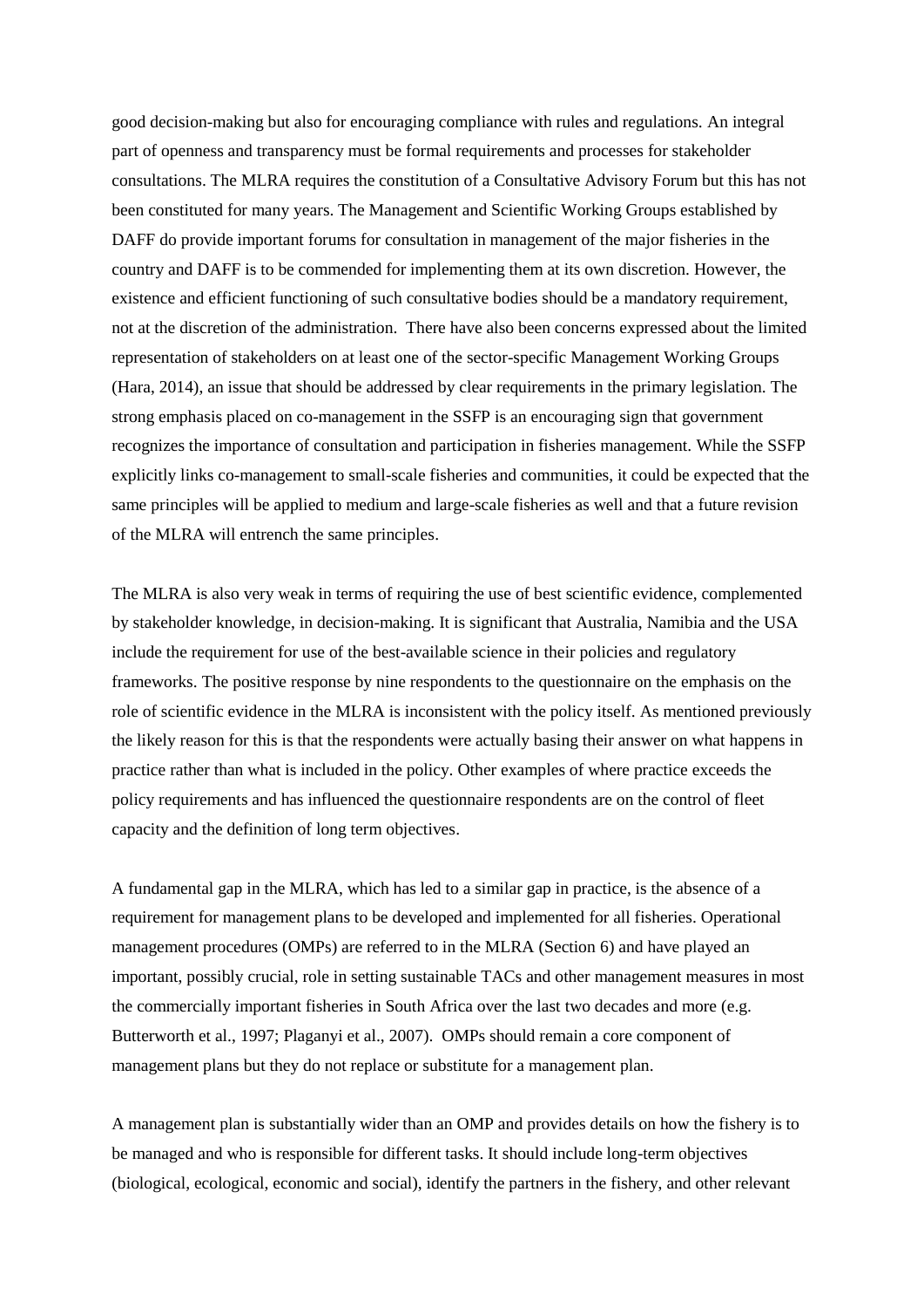good decision-making but also for encouraging compliance with rules and regulations. An integral part of openness and transparency must be formal requirements and processes for stakeholder consultations. The MLRA requires the constitution of a Consultative Advisory Forum but this has not been constituted for many years. The Management and Scientific Working Groups established by DAFF do provide important forums for consultation in management of the major fisheries in the country and DAFF is to be commended for implementing them at its own discretion. However, the existence and efficient functioning of such consultative bodies should be a mandatory requirement, not at the discretion of the administration. There have also been concerns expressed about the limited representation of stakeholders on at least one of the sector-specific Management Working Groups (Hara, 2014), an issue that should be addressed by clear requirements in the primary legislation. The strong emphasis placed on co-management in the SSFP is an encouraging sign that government recognizes the importance of consultation and participation in fisheries management. While the SSFP explicitly links co-management to small-scale fisheries and communities, it could be expected that the same principles will be applied to medium and large-scale fisheries as well and that a future revision of the MLRA will entrench the same principles.

The MLRA is also very weak in terms of requiring the use of best scientific evidence, complemented by stakeholder knowledge, in decision-making. It is significant that Australia, Namibia and the USA include the requirement for use of the best-available science in their policies and regulatory frameworks. The positive response by nine respondents to the questionnaire on the emphasis on the role of scientific evidence in the MLRA is inconsistent with the policy itself. As mentioned previously the likely reason for this is that the respondents were actually basing their answer on what happens in practice rather than what is included in the policy. Other examples of where practice exceeds the policy requirements and has influenced the questionnaire respondents are on the control of fleet capacity and the definition of long term objectives.

A fundamental gap in the MLRA, which has led to a similar gap in practice, is the absence of a requirement for management plans to be developed and implemented for all fisheries. Operational management procedures (OMPs) are referred to in the MLRA (Section 6) and have played an important, possibly crucial, role in setting sustainable TACs and other management measures in most the commercially important fisheries in South Africa over the last two decades and more (e.g. Butterworth et al., 1997; Plaganyi et al., 2007). OMPs should remain a core component of management plans but they do not replace or substitute for a management plan.

A management plan is substantially wider than an OMP and provides details on how the fishery is to be managed and who is responsible for different tasks. It should include long-term objectives (biological, ecological, economic and social), identify the partners in the fishery, and other relevant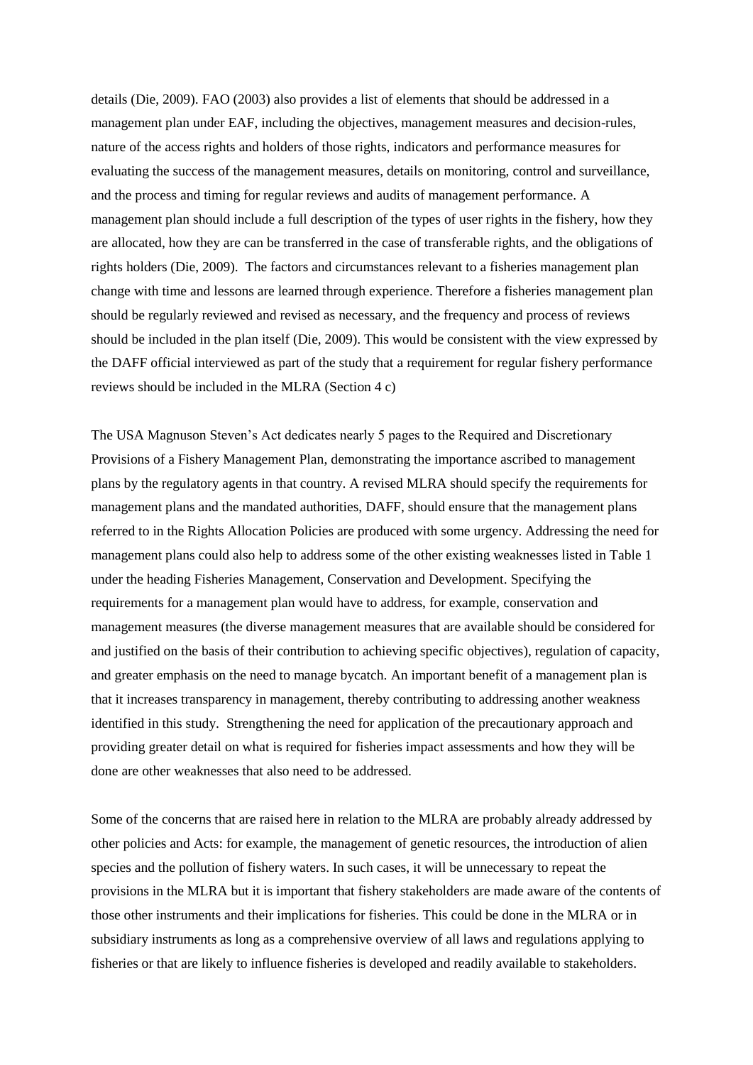details (Die, 2009). FAO (2003) also provides a list of elements that should be addressed in a management plan under EAF, including the objectives, management measures and decision-rules, nature of the access rights and holders of those rights, indicators and performance measures for evaluating the success of the management measures, details on monitoring, control and surveillance, and the process and timing for regular reviews and audits of management performance. A management plan should include a full description of the types of user rights in the fishery, how they are allocated, how they are can be transferred in the case of transferable rights, and the obligations of rights holders (Die, 2009). The factors and circumstances relevant to a fisheries management plan change with time and lessons are learned through experience. Therefore a fisheries management plan should be regularly reviewed and revised as necessary, and the frequency and process of reviews should be included in the plan itself (Die, 2009). This would be consistent with the view expressed by the DAFF official interviewed as part of the study that a requirement for regular fishery performance reviews should be included in the MLRA (Section 4 c)

The USA Magnuson Steven's Act dedicates nearly 5 pages to the Required and Discretionary Provisions of a Fishery Management Plan, demonstrating the importance ascribed to management plans by the regulatory agents in that country. A revised MLRA should specify the requirements for management plans and the mandated authorities, DAFF, should ensure that the management plans referred to in the Rights Allocation Policies are produced with some urgency. Addressing the need for management plans could also help to address some of the other existing weaknesses listed in Table 1 under the heading Fisheries Management, Conservation and Development. Specifying the requirements for a management plan would have to address, for example, conservation and management measures (the diverse management measures that are available should be considered for and justified on the basis of their contribution to achieving specific objectives), regulation of capacity, and greater emphasis on the need to manage bycatch. An important benefit of a management plan is that it increases transparency in management, thereby contributing to addressing another weakness identified in this study. Strengthening the need for application of the precautionary approach and providing greater detail on what is required for fisheries impact assessments and how they will be done are other weaknesses that also need to be addressed.

Some of the concerns that are raised here in relation to the MLRA are probably already addressed by other policies and Acts: for example, the management of genetic resources, the introduction of alien species and the pollution of fishery waters. In such cases, it will be unnecessary to repeat the provisions in the MLRA but it is important that fishery stakeholders are made aware of the contents of those other instruments and their implications for fisheries. This could be done in the MLRA or in subsidiary instruments as long as a comprehensive overview of all laws and regulations applying to fisheries or that are likely to influence fisheries is developed and readily available to stakeholders.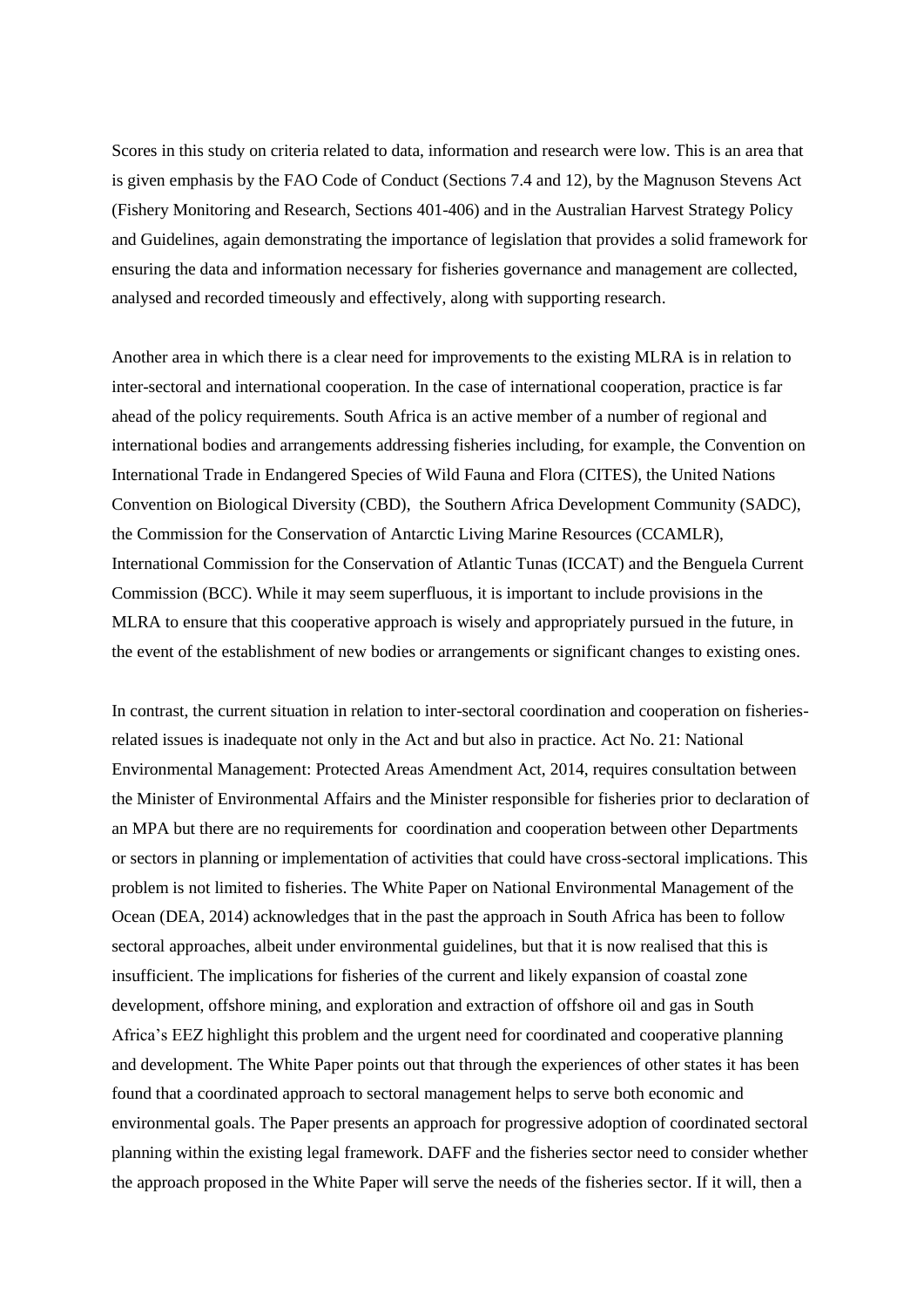Scores in this study on criteria related to data, information and research were low. This is an area that is given emphasis by the FAO Code of Conduct (Sections 7.4 and 12), by the Magnuson Stevens Act (Fishery Monitoring and Research, Sections 401-406) and in the Australian Harvest Strategy Policy and Guidelines, again demonstrating the importance of legislation that provides a solid framework for ensuring the data and information necessary for fisheries governance and management are collected, analysed and recorded timeously and effectively, along with supporting research.

Another area in which there is a clear need for improvements to the existing MLRA is in relation to inter-sectoral and international cooperation. In the case of international cooperation, practice is far ahead of the policy requirements. South Africa is an active member of a number of regional and international bodies and arrangements addressing fisheries including, for example, the Convention on International Trade in Endangered Species of Wild Fauna and Flora (CITES), the United Nations Convention on Biological Diversity (CBD), the Southern Africa Development Community (SADC), the Commission for the Conservation of Antarctic Living Marine Resources (CCAMLR), International Commission for the Conservation of Atlantic Tunas (ICCAT) and the Benguela Current Commission (BCC). While it may seem superfluous, it is important to include provisions in the MLRA to ensure that this cooperative approach is wisely and appropriately pursued in the future, in the event of the establishment of new bodies or arrangements or significant changes to existing ones.

In contrast, the current situation in relation to inter-sectoral coordination and cooperation on fisheries-related issues is inadequate not only in the Act and but also in practice. Act No. 21: National Environmental Management: Protected Areas Amendment Act, 2014, requires consultation between the Minister of Environmental Affairs and the Minister responsible for fisheries prior to declaration of an MPA but there are no requirements for coordination and cooperation between other Departments or sectors in planning or implementation of activities that could have cross-sectoral implications. This problem is not limited to fisheries. The White Paper on National Environmental Management of the Ocean (DEA, 2014) acknowledges that in the past the approach in South Africa has been to follow sectoral approaches, albeit under environmental guidelines, but that it is now realised that this is insufficient. The implications for fisheries of the current and likely expansion of coastal zone development, offshore mining, and exploration and extraction of offshore oil and gas in South Africa's EEZ highlight this problem and the urgent need for coordinated and cooperative planning and development. The White Paper points out that through the experiences of other states it has been found that a coordinated approach to sectoral management helps to serve both economic and environmental goals. The Paper presents an approach for progressive adoption of coordinated sectoral planning within the existing legal framework. DAFF and the fisheries sector need to consider whether the approach proposed in the White Paper will serve the needs of the fisheries sector. If it will, then a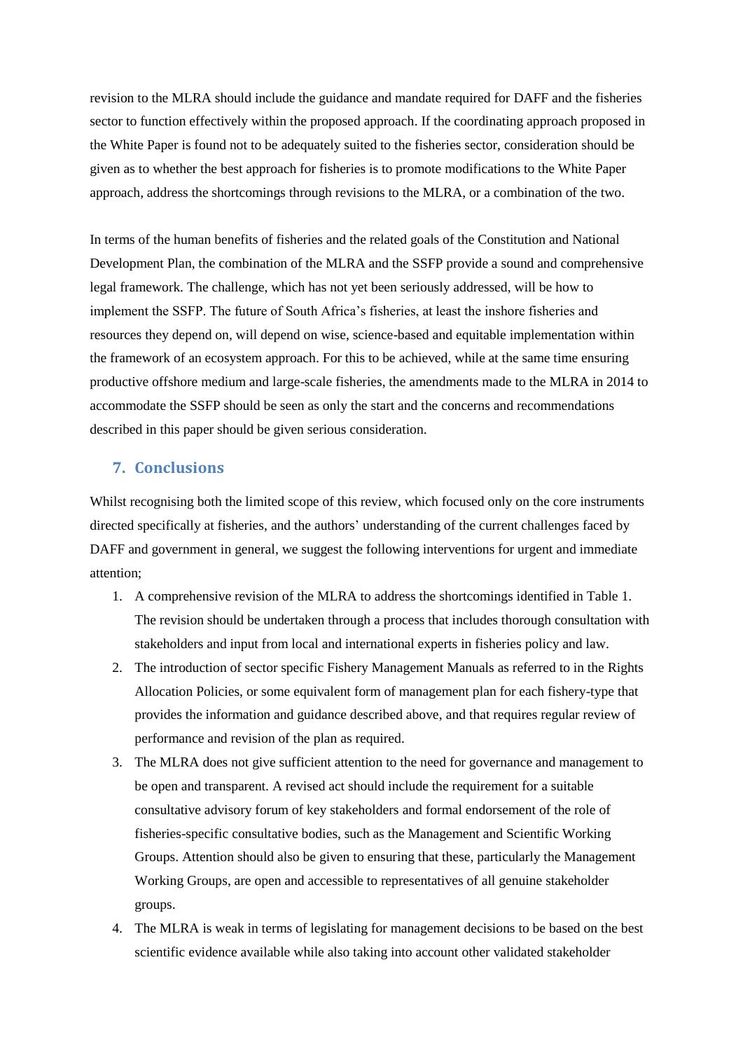revision to the MLRA should include the guidance and mandate required for DAFF and the fisheries sector to function effectively within the proposed approach. If the coordinating approach proposed in the White Paper is found not to be adequately suited to the fisheries sector, consideration should be given as to whether the best approach for fisheries is to promote modifications to the White Paper approach, address the shortcomings through revisions to the MLRA, or a combination of the two.

In terms of the human benefits of fisheries and the related goals of the Constitution and National Development Plan, the combination of the MLRA and the SSFP provide a sound and comprehensive legal framework. The challenge, which has not yet been seriously addressed, will be how to implement the SSFP. The future of South Africa's fisheries, at least the inshore fisheries and resources they depend on, will depend on wise, science-based and equitable implementation within the framework of an ecosystem approach. For this to be achieved, while at the same time ensuring productive offshore medium and large-scale fisheries, the amendments made to the MLRA in 2014 to accommodate the SSFP should be seen as only the start and the concerns and recommendations described in this paper should be given serious consideration.

## 7. Conclusions

Whilst recognising both the limited scope of this review, which focused only on the core instruments directed specifically at fisheries, and the authors' understanding of the current challenges faced by DAFF and government in general, we suggest the following interventions for urgent and immediate attention;

1. A comprehensive revision of the MLRA to address the shortcomings identified in Table 1. The revision should be undertaken through a process that includes thorough consultation with stakeholders and input from local and international experts in fisheries policy and law.
2. The introduction of sector specific Fishery Management Manuals as referred to in the Rights Allocation Policies, or some equivalent form of management plan for each fishery-type that provides the information and guidance described above, and that requires regular review of performance and revision of the plan as required.
3. The MLRA does not give sufficient attention to the need for governance and management to be open and transparent. A revised act should include the requirement for a suitable consultative advisory forum of key stakeholders and formal endorsement of the role of fisheries-specific consultative bodies, such as the Management and Scientific Working Groups. Attention should also be given to ensuring that these, particularly the Management Working Groups, are open and accessible to representatives of all genuine stakeholder groups.
4. The MLRA is weak in terms of legislating for management decisions to be based on the best scientific evidence available while also taking into account other validated stakeholder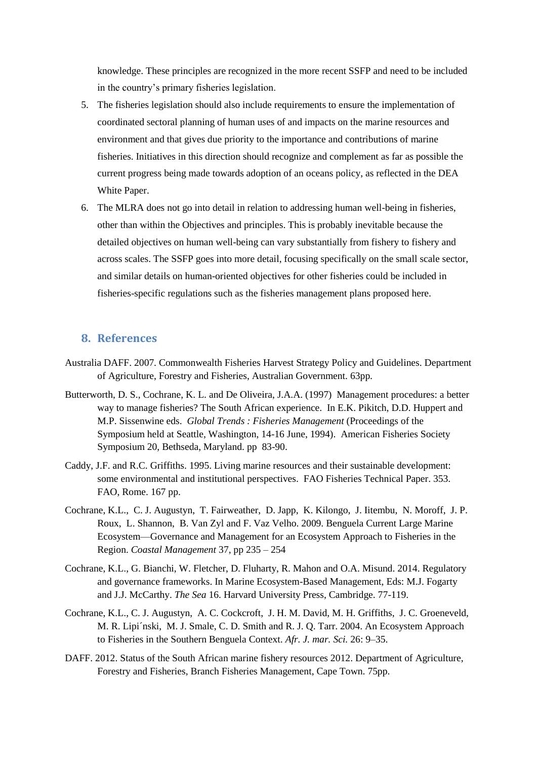knowledge. These principles are recognized in the more recent SSFP and need to be included in the country's primary fisheries legislation.

5. The fisheries legislation should also include requirements to ensure the implementation of coordinated sectoral planning of human uses of and impacts on the marine resources and environment and that gives due priority to the importance and contributions of marine fisheries. Initiatives in this direction should recognize and complement as far as possible the current progress being made towards adoption of an oceans policy, as reflected in the DEA White Paper.
6. The MLRA does not go into detail in relation to addressing human well-being in fisheries, other than within the Objectives and principles. This is probably inevitable because the detailed objectives on human well-being can vary substantially from fishery to fishery and across scales. The SSFP goes into more detail, focusing specifically on the small scale sector, and similar details on human-oriented objectives for other fisheries could be included in fisheries-specific regulations such as the fisheries management plans proposed here.

## 8. References

Australia DAFF. 2007. Commonwealth Fisheries Harvest Strategy Policy and Guidelines. Department of Agriculture, Forestry and Fisheries, Australian Government. 63pp.

Butterworth, D. S., Cochrane, K. L. and De Oliveira, J.A.A. (1997) Management procedures: a better way to manage fisheries? The South African experience. In E.K. Pikitch, D.D. Huppert and M.P. Sissenwine eds. *Global Trends : Fisheries Management* (Proceedings of the Symposium held at Seattle, Washington, 14-16 June, 1994). American Fisheries Society Symposium 20, Bethseda, Maryland. pp 83-90.

Caddy, J.F. and R.C. Griffiths. 1995. Living marine resources and their sustainable development: some environmental and institutional perspectives. FAO Fisheries Technical Paper. 353. FAO, Rome. 167 pp.

Cochrane, K.L., C. J. Augustyn, T. Fairweather, D. Japp, K. Kilongo, J. Iitembu, N. Moroff, J. P. Roux, L. Shannon, B. Van Zyl and F. Vaz Velho. 2009. Benguela Current Large Marine Ecosystem—Governance and Management for an Ecosystem Approach to Fisheries in the Region. *Coastal Management* 37, pp 235 – 254

Cochrane, K.L., G. Bianchi, W. Fletcher, D. Fluharty, R. Mahon and O.A. Misund. 2014. Regulatory and governance frameworks. In Marine Ecosystem-Based Management, Eds: M.J. Fogarty and J.J. McCarthy. *The Sea* 16. Harvard University Press, Cambridge. 77-119.

Cochrane, K.L., C. J. Augustyn, A. C. Cockcroft, J. H. M. David, M. H. Griffiths, J. C. Groeneveld, M. R. Lipi´nski, M. J. Smale, C. D. Smith and R. J. Q. Tarr. 2004. An Ecosystem Approach to Fisheries in the Southern Benguela Context. *Afr. J. mar. Sci.* 26: 9–35.

DAFF. 2012. Status of the South African marine fishery resources 2012. Department of Agriculture, Forestry and Fisheries, Branch Fisheries Management, Cape Town. 75pp.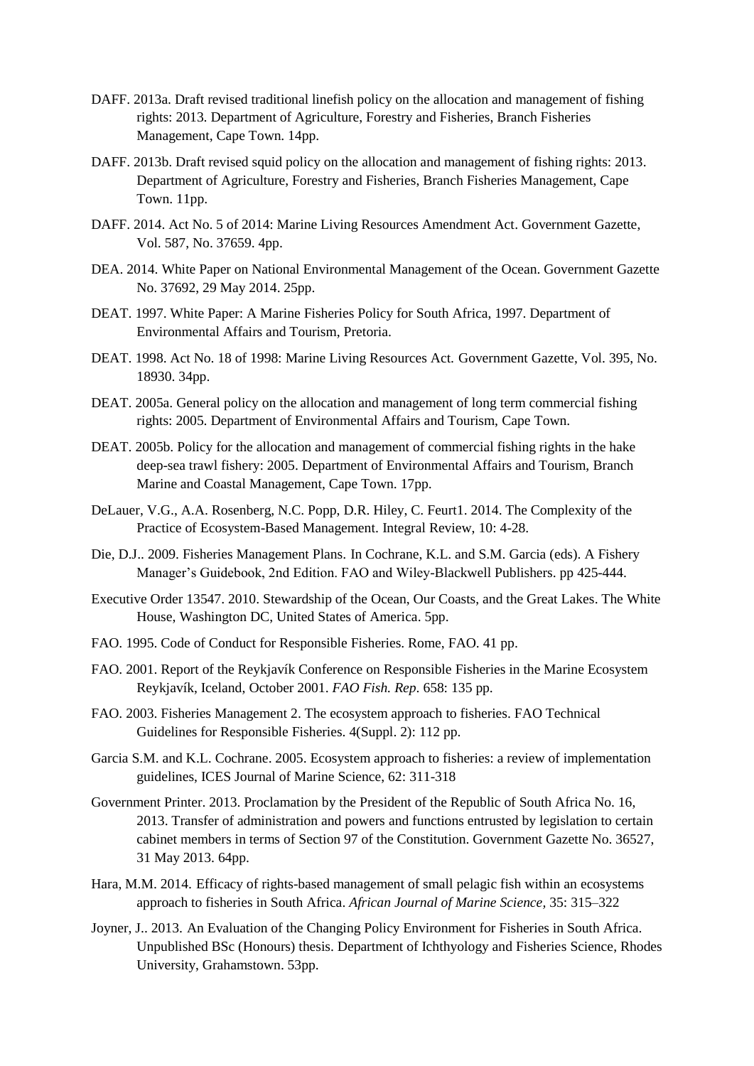DAFF. 2013a. Draft revised traditional linefish policy on the allocation and management of fishing rights: 2013. Department of Agriculture, Forestry and Fisheries, Branch Fisheries Management, Cape Town. 14pp.

DAFF. 2013b. Draft revised squid policy on the allocation and management of fishing rights: 2013. Department of Agriculture, Forestry and Fisheries, Branch Fisheries Management, Cape Town. 11pp.

DAFF. 2014. Act No. 5 of 2014: Marine Living Resources Amendment Act. Government Gazette, Vol. 587, No. 37659. 4pp.

DEA. 2014. White Paper on National Environmental Management of the Ocean. Government Gazette No. 37692, 29 May 2014. 25pp.

DEAT. 1997. White Paper: A Marine Fisheries Policy for South Africa, 1997. Department of Environmental Affairs and Tourism, Pretoria.

DEAT. 1998. Act No. 18 of 1998: Marine Living Resources Act. Government Gazette, Vol. 395, No. 18930. 34pp.

DEAT. 2005a. General policy on the allocation and management of long term commercial fishing rights: 2005. Department of Environmental Affairs and Tourism, Cape Town.

DEAT. 2005b. Policy for the allocation and management of commercial fishing rights in the hake deep-sea trawl fishery: 2005. Department of Environmental Affairs and Tourism, Branch Marine and Coastal Management, Cape Town. 17pp.

DeLauer, V.G., A.A. Rosenberg, N.C. Popp, D.R. Hiley, C. Feurt1. 2014. The Complexity of the Practice of Ecosystem-Based Management. Integral Review, 10: 4-28.

Die, D.J.. 2009. Fisheries Management Plans. In Cochrane, K.L. and S.M. Garcia (eds). A Fishery Manager's Guidebook, 2nd Edition. FAO and Wiley-Blackwell Publishers. pp 425-444.

Executive Order 13547. 2010. Stewardship of the Ocean, Our Coasts, and the Great Lakes. The White House, Washington DC, United States of America. 5pp.

FAO. 1995. Code of Conduct for Responsible Fisheries. Rome, FAO. 41 pp.

FAO. 2001. Report of the Reykjavík Conference on Responsible Fisheries in the Marine Ecosystem Reykjavík, Iceland, October 2001. *FAO Fish. Rep*. 658: 135 pp.

FAO. 2003. Fisheries Management 2. The ecosystem approach to fisheries. FAO Technical Guidelines for Responsible Fisheries. 4(Suppl. 2): 112 pp.

Garcia S.M. and K.L. Cochrane. 2005. Ecosystem approach to fisheries: a review of implementation guidelines, ICES Journal of Marine Science, 62: 311-318

Government Printer. 2013. Proclamation by the President of the Republic of South Africa No. 16, 2013. Transfer of administration and powers and functions entrusted by legislation to certain cabinet members in terms of Section 97 of the Constitution. Government Gazette No. 36527, 31 May 2013. 64pp.

Hara, M.M. 2014. Efficacy of rights-based management of small pelagic fish within an ecosystems approach to fisheries in South Africa. *African Journal of Marine Science*, 35: 315–322

Joyner, J.. 2013. An Evaluation of the Changing Policy Environment for Fisheries in South Africa. Unpublished BSc (Honours) thesis. Department of Ichthyology and Fisheries Science, Rhodes University, Grahamstown. 53pp.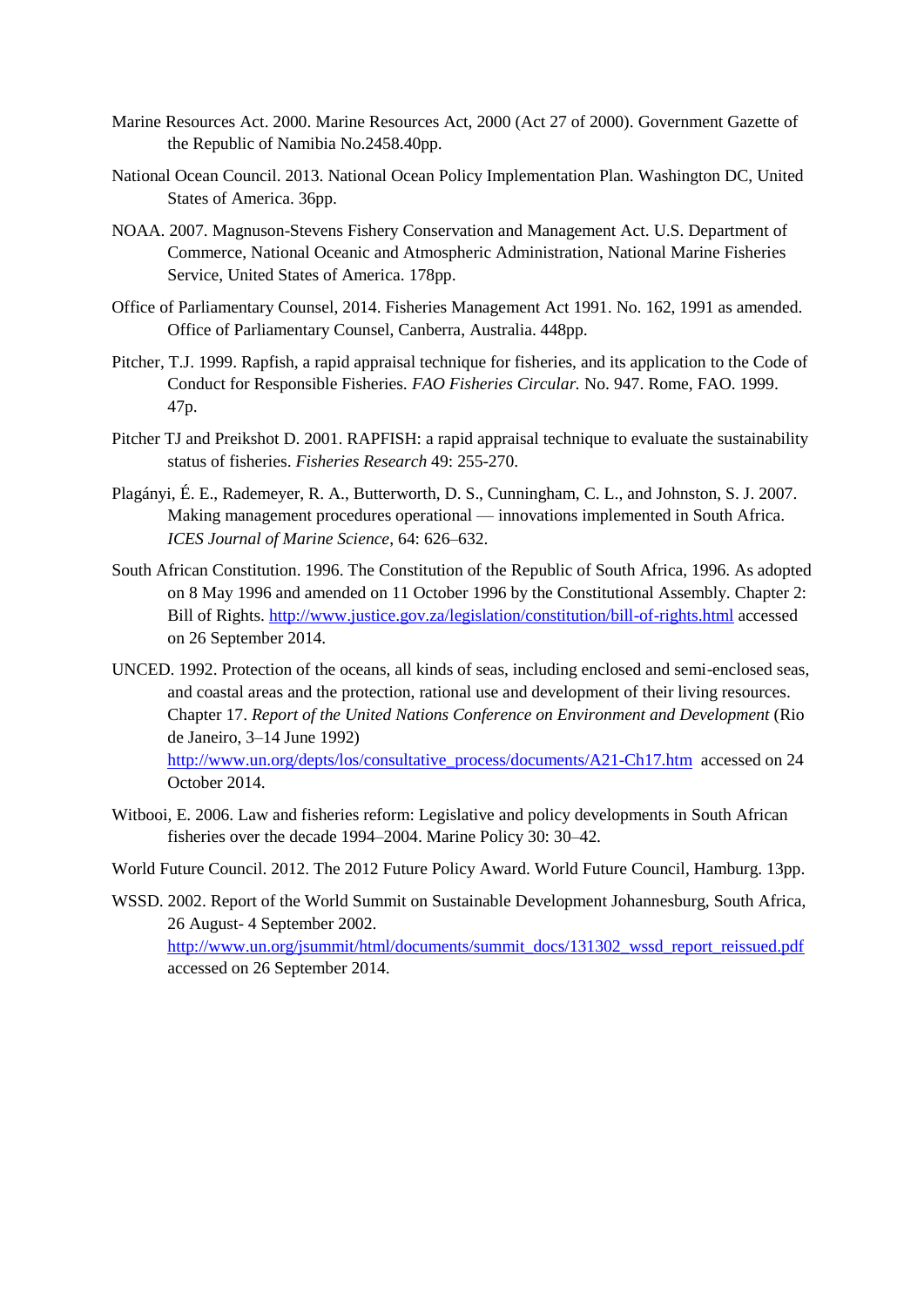Marine Resources Act. 2000. Marine Resources Act, 2000 (Act 27 of 2000). Government Gazette of the Republic of Namibia No.2458.40pp.

National Ocean Council. 2013. National Ocean Policy Implementation Plan. Washington DC, United States of America. 36pp.

NOAA. 2007. Magnuson-Stevens Fishery Conservation and Management Act. U.S. Department of Commerce, National Oceanic and Atmospheric Administration, National Marine Fisheries Service, United States of America. 178pp.

Office of Parliamentary Counsel, 2014. Fisheries Management Act 1991. No. 162, 1991 as amended. Office of Parliamentary Counsel, Canberra, Australia. 448pp.

Pitcher, T.J. 1999. Rapfish, a rapid appraisal technique for fisheries, and its application to the Code of Conduct for Responsible Fisheries. *FAO Fisheries Circular.* No. 947. Rome, FAO. 1999. 47p.

Pitcher TJ and Preikshot D. 2001. RAPFISH: a rapid appraisal technique to evaluate the sustainability status of fisheries. *Fisheries Research* 49: 255-270.

Plagányi, É. E., Rademeyer, R. A., Butterworth, D. S., Cunningham, C. L., and Johnston, S. J. 2007. Making management procedures operational — innovations implemented in South Africa. *ICES Journal of Marine Science*, 64: 626–632.

South African Constitution. 1996. The Constitution of the Republic of South Africa, 1996. As adopted on 8 May 1996 and amended on 11 October 1996 by the Constitutional Assembly. Chapter 2: Bill of Rights. http://www.justice.gov.za/legislation/constitution/bill-of-rights.html accessed on 26 September 2014.

UNCED. 1992. Protection of the oceans, all kinds of seas, including enclosed and semi-enclosed seas, and coastal areas and the protection, rational use and development of their living resources. Chapter 17. *Report of the United Nations Conference on Environment and Development* (Rio de Janeiro, 3–14 June 1992) http://www.un.org/depts/los/consultative_process/documents/A21-Ch17.htm accessed on 24 October 2014.

Witbooi, E. 2006. Law and fisheries reform: Legislative and policy developments in South African fisheries over the decade 1994–2004. Marine Policy 30: 30–42.

World Future Council. 2012. The 2012 Future Policy Award. World Future Council, Hamburg. 13pp.

WSSD. 2002. Report of the World Summit on Sustainable Development Johannesburg, South Africa, 26 August- 4 September 2002. http://www.un.org/jsummit/html/documents/summit_docs/131302_wssd_report_reissued.pdf accessed on 26 September 2014.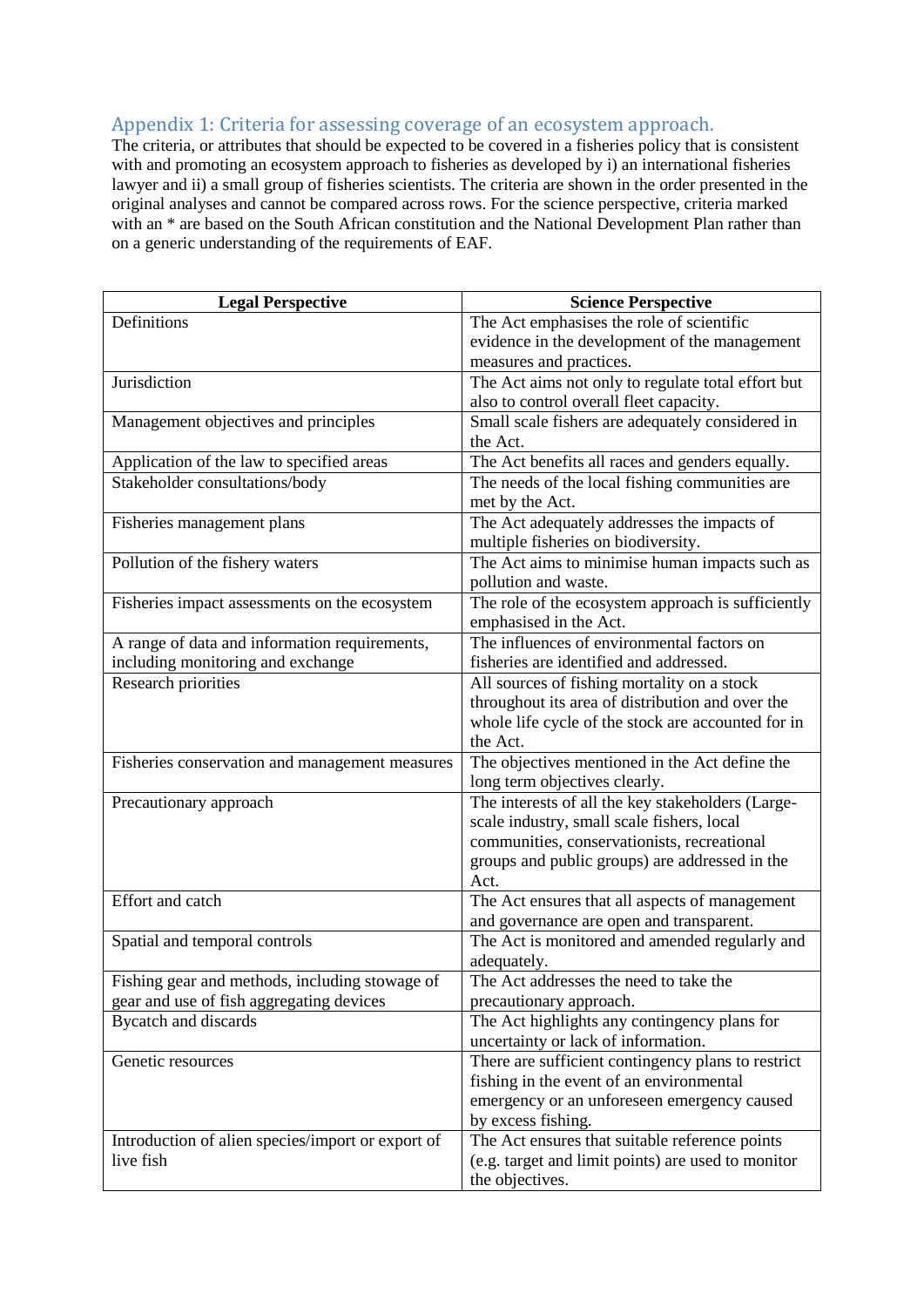## Appendix 1: Criteria for assessing coverage of an ecosystem approach.

The criteria, or attributes that should be expected to be covered in a fisheries policy that is consistent with and promoting an ecosystem approach to fisheries as developed by i) an international fisheries lawyer and ii) a small group of fisheries scientists. The criteria are shown in the order presented in the original analyses and cannot be compared across rows. For the science perspective, criteria marked with an * are based on the South African constitution and the National Development Plan rather than on a generic understanding of the requirements of EAF.

| Legal Perspective | Science Perspective |
|---|---|
| Definitions | The Act emphasises the role of scientific evidence in the development of the management measures and practices. |
| Jurisdiction | The Act aims not only to regulate total effort but also to control overall fleet capacity. |
| Management objectives and principles | Small scale fishers are adequately considered in the Act. |
| Application of the law to specified areas | The Act benefits all races and genders equally. |
| Stakeholder consultations/body | The needs of the local fishing communities are met by the Act. |
| Fisheries management plans | The Act adequately addresses the impacts of multiple fisheries on biodiversity. |
| Pollution of the fishery waters | The Act aims to minimise human impacts such as pollution and waste. |
| Fisheries impact assessments on the ecosystem | The role of the ecosystem approach is sufficiently emphasised in the Act. |
| A range of data and information requirements, including monitoring and exchange | The influences of environmental factors on fisheries are identified and addressed. |
| Research priorities | All sources of fishing mortality on a stock throughout its area of distribution and over the whole life cycle of the stock are accounted for in the Act. |
| Fisheries conservation and management measures | The objectives mentioned in the Act define the long term objectives clearly. |
| Precautionary approach | The interests of all the key stakeholders (Large-scale industry, small scale fishers, local communities, conservationists, recreational groups and public groups) are addressed in the Act. |
| Effort and catch | The Act ensures that all aspects of management and governance are open and transparent. |
| Spatial and temporal controls | The Act is monitored and amended regularly and adequately. |
| Fishing gear and methods, including stowage of gear and use of fish aggregating devices | The Act addresses the need to take the precautionary approach. |
| Bycatch and discards | The Act highlights any contingency plans for uncertainty or lack of information. |
| Genetic resources | There are sufficient contingency plans to restrict fishing in the event of an environmental emergency or an unforeseen emergency caused by excess fishing. |
| Introduction of alien species/import or export of live fish | The Act ensures that suitable reference points (e.g. target and limit points) are used to monitor the objectives. |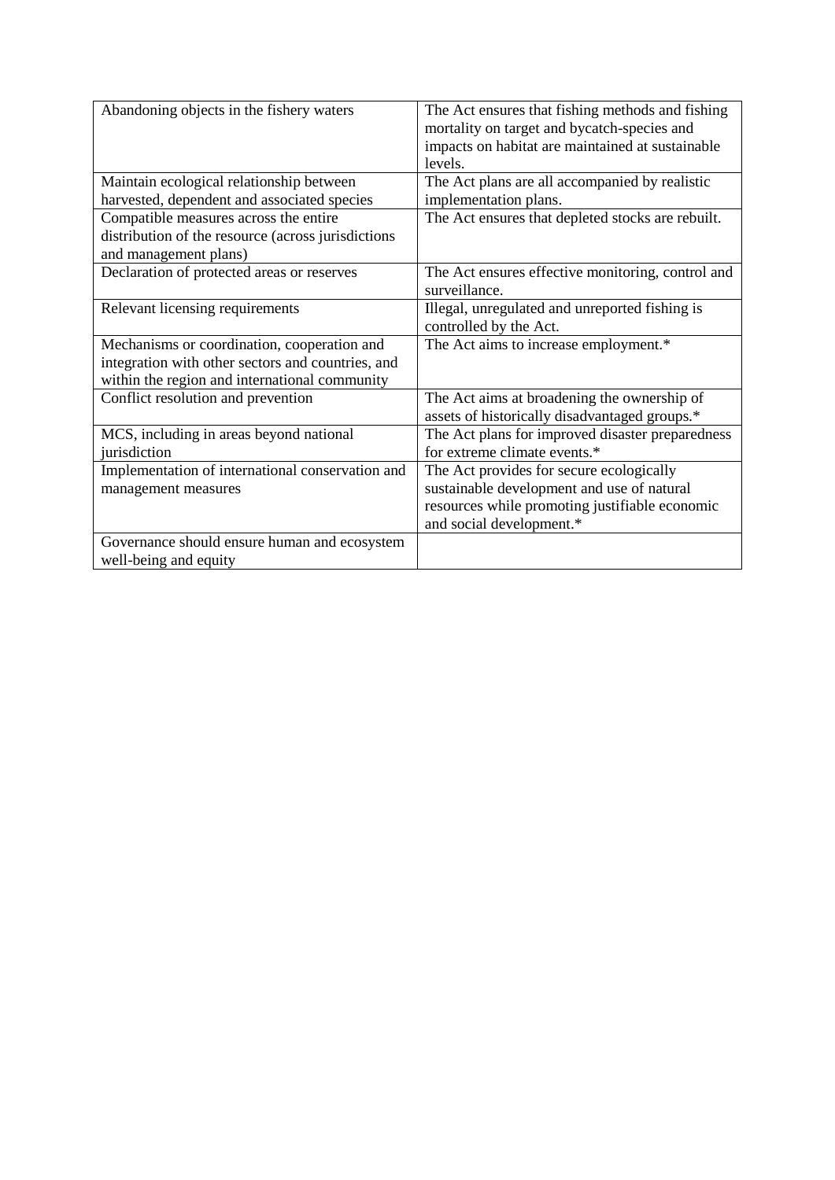| Abandoning objects in the fishery waters | The Act ensures that fishing methods and fishing mortality on target and bycatch-species and impacts on habitat are maintained at sustainable levels. |
|---|---|
| Maintain ecological relationship between harvested, dependent and associated species | The Act plans are all accompanied by realistic implementation plans. |
| Compatible measures across the entire distribution of the resource (across jurisdictions and management plans) | The Act ensures that depleted stocks are rebuilt. |
| Declaration of protected areas or reserves | The Act ensures effective monitoring, control and surveillance. |
| Relevant licensing requirements | Illegal, unregulated and unreported fishing is controlled by the Act. |
| Mechanisms or coordination, cooperation and integration with other sectors and countries, and within the region and international community | The Act aims to increase employment.* |
| Conflict resolution and prevention | The Act aims at broadening the ownership of assets of historically disadvantaged groups.* |
| MCS, including in areas beyond national jurisdiction | The Act plans for improved disaster preparedness for extreme climate events.* |
| Implementation of international conservation and management measures | The Act provides for secure ecologically sustainable development and use of natural resources while promoting justifiable economic and social development.* |
| Governance should ensure human and ecosystem well-being and equity | |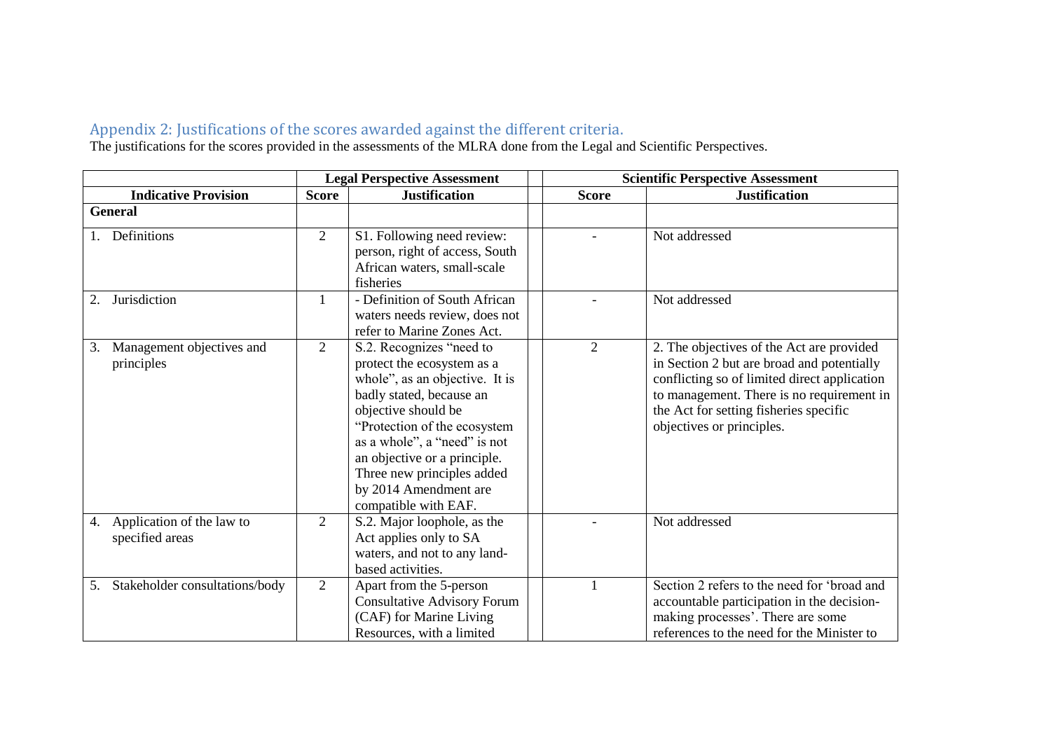## Appendix 2: Justifications of the scores awarded against the different criteria.

The justifications for the scores provided in the assessments of the MLRA done from the Legal and Scientific Perspectives.

| | Legal Perspective Assessment | | | Scientific Perspective Assessment | |
|---|---|---|---|---|---|
| **Indicative Provision** | **Score** | **Justification** | | **Score** | **Justification** |
| **General** | | | | | |
| 1. Definitions | 2 | S1. Following need review: person, right of access, South African waters, small-scale fisheries | | - | Not addressed |
| 2. Jurisdiction | 1 | - Definition of South African waters needs review, does not refer to Marine Zones Act. | | - | Not addressed |
| 3. Management objectives and principles | 2 | S.2. Recognizes "need to protect the ecosystem as a whole", as an objective. It is badly stated, because an objective should be "Protection of the ecosystem as a whole", a "need" is not an objective or a principle. Three new principles added by 2014 Amendment are compatible with EAF. | | 2 | 2. The objectives of the Act are provided in Section 2 but are broad and potentially conflicting so of limited direct application to management. There is no requirement in the Act for setting fisheries specific objectives or principles. |
| 4. Application of the law to specified areas | 2 | S.2. Major loophole, as the Act applies only to SA waters, and not to any land-based activities. | | - | Not addressed |
| 5. Stakeholder consultations/body | 2 | Apart from the 5-person Consultative Advisory Forum (CAF) for Marine Living Resources, with a limited | | 1 | Section 2 refers to the need for 'broad and accountable participation in the decision-making processes'. There are some references to the need for the Minister to |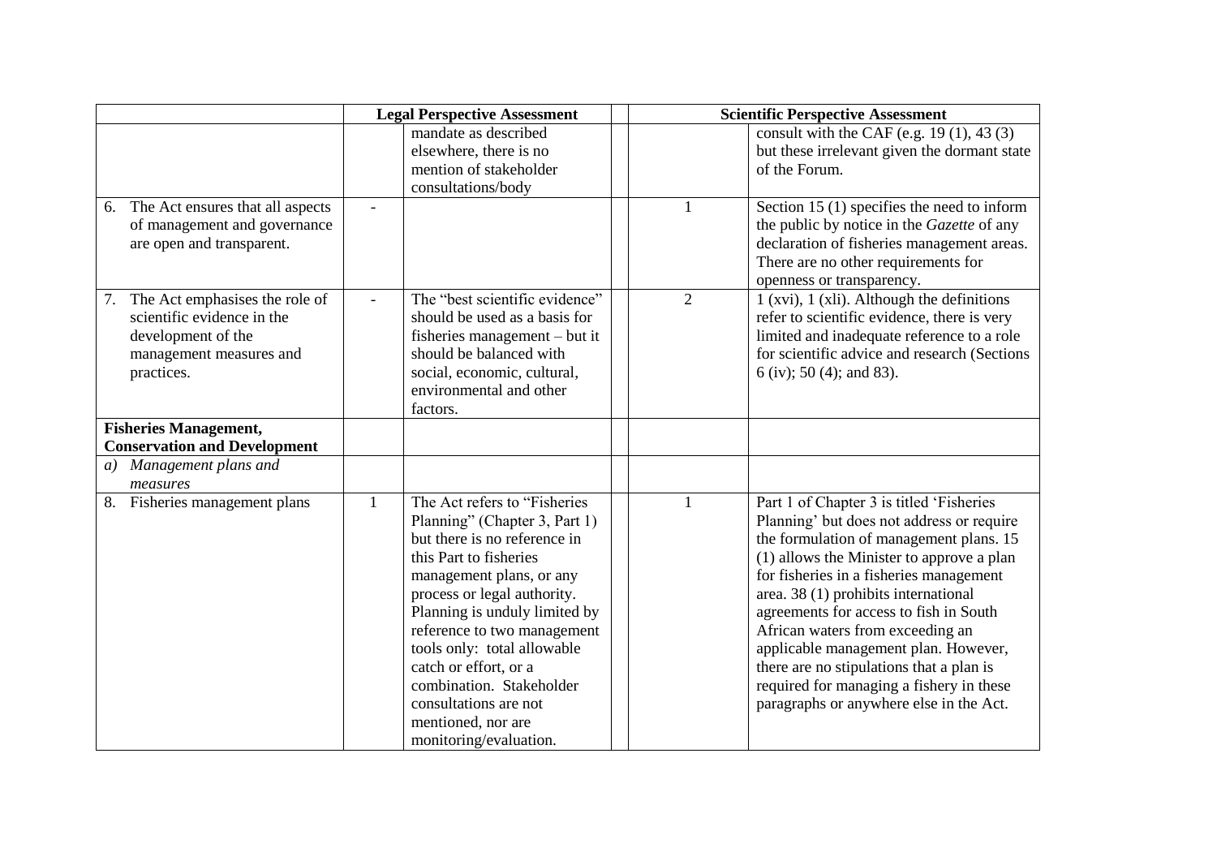| | Legal Perspective Assessment | | | Scientific Perspective Assessment | |
|---|---|---|---|---|---|
| | | mandate as described elsewhere, there is no mention of stakeholder consultations/body | | | consult with the CAF (e.g. 19 (1), 43 (3) but these irrelevant given the dormant state of the Forum. |
| 6. The Act ensures that all aspects of management and governance are open and transparent. | - | | | 1 | Section 15 (1) specifies the need to inform the public by notice in the *Gazette* of any declaration of fisheries management areas. There are no other requirements for openness or transparency. |
| 7. The Act emphasises the role of scientific evidence in the development of the management measures and practices. | - | The "best scientific evidence" should be used as a basis for fisheries management – but it should be balanced with social, economic, cultural, environmental and other factors. | | 2 | 1 (xvi), 1 (xli). Although the definitions refer to scientific evidence, there is very limited and inadequate reference to a role for scientific advice and research (Sections 6 (iv); 50 (4); and 83). |
| **Fisheries Management, Conservation and Development** | | | | | |
| *a) Management plans and measures* | | | | | |
| 8. Fisheries management plans | 1 | The Act refers to "Fisheries Planning" (Chapter 3, Part 1) but there is no reference in this Part to fisheries management plans, or any process or legal authority. Planning is unduly limited by reference to two management tools only: total allowable catch or effort, or a combination. Stakeholder consultations are not mentioned, nor are monitoring/evaluation. | | 1 | Part 1 of Chapter 3 is titled 'Fisheries Planning' but does not address or require the formulation of management plans. 15 (1) allows the Minister to approve a plan for fisheries in a fisheries management area. 38 (1) prohibits international agreements for access to fish in South African waters from exceeding an applicable management plan. However, there are no stipulations that a plan is required for managing a fishery in these paragraphs or anywhere else in the Act. |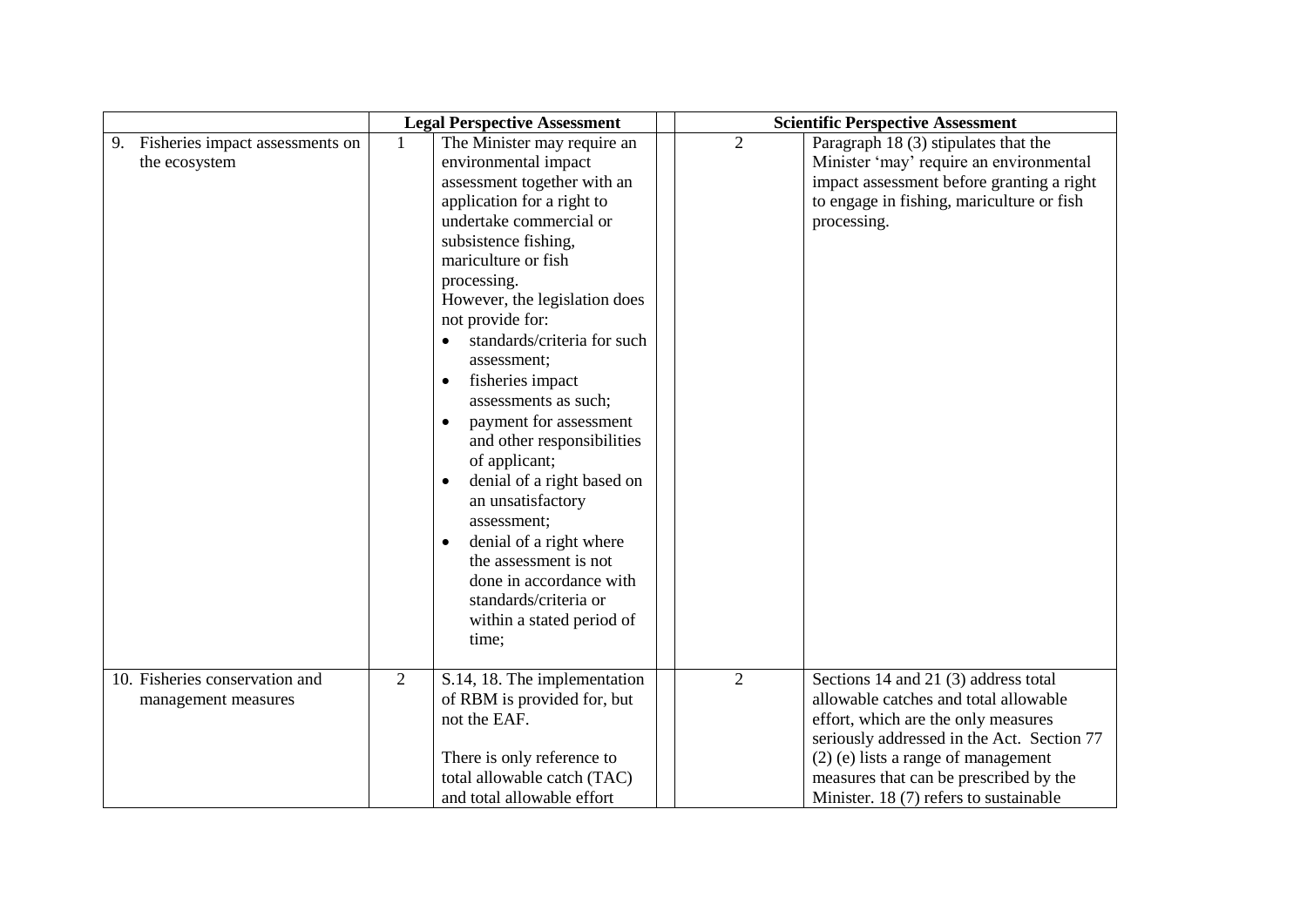| | Legal Perspective Assessment | | | Scientific Perspective Assessment | |
|---|---|---|---|---|---|
| 9. Fisheries impact assessments on the ecosystem | 1 | The Minister may require an environmental impact assessment together with an application for a right to undertake commercial or subsistence fishing, mariculture or fish processing.<br>However, the legislation does not provide for:<br>• standards/criteria for such assessment;<br>• fisheries impact assessments as such;<br>• payment for assessment and other responsibilities of applicant;<br>• denial of a right based on an unsatisfactory assessment;<br>• denial of a right where the assessment is not done in accordance with standards/criteria or within a stated period of time; | | 2 | Paragraph 18 (3) stipulates that the Minister 'may' require an environmental impact assessment before granting a right to engage in fishing, mariculture or fish processing. |
| 10. Fisheries conservation and management measures | 2 | S.14, 18. The implementation of RBM is provided for, but not the EAF.<br><br>There is only reference to total allowable catch (TAC) and total allowable effort | | 2 | Sections 14 and 21 (3) address total allowable catches and total allowable effort, which are the only measures seriously addressed in the Act. Section 77 (2) (e) lists a range of management measures that can be prescribed by the Minister. 18 (7) refers to sustainable |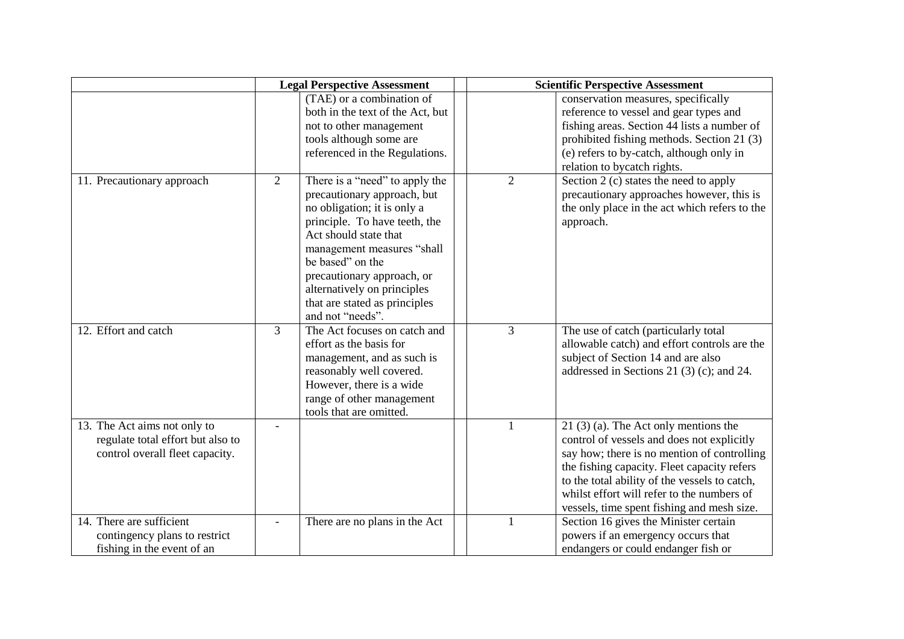| | Legal Perspective Assessment | | | Scientific Perspective Assessment | |
|---|---|---|---|---|---|
| | | (TAE) or a combination of both in the text of the Act, but not to other management tools although some are referenced in the Regulations. | | | conservation measures, specifically reference to vessel and gear types and fishing areas. Section 44 lists a number of prohibited fishing methods. Section 21 (3) (e) refers to by-catch, although only in relation to bycatch rights. |
| 11. Precautionary approach | 2 | There is a "need" to apply the precautionary approach, but no obligation; it is only a principle. To have teeth, the Act should state that management measures "shall be based" on the precautionary approach, or alternatively on principles that are stated as principles and not "needs". | | 2 | Section 2 (c) states the need to apply precautionary approaches however, this is the only place in the act which refers to the approach. |
| 12. Effort and catch | 3 | The Act focuses on catch and effort as the basis for management, and as such is reasonably well covered. However, there is a wide range of other management tools that are omitted. | | 3 | The use of catch (particularly total allowable catch) and effort controls are the subject of Section 14 and are also addressed in Sections 21 (3) (c); and 24. |
| 13. The Act aims not only to regulate total effort but also to control overall fleet capacity. | - | | | 1 | 21 (3) (a). The Act only mentions the control of vessels and does not explicitly say how; there is no mention of controlling the fishing capacity. Fleet capacity refers to the total ability of the vessels to catch, whilst effort will refer to the numbers of vessels, time spent fishing and mesh size. |
| 14. There are sufficient contingency plans to restrict fishing in the event of an | - | There are no plans in the Act | | 1 | Section 16 gives the Minister certain powers if an emergency occurs that endangers or could endanger fish or |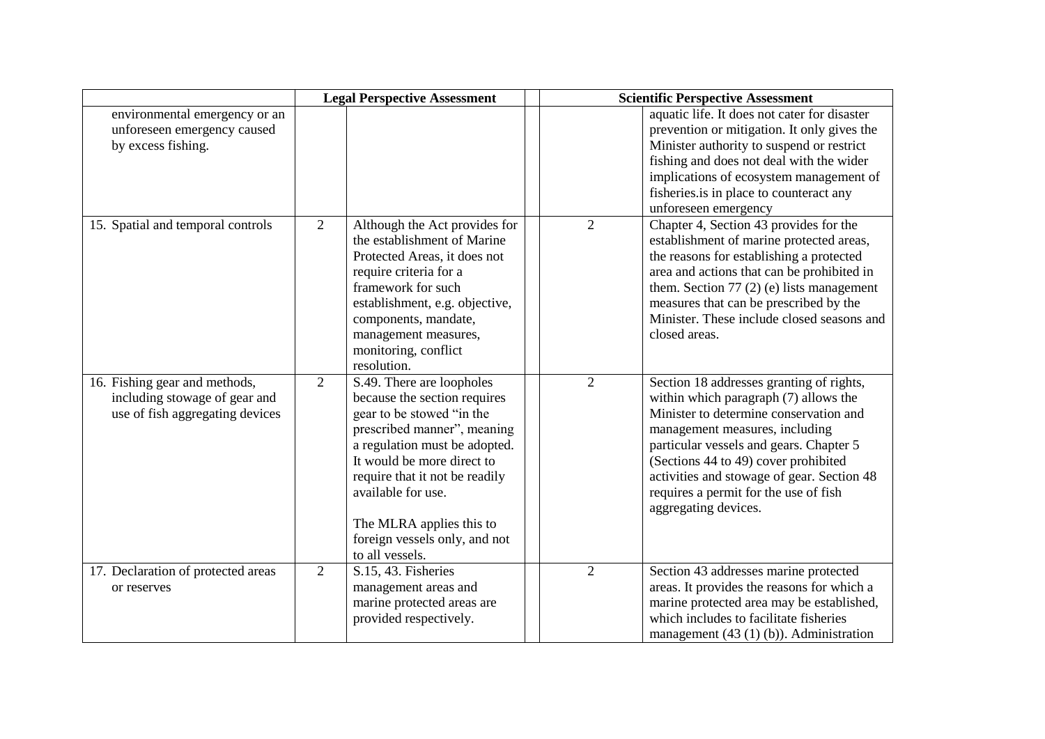| | Legal Perspective Assessment | | | Scientific Perspective Assessment | |
|---|---|---|---|---|---|
| environmental emergency or an unforeseen emergency caused by excess fishing. | | | | | aquatic life. It does not cater for disaster prevention or mitigation. It only gives the Minister authority to suspend or restrict fishing and does not deal with the wider implications of ecosystem management of fisheries.is in place to counteract any unforeseen emergency |
| 15. Spatial and temporal controls | 2 | Although the Act provides for the establishment of Marine Protected Areas, it does not require criteria for a framework for such establishment, e.g. objective, components, mandate, management measures, monitoring, conflict resolution. | | 2 | Chapter 4, Section 43 provides for the establishment of marine protected areas, the reasons for establishing a protected area and actions that can be prohibited in them. Section 77 (2) (e) lists management measures that can be prescribed by the Minister. These include closed seasons and closed areas. |
| 16. Fishing gear and methods, including stowage of gear and use of fish aggregating devices | 2 | S.49. There are loopholes because the section requires gear to be stowed "in the prescribed manner", meaning a regulation must be adopted. It would be more direct to require that it not be readily available for use.<br><br>The MLRA applies this to foreign vessels only, and not to all vessels. | | 2 | Section 18 addresses granting of rights, within which paragraph (7) allows the Minister to determine conservation and management measures, including particular vessels and gears. Chapter 5 (Sections 44 to 49) cover prohibited activities and stowage of gear. Section 48 requires a permit for the use of fish aggregating devices. |
| 17. Declaration of protected areas or reserves | 2 | S.15, 43. Fisheries management areas and marine protected areas are provided respectively. | | 2 | Section 43 addresses marine protected areas. It provides the reasons for which a marine protected area may be established, which includes to facilitate fisheries management (43 (1) (b)). Administration |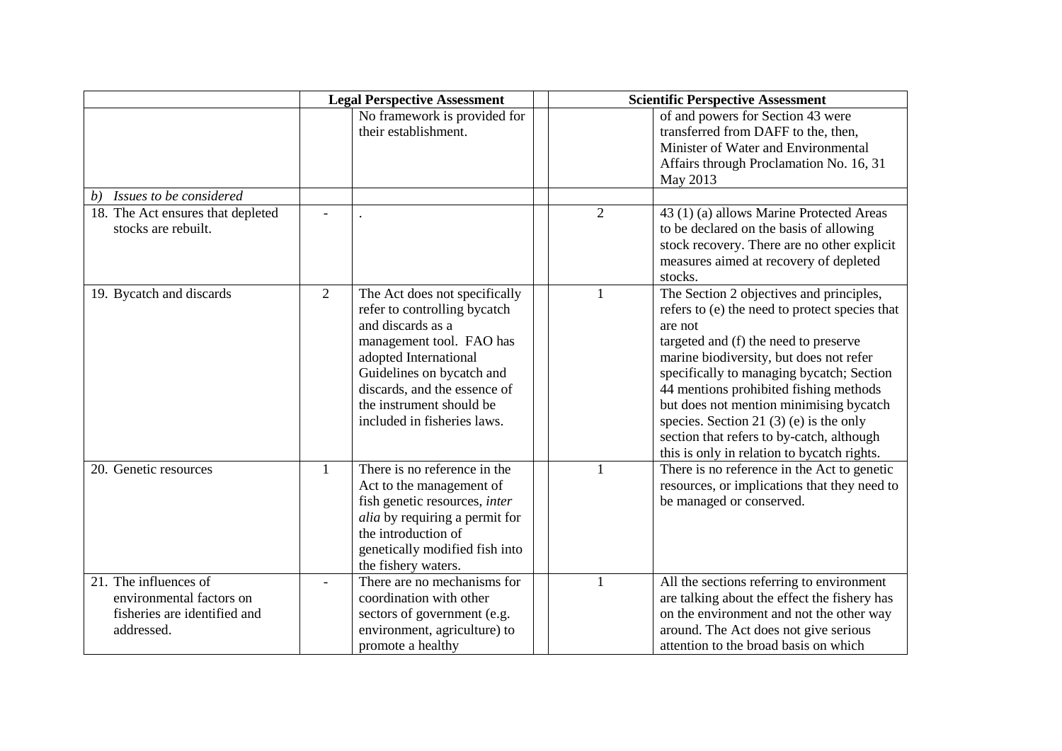| | Legal Perspective Assessment | | | Scientific Perspective Assessment | |
|---|---|---|---|---|---|
| | | No framework is provided for their establishment. | | | of and powers for Section 43 were transferred from DAFF to the, then, Minister of Water and Environmental Affairs through Proclamation No. 16, 31 May 2013 |
| *b) Issues to be considered* | | | | | |
| 18. The Act ensures that depleted stocks are rebuilt. | - | . | | 2 | 43 (1) (a) allows Marine Protected Areas to be declared on the basis of allowing stock recovery. There are no other explicit measures aimed at recovery of depleted stocks. |
| 19. Bycatch and discards | 2 | The Act does not specifically refer to controlling bycatch and discards as a management tool. FAO has adopted International Guidelines on bycatch and discards, and the essence of the instrument should be included in fisheries laws. | | 1 | The Section 2 objectives and principles, refers to (e) the need to protect species that are not targeted and (f) the need to preserve marine biodiversity, but does not refer specifically to managing bycatch; Section 44 mentions prohibited fishing methods but does not mention minimising bycatch species. Section 21 (3) (e) is the only section that refers to by-catch, although this is only in relation to bycatch rights. |
| 20. Genetic resources | 1 | There is no reference in the Act to the management of fish genetic resources, *inter alia* by requiring a permit for the introduction of genetically modified fish into the fishery waters. | | 1 | There is no reference in the Act to genetic resources, or implications that they need to be managed or conserved. |
| 21. The influences of environmental factors on fisheries are identified and addressed. | - | There are no mechanisms for coordination with other sectors of government (e.g. environment, agriculture) to promote a healthy | | 1 | All the sections referring to environment are talking about the effect the fishery has on the environment and not the other way around. The Act does not give serious attention to the broad basis on which |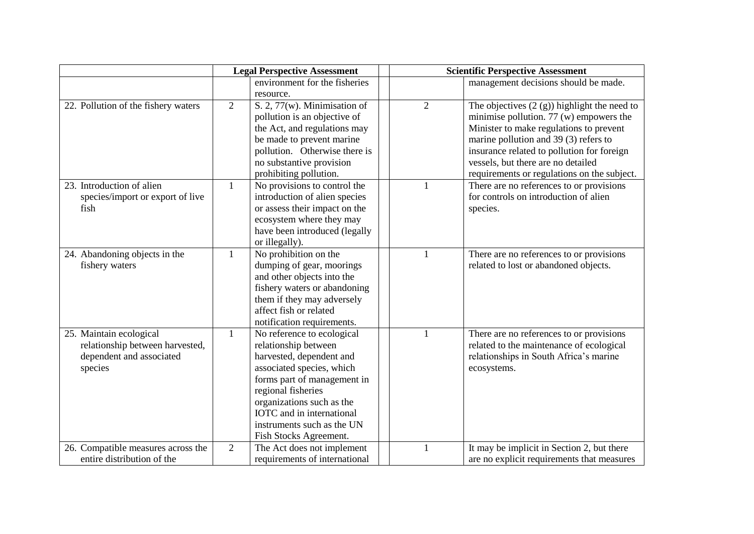| | Legal Perspective Assessment | | | Scientific Perspective Assessment | |
|---|---|---|---|---|---|
| | | environment for the fisheries resource. | | | management decisions should be made. |
| 22. Pollution of the fishery waters | 2 | S. 2, 77(w). Minimisation of pollution is an objective of the Act, and regulations may be made to prevent marine pollution. Otherwise there is no substantive provision prohibiting pollution. | | 2 | The objectives (2 (g)) highlight the need to minimise pollution. 77 (w) empowers the Minister to make regulations to prevent marine pollution and 39 (3) refers to insurance related to pollution for foreign vessels, but there are no detailed requirements or regulations on the subject. |
| 23. Introduction of alien species/import or export of live fish | 1 | No provisions to control the introduction of alien species or assess their impact on the ecosystem where they may have been introduced (legally or illegally). | | 1 | There are no references to or provisions for controls on introduction of alien species. |
| 24. Abandoning objects in the fishery waters | 1 | No prohibition on the dumping of gear, moorings and other objects into the fishery waters or abandoning them if they may adversely affect fish or related notification requirements. | | 1 | There are no references to or provisions related to lost or abandoned objects. |
| 25. Maintain ecological relationship between harvested, dependent and associated species | 1 | No reference to ecological relationship between harvested, dependent and associated species, which forms part of management in regional fisheries organizations such as the IOTC and in international instruments such as the UN Fish Stocks Agreement. | | 1 | There are no references to or provisions related to the maintenance of ecological relationships in South Africa's marine ecosystems. |
| 26. Compatible measures across the entire distribution of the | 2 | The Act does not implement requirements of international | | 1 | It may be implicit in Section 2, but there are no explicit requirements that measures |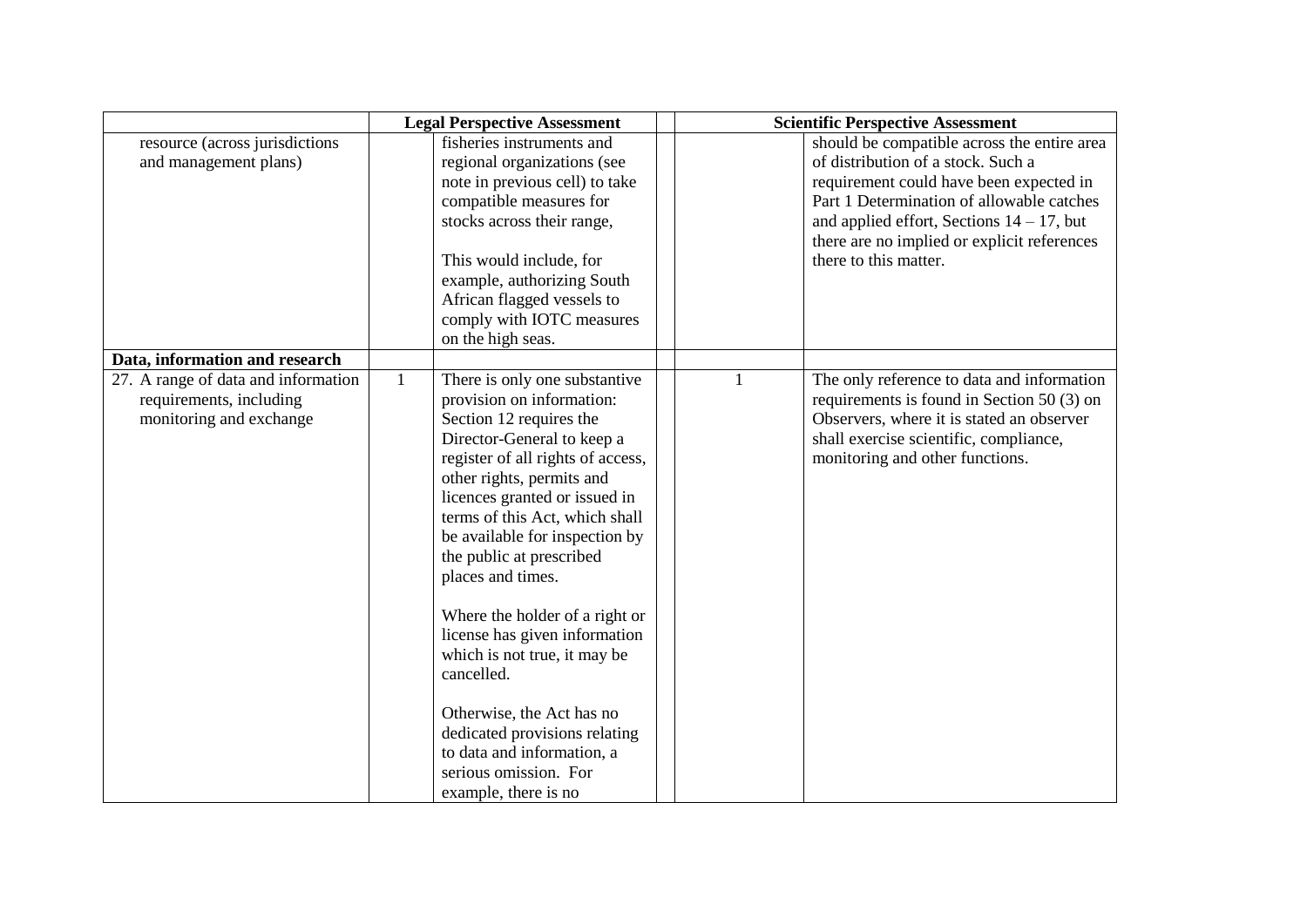| | Legal Perspective Assessment | | | Scientific Perspective Assessment | |
|---|---|---|---|---|---|
| resource (across jurisdictions and management plans) | | fisheries instruments and regional organizations (see note in previous cell) to take compatible measures for stocks across their range,<br><br>This would include, for example, authorizing South African flagged vessels to comply with IOTC measures on the high seas. | | | should be compatible across the entire area of distribution of a stock. Such a requirement could have been expected in Part 1 Determination of allowable catches and applied effort, Sections 14 – 17, but there are no implied or explicit references there to this matter. |
| **Data, information and research** | | | | | |
| 27. A range of data and information requirements, including monitoring and exchange | 1 | There is only one substantive provision on information: Section 12 requires the Director-General to keep a register of all rights of access, other rights, permits and licences granted or issued in terms of this Act, which shall be available for inspection by the public at prescribed places and times.<br><br>Where the holder of a right or license has given information which is not true, it may be cancelled.<br><br>Otherwise, the Act has no dedicated provisions relating to data and information, a serious omission. For example, there is no | | 1 | The only reference to data and information requirements is found in Section 50 (3) on Observers, where it is stated an observer shall exercise scientific, compliance, monitoring and other functions. |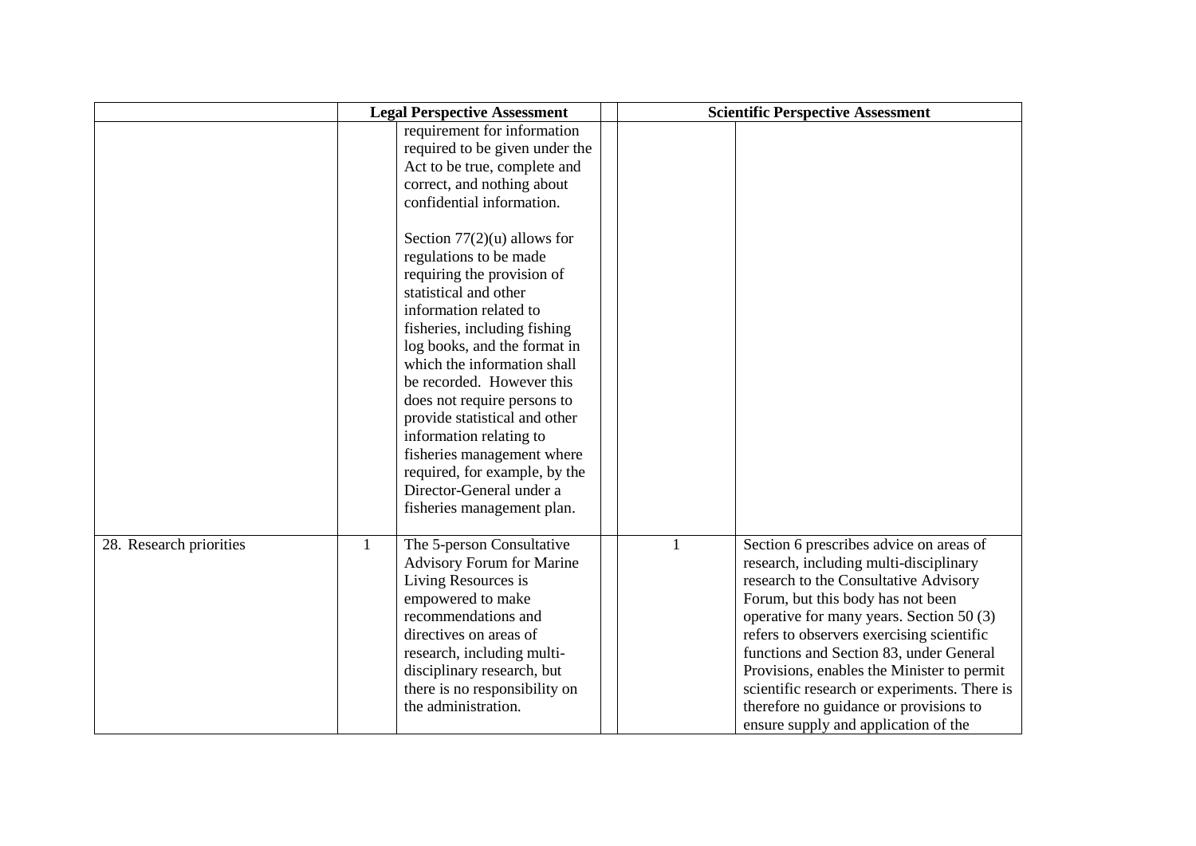| | Legal Perspective Assessment | | | Scientific Perspective Assessment | |
|---|---|---|---|---|---|
| | | requirement for information required to be given under the Act to be true, complete and correct, and nothing about confidential information.<br><br>Section 77(2)(u) allows for regulations to be made requiring the provision of statistical and other information related to fisheries, including fishing log books, and the format in which the information shall be recorded. However this does not require persons to provide statistical and other information relating to fisheries management where required, for example, by the Director-General under a fisheries management plan. | | | |
| 28. Research priorities | 1 | The 5-person Consultative Advisory Forum for Marine Living Resources is empowered to make recommendations and directives on areas of research, including multi-disciplinary research, but there is no responsibility on the administration. | | 1 | Section 6 prescribes advice on areas of research, including multi-disciplinary research to the Consultative Advisory Forum, but this body has not been operative for many years. Section 50 (3) refers to observers exercising scientific functions and Section 83, under General Provisions, enables the Minister to permit scientific research or experiments. There is therefore no guidance or provisions to ensure supply and application of the |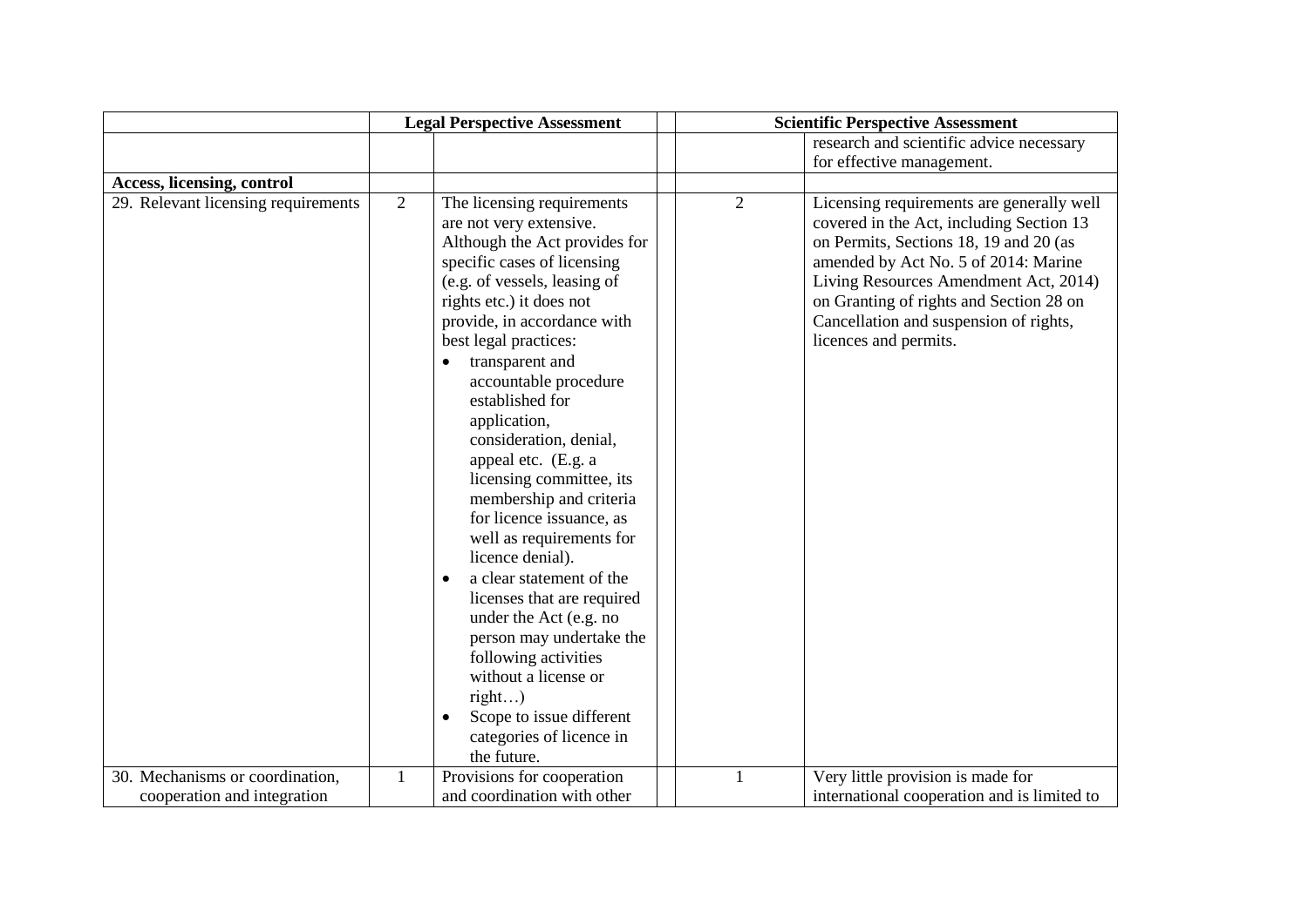| | Legal Perspective Assessment | | | Scientific Perspective Assessment | |
|---|---|---|---|---|---|
| | | | | | research and scientific advice necessary for effective management. |
| **Access, licensing, control** | | | | | |
| 29. Relevant licensing requirements | 2 | The licensing requirements are not very extensive. Although the Act provides for specific cases of licensing (e.g. of vessels, leasing of rights etc.) it does not provide, in accordance with best legal practices: <br>• transparent and accountable procedure established for application, consideration, denial, appeal etc. (E.g. a licensing committee, its membership and criteria for licence issuance, as well as requirements for licence denial). <br>• a clear statement of the licenses that are required under the Act (e.g. no person may undertake the following activities without a license or right…) <br>• Scope to issue different categories of licence in the future. | | 2 | Licensing requirements are generally well covered in the Act, including Section 13 on Permits, Sections 18, 19 and 20 (as amended by Act No. 5 of 2014: Marine Living Resources Amendment Act, 2014) on Granting of rights and Section 28 on Cancellation and suspension of rights, licences and permits. |
| 30. Mechanisms or coordination, cooperation and integration | 1 | Provisions for cooperation and coordination with other | | 1 | Very little provision is made for international cooperation and is limited to |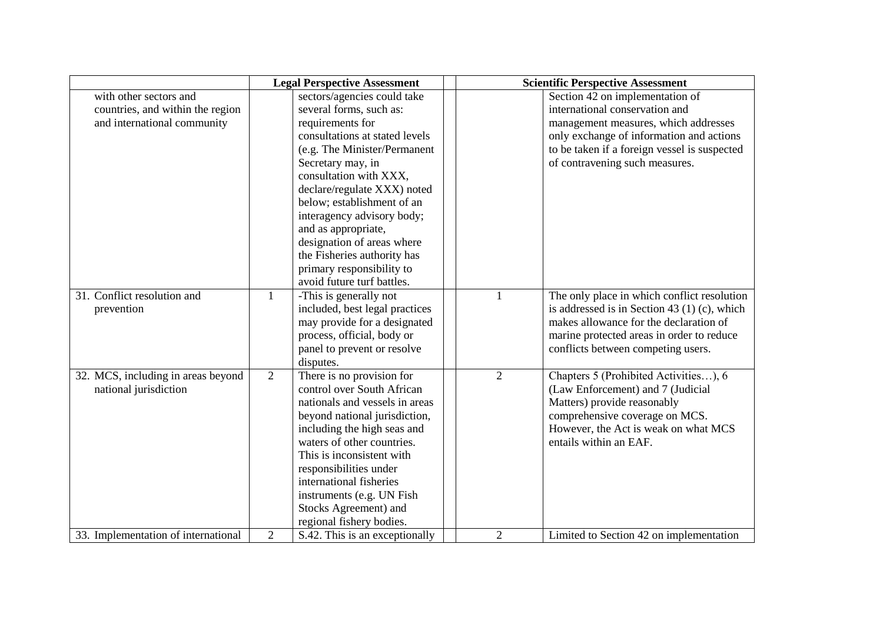| | Legal Perspective Assessment | | | Scientific Perspective Assessment | |
|---|---|---|---|---|---|
| with other sectors and countries, and within the region and international community | | sectors/agencies could take several forms, such as: requirements for consultations at stated levels (e.g. The Minister/Permanent Secretary may, in consultation with XXX, declare/regulate XXX) noted below; establishment of an interagency advisory body; and as appropriate, designation of areas where the Fisheries authority has primary responsibility to avoid future turf battles. | | | Section 42 on implementation of international conservation and management measures, which addresses only exchange of information and actions to be taken if a foreign vessel is suspected of contravening such measures. |
| 31. Conflict resolution and prevention | 1 | -This is generally not included, best legal practices may provide for a designated process, official, body or panel to prevent or resolve disputes. | | 1 | The only place in which conflict resolution is addressed is in Section 43 (1) (c), which makes allowance for the declaration of marine protected areas in order to reduce conflicts between competing users. |
| 32. MCS, including in areas beyond national jurisdiction | 2 | There is no provision for control over South African nationals and vessels in areas beyond national jurisdiction, including the high seas and waters of other countries. This is inconsistent with responsibilities under international fisheries instruments (e.g. UN Fish Stocks Agreement) and regional fishery bodies. | | 2 | Chapters 5 (Prohibited Activities…), 6 (Law Enforcement) and 7 (Judicial Matters) provide reasonably comprehensive coverage on MCS. However, the Act is weak on what MCS entails within an EAF. |
| 33. Implementation of international | 2 | S.42. This is an exceptionally | | 2 | Limited to Section 42 on implementation |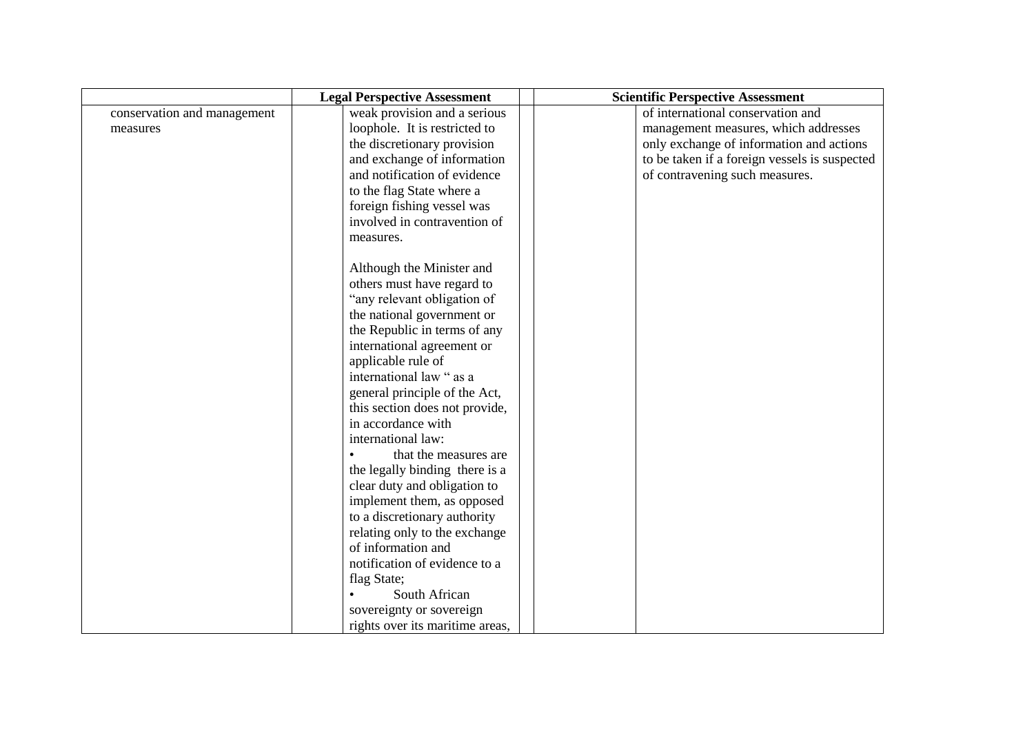| | | Legal Perspective Assessment | | | Scientific Perspective Assessment |
|---|---|---|---|---|---|
| conservation and management measures | | weak provision and a serious loophole. It is restricted to the discretionary provision and exchange of information and notification of evidence to the flag State where a foreign fishing vessel was involved in contravention of measures.<br><br>Although the Minister and others must have regard to “any relevant obligation of the national government or the Republic in terms of any international agreement or applicable rule of international law “ as a general principle of the Act, this section does not provide, in accordance with international law:<br>• that the measures are the legally binding there is a clear duty and obligation to implement them, as opposed to a discretionary authority relating only to the exchange of information and notification of evidence to a flag State;<br>• South African sovereignty or sovereign rights over its maritime areas, | | | of international conservation and management measures, which addresses only exchange of information and actions to be taken if a foreign vessels is suspected of contravening such measures. |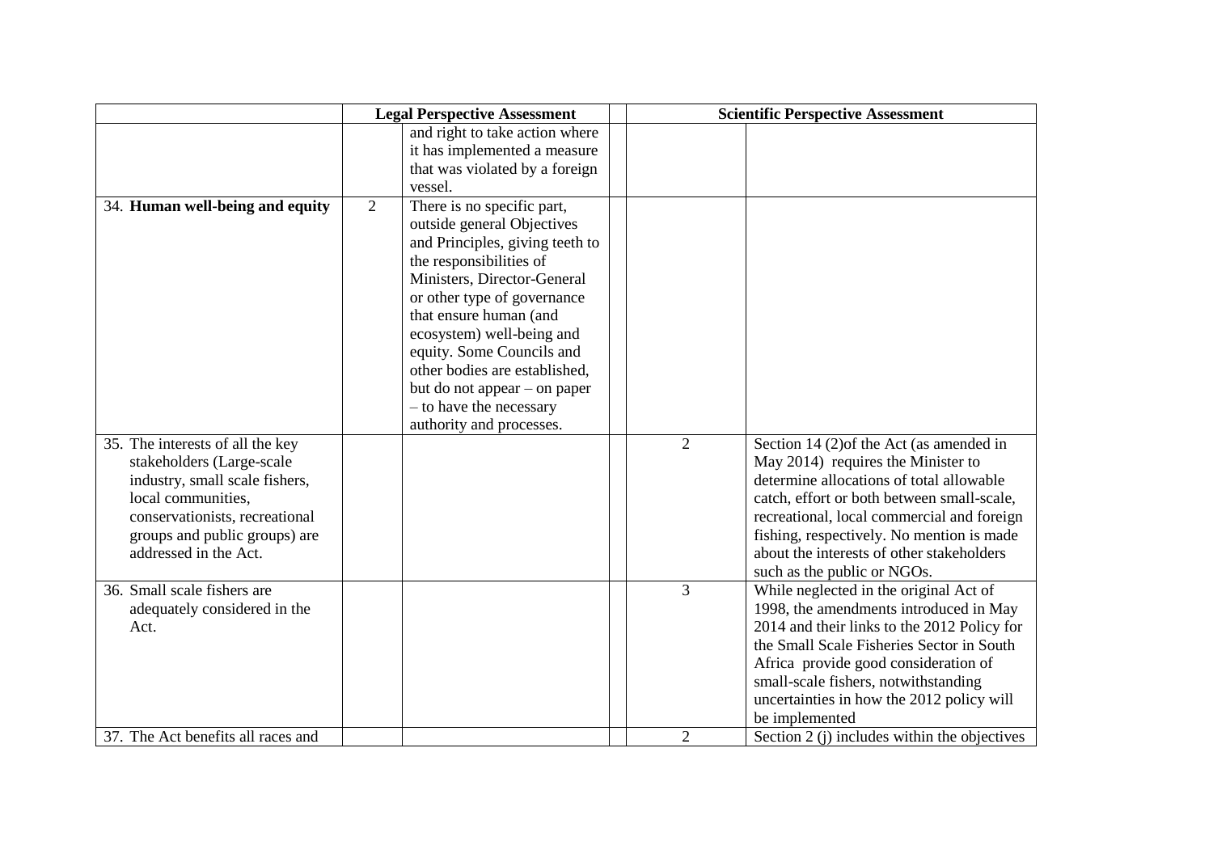| | Legal Perspective Assessment | | | Scientific Perspective Assessment | |
|---|---|---|---|---|---|
| | | and right to take action where it has implemented a measure that was violated by a foreign vessel. | | | |
| 34. **Human well-being and equity** | 2 | There is no specific part, outside general Objectives and Principles, giving teeth to the responsibilities of Ministers, Director-General or other type of governance that ensure human (and ecosystem) well-being and equity. Some Councils and other bodies are established, but do not appear – on paper – to have the necessary authority and processes. | | | |
| 35. The interests of all the key stakeholders (Large-scale industry, small scale fishers, local communities, conservationists, recreational groups and public groups) are addressed in the Act. | | | | 2 | Section 14 (2)of the Act (as amended in May 2014) requires the Minister to determine allocations of total allowable catch, effort or both between small-scale, recreational, local commercial and foreign fishing, respectively. No mention is made about the interests of other stakeholders such as the public or NGOs. |
| 36. Small scale fishers are adequately considered in the Act. | | | | 3 | While neglected in the original Act of 1998, the amendments introduced in May 2014 and their links to the 2012 Policy for the Small Scale Fisheries Sector in South Africa provide good consideration of small-scale fishers, notwithstanding uncertainties in how the 2012 policy will be implemented |
| 37. The Act benefits all races and | | | | 2 | Section 2 (j) includes within the objectives |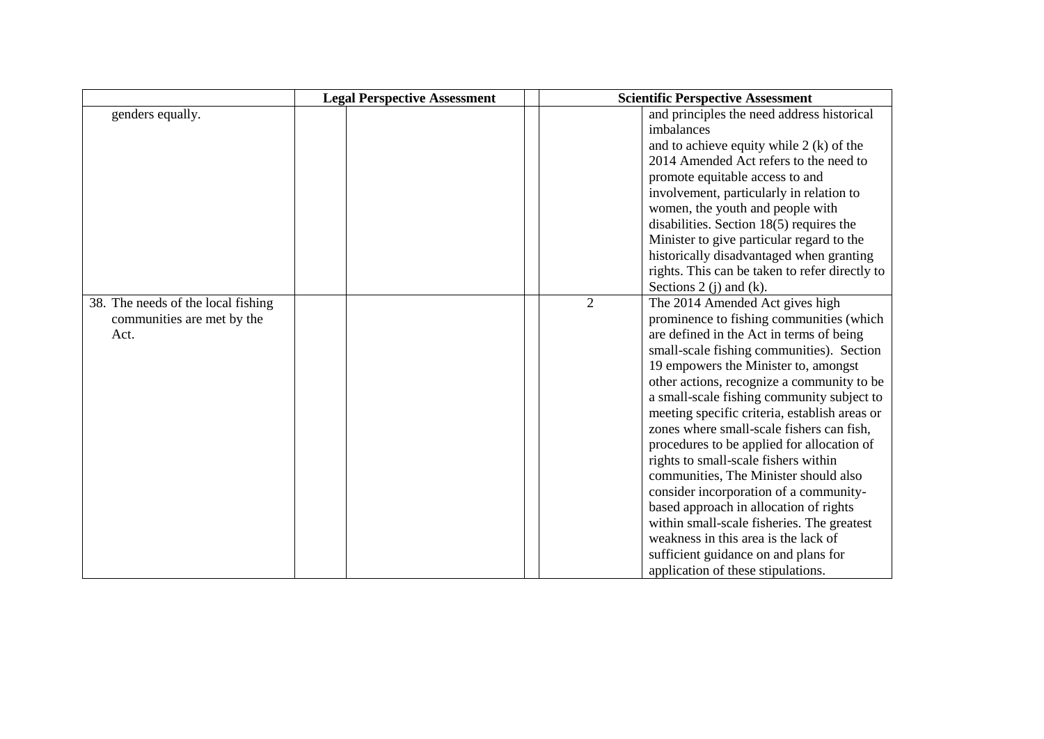| | Legal Perspective Assessment | | | Scientific Perspective Assessment | |
|---|---|---|---|---|---|
| genders equally. | | | | | and principles the need address historical imbalances and to achieve equity while 2 (k) of the 2014 Amended Act refers to the need to promote equitable access to and involvement, particularly in relation to women, the youth and people with disabilities. Section 18(5) requires the Minister to give particular regard to the historically disadvantaged when granting rights. This can be taken to refer directly to Sections 2 (j) and (k). |
| 38. The needs of the local fishing communities are met by the Act. | | | | 2 | The 2014 Amended Act gives high prominence to fishing communities (which are defined in the Act in terms of being small-scale fishing communities). Section 19 empowers the Minister to, amongst other actions, recognize a community to be a small-scale fishing community subject to meeting specific criteria, establish areas or zones where small-scale fishers can fish, procedures to be applied for allocation of rights to small-scale fishers within communities, The Minister should also consider incorporation of a community-based approach in allocation of rights within small-scale fisheries. The greatest weakness in this area is the lack of sufficient guidance on and plans for application of these stipulations. |